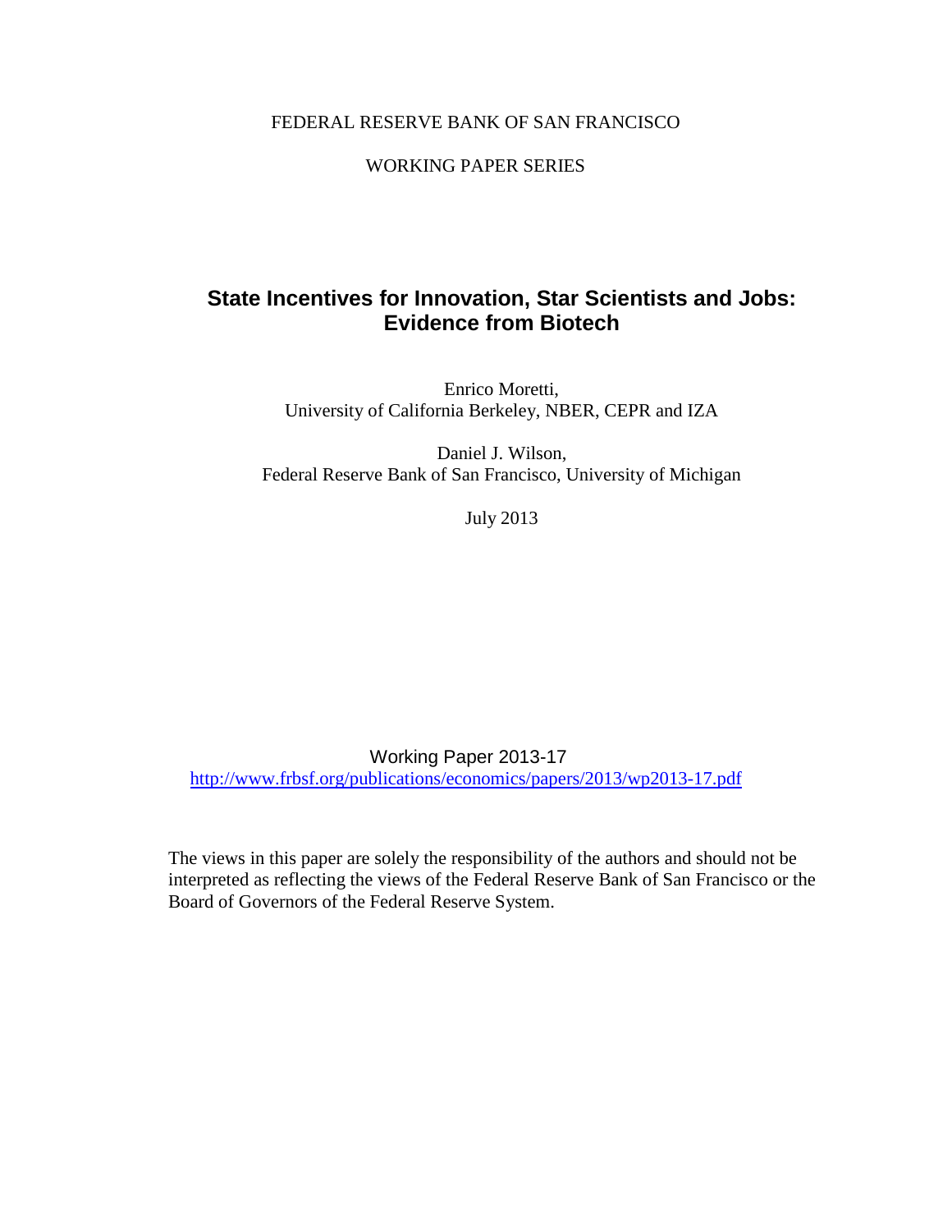FEDERAL RESERVE BANK OF SAN FRANCISCO

WORKING PAPER SERIES

# State Incentives for Innovation, Star Scientists and Jobs: Evidence from Biotech

Enrico Moretti,
University of California Berkeley, NBER, CEPR and IZA

Daniel J. Wilson,
Federal Reserve Bank of San Francisco, University of Michigan

July 2013

Working Paper 2013-17
http://www.frbsf.org/publications/economics/papers/2013/wp2013-17.pdf

The views in this paper are solely the responsibility of the authors and should not be interpreted as reflecting the views of the Federal Reserve Bank of San Francisco or the Board of Governors of the Federal Reserve System.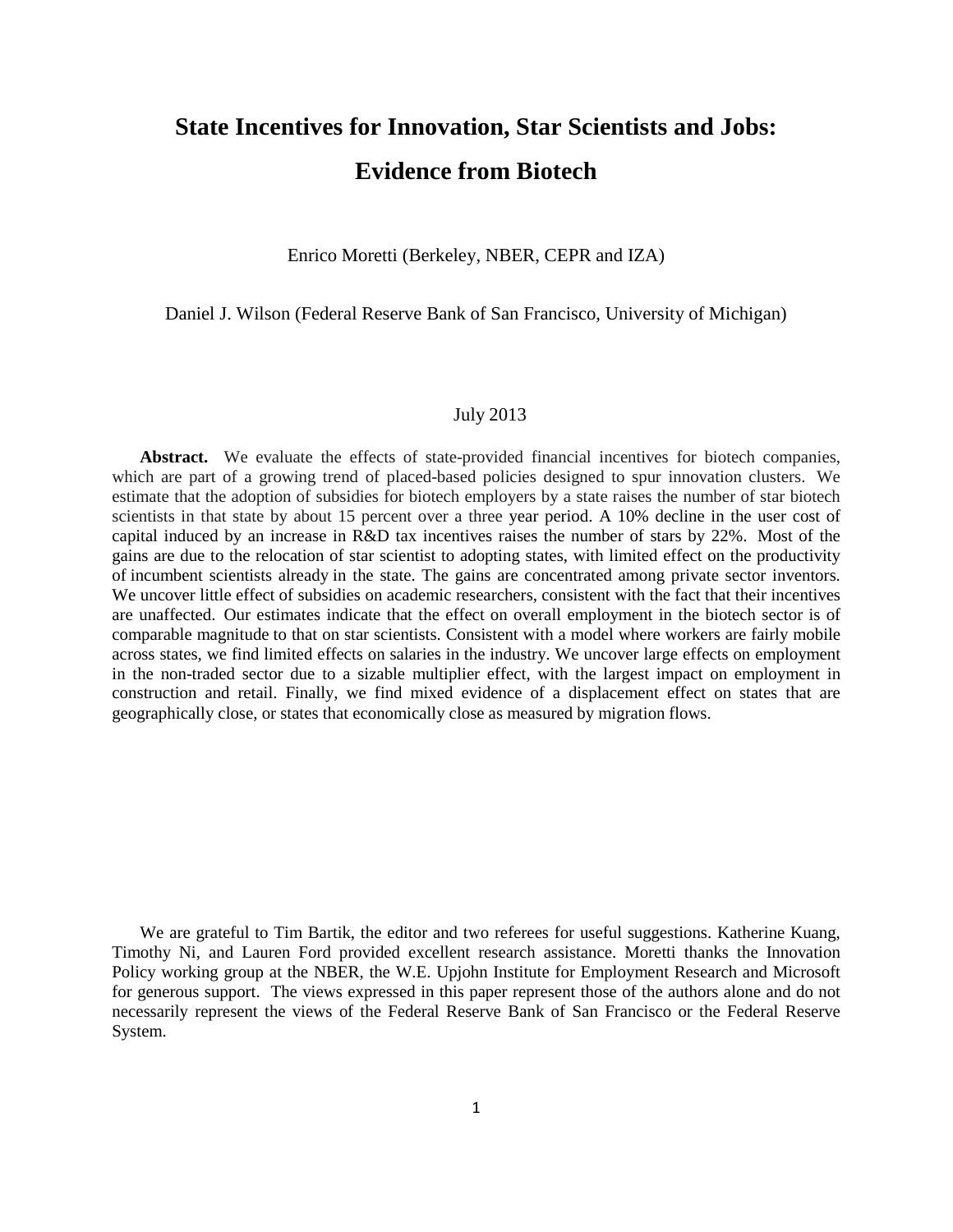# State Incentives for Innovation, Star Scientists and Jobs: Evidence from Biotech

Enrico Moretti (Berkeley, NBER, CEPR and IZA)

Daniel J. Wilson (Federal Reserve Bank of San Francisco, University of Michigan)

July 2013

**Abstract.** We evaluate the effects of state-provided financial incentives for biotech companies, which are part of a growing trend of placed-based policies designed to spur innovation clusters. We estimate that the adoption of subsidies for biotech employers by a state raises the number of star biotech scientists in that state by about 15 percent over a three year period. A 10% decline in the user cost of capital induced by an increase in R&D tax incentives raises the number of stars by 22%. Most of the gains are due to the relocation of star scientist to adopting states, with limited effect on the productivity of incumbent scientists already in the state. The gains are concentrated among private sector inventors. We uncover little effect of subsidies on academic researchers, consistent with the fact that their incentives are unaffected. Our estimates indicate that the effect on overall employment in the biotech sector is of comparable magnitude to that on star scientists. Consistent with a model where workers are fairly mobile across states, we find limited effects on salaries in the industry. We uncover large effects on employment in the non-traded sector due to a sizable multiplier effect, with the largest impact on employment in construction and retail. Finally, we find mixed evidence of a displacement effect on states that are geographically close, or states that economically close as measured by migration flows.

We are grateful to Tim Bartik, the editor and two referees for useful suggestions. Katherine Kuang, Timothy Ni, and Lauren Ford provided excellent research assistance. Moretti thanks the Innovation Policy working group at the NBER, the W.E. Upjohn Institute for Employment Research and Microsoft for generous support. The views expressed in this paper represent those of the authors alone and do not necessarily represent the views of the Federal Reserve Bank of San Francisco or the Federal Reserve System.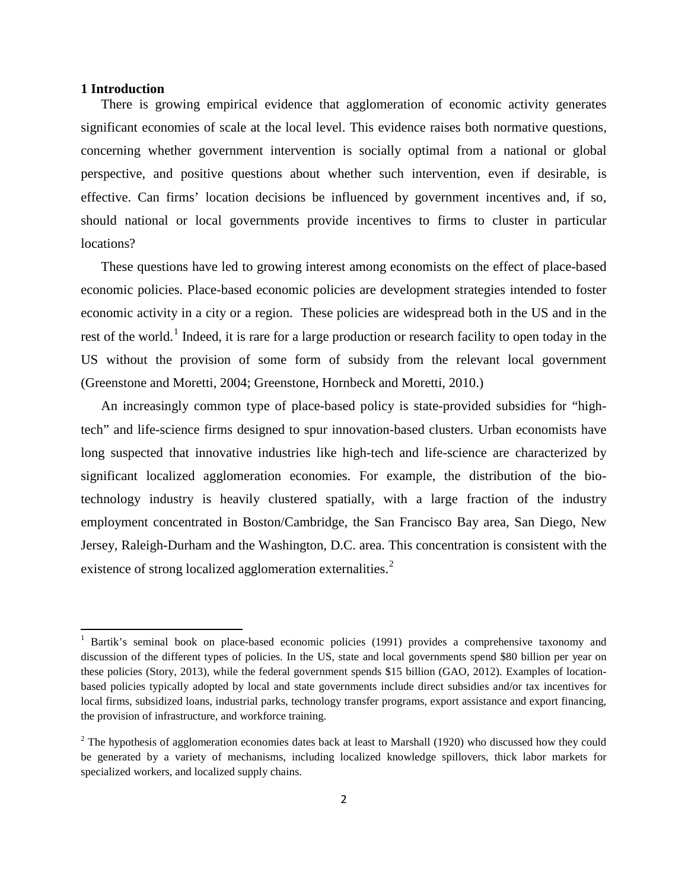# 1 Introduction

There is growing empirical evidence that agglomeration of economic activity generates significant economies of scale at the local level. This evidence raises both normative questions, concerning whether government intervention is socially optimal from a national or global perspective, and positive questions about whether such intervention, even if desirable, is effective. Can firms' location decisions be influenced by government incentives and, if so, should national or local governments provide incentives to firms to cluster in particular locations?

These questions have led to growing interest among economists on the effect of place-based economic policies. Place-based economic policies are development strategies intended to foster economic activity in a city or a region. These policies are widespread both in the US and in the rest of the world.[1] Indeed, it is rare for a large production or research facility to open today in the US without the provision of some form of subsidy from the relevant local government (Greenstone and Moretti, 2004; Greenstone, Hornbeck and Moretti, 2010.)

An increasingly common type of place-based policy is state-provided subsidies for "high-tech" and life-science firms designed to spur innovation-based clusters. Urban economists have long suspected that innovative industries like high-tech and life-science are characterized by significant localized agglomeration economies. For example, the distribution of the bio-technology industry is heavily clustered spatially, with a large fraction of the industry employment concentrated in Boston/Cambridge, the San Francisco Bay area, San Diego, New Jersey, Raleigh-Durham and the Washington, D.C. area. This concentration is consistent with the existence of strong localized agglomeration externalities.[2]

---

[1] Bartik's seminal book on place-based economic policies (1991) provides a comprehensive taxonomy and discussion of the different types of policies. In the US, state and local governments spend $80 billion per year on these policies (Story, 2013), while the federal government spends $15 billion (GAO, 2012). Examples of location-based policies typically adopted by local and state governments include direct subsidies and/or tax incentives for local firms, subsidized loans, industrial parks, technology transfer programs, export assistance and export financing, the provision of infrastructure, and workforce training.

[2] The hypothesis of agglomeration economies dates back at least to Marshall (1920) who discussed how they could be generated by a variety of mechanisms, including localized knowledge spillovers, thick labor markets for specialized workers, and localized supply chains.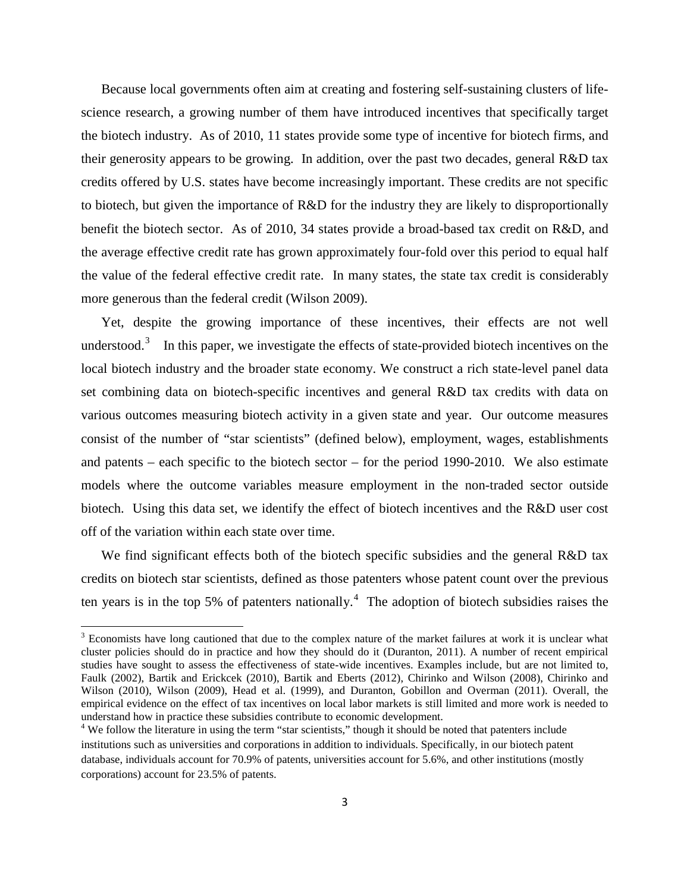Because local governments often aim at creating and fostering self-sustaining clusters of life-science research, a growing number of them have introduced incentives that specifically target the biotech industry. As of 2010, 11 states provide some type of incentive for biotech firms, and their generosity appears to be growing. In addition, over the past two decades, general R&D tax credits offered by U.S. states have become increasingly important. These credits are not specific to biotech, but given the importance of R&D for the industry they are likely to disproportionally benefit the biotech sector. As of 2010, 34 states provide a broad-based tax credit on R&D, and the average effective credit rate has grown approximately four-fold over this period to equal half the value of the federal effective credit rate. In many states, the state tax credit is considerably more generous than the federal credit (Wilson 2009).

Yet, despite the growing importance of these incentives, their effects are not well understood.[3] In this paper, we investigate the effects of state-provided biotech incentives on the local biotech industry and the broader state economy. We construct a rich state-level panel data set combining data on biotech-specific incentives and general R&D tax credits with data on various outcomes measuring biotech activity in a given state and year. Our outcome measures consist of the number of "star scientists" (defined below), employment, wages, establishments and patents – each specific to the biotech sector – for the period 1990-2010. We also estimate models where the outcome variables measure employment in the non-traded sector outside biotech. Using this data set, we identify the effect of biotech incentives and the R&D user cost off of the variation within each state over time.

We find significant effects both of the biotech specific subsidies and the general R&D tax credits on biotech star scientists, defined as those patenters whose patent count over the previous ten years is in the top 5% of patenters nationally.[4] The adoption of biotech subsidies raises the

[3] Economists have long cautioned that due to the complex nature of the market failures at work it is unclear what cluster policies should do in practice and how they should do it (Duranton, 2011). A number of recent empirical studies have sought to assess the effectiveness of state-wide incentives. Examples include, but are not limited to, Faulk (2002), Bartik and Erickcek (2010), Bartik and Eberts (2012), Chirinko and Wilson (2008), Chirinko and Wilson (2010), Wilson (2009), Head et al. (1999), and Duranton, Gobillon and Overman (2011). Overall, the empirical evidence on the effect of tax incentives on local labor markets is still limited and more work is needed to understand how in practice these subsidies contribute to economic development.

[4] We follow the literature in using the term "star scientists," though it should be noted that patenters include institutions such as universities and corporations in addition to individuals. Specifically, in our biotech patent database, individuals account for 70.9% of patents, universities account for 5.6%, and other institutions (mostly corporations) account for 23.5% of patents.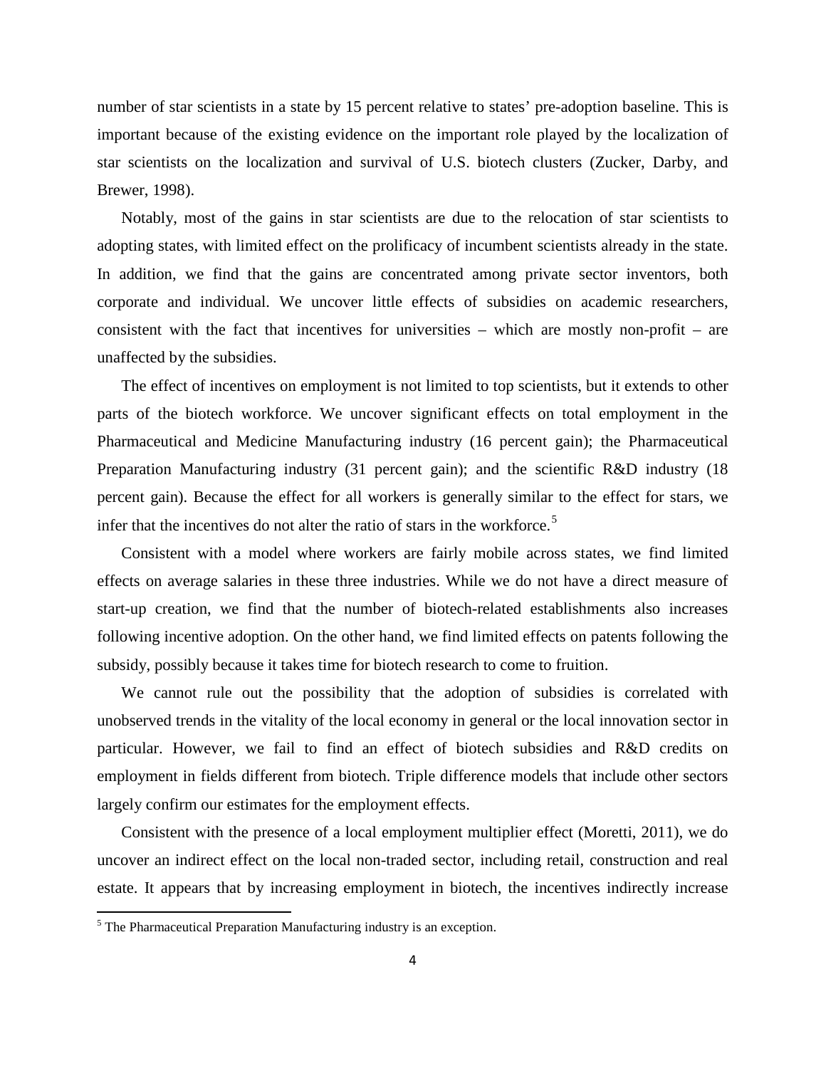number of star scientists in a state by 15 percent relative to states' pre-adoption baseline. This is important because of the existing evidence on the important role played by the localization of star scientists on the localization and survival of U.S. biotech clusters (Zucker, Darby, and Brewer, 1998).

Notably, most of the gains in star scientists are due to the relocation of star scientists to adopting states, with limited effect on the prolificacy of incumbent scientists already in the state. In addition, we find that the gains are concentrated among private sector inventors, both corporate and individual. We uncover little effects of subsidies on academic researchers, consistent with the fact that incentives for universities – which are mostly non-profit – are unaffected by the subsidies.

The effect of incentives on employment is not limited to top scientists, but it extends to other parts of the biotech workforce. We uncover significant effects on total employment in the Pharmaceutical and Medicine Manufacturing industry (16 percent gain); the Pharmaceutical Preparation Manufacturing industry (31 percent gain); and the scientific R&D industry (18 percent gain). Because the effect for all workers is generally similar to the effect for stars, we infer that the incentives do not alter the ratio of stars in the workforce.[5]

Consistent with a model where workers are fairly mobile across states, we find limited effects on average salaries in these three industries. While we do not have a direct measure of start-up creation, we find that the number of biotech-related establishments also increases following incentive adoption. On the other hand, we find limited effects on patents following the subsidy, possibly because it takes time for biotech research to come to fruition.

We cannot rule out the possibility that the adoption of subsidies is correlated with unobserved trends in the vitality of the local economy in general or the local innovation sector in particular. However, we fail to find an effect of biotech subsidies and R&D credits on employment in fields different from biotech. Triple difference models that include other sectors largely confirm our estimates for the employment effects.

Consistent with the presence of a local employment multiplier effect (Moretti, 2011), we do uncover an indirect effect on the local non-traded sector, including retail, construction and real estate. It appears that by increasing employment in biotech, the incentives indirectly increase

[5] The Pharmaceutical Preparation Manufacturing industry is an exception.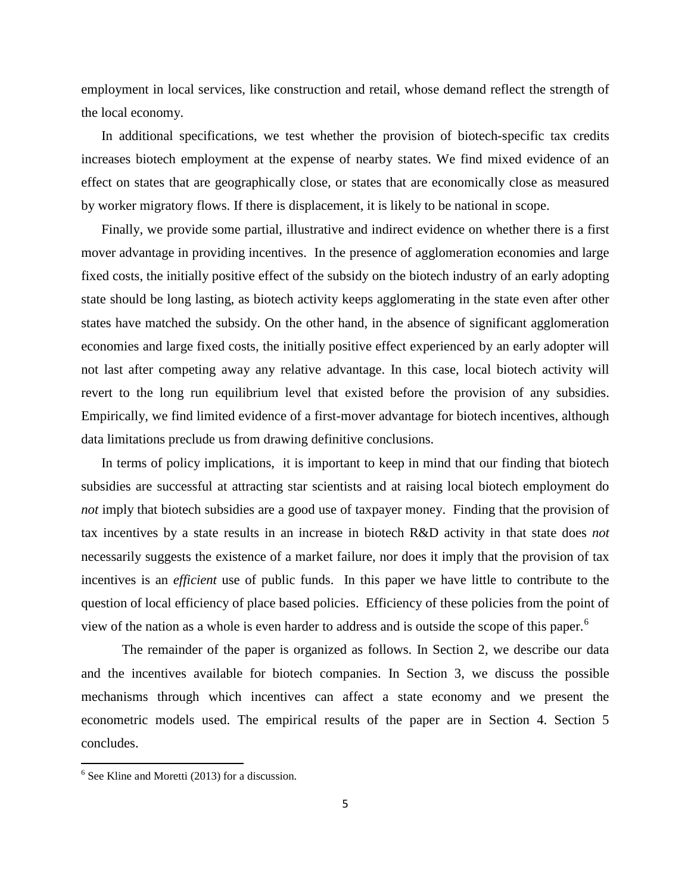employment in local services, like construction and retail, whose demand reflect the strength of the local economy.

In additional specifications, we test whether the provision of biotech-specific tax credits increases biotech employment at the expense of nearby states. We find mixed evidence of an effect on states that are geographically close, or states that are economically close as measured by worker migratory flows. If there is displacement, it is likely to be national in scope.

Finally, we provide some partial, illustrative and indirect evidence on whether there is a first mover advantage in providing incentives. In the presence of agglomeration economies and large fixed costs, the initially positive effect of the subsidy on the biotech industry of an early adopting state should be long lasting, as biotech activity keeps agglomerating in the state even after other states have matched the subsidy. On the other hand, in the absence of significant agglomeration economies and large fixed costs, the initially positive effect experienced by an early adopter will not last after competing away any relative advantage. In this case, local biotech activity will revert to the long run equilibrium level that existed before the provision of any subsidies. Empirically, we find limited evidence of a first-mover advantage for biotech incentives, although data limitations preclude us from drawing definitive conclusions.

In terms of policy implications, it is important to keep in mind that our finding that biotech subsidies are successful at attracting star scientists and at raising local biotech employment do *not* imply that biotech subsidies are a good use of taxpayer money. Finding that the provision of tax incentives by a state results in an increase in biotech R&D activity in that state does *not* necessarily suggests the existence of a market failure, nor does it imply that the provision of tax incentives is an *efficient* use of public funds. In this paper we have little to contribute to the question of local efficiency of place based policies. Efficiency of these policies from the point of view of the nation as a whole is even harder to address and is outside the scope of this paper.[6]

The remainder of the paper is organized as follows. In Section 2, we describe our data and the incentives available for biotech companies. In Section 3, we discuss the possible mechanisms through which incentives can affect a state economy and we present the econometric models used. The empirical results of the paper are in Section 4. Section 5 concludes.

---

[6] See Kline and Moretti (2013) for a discussion.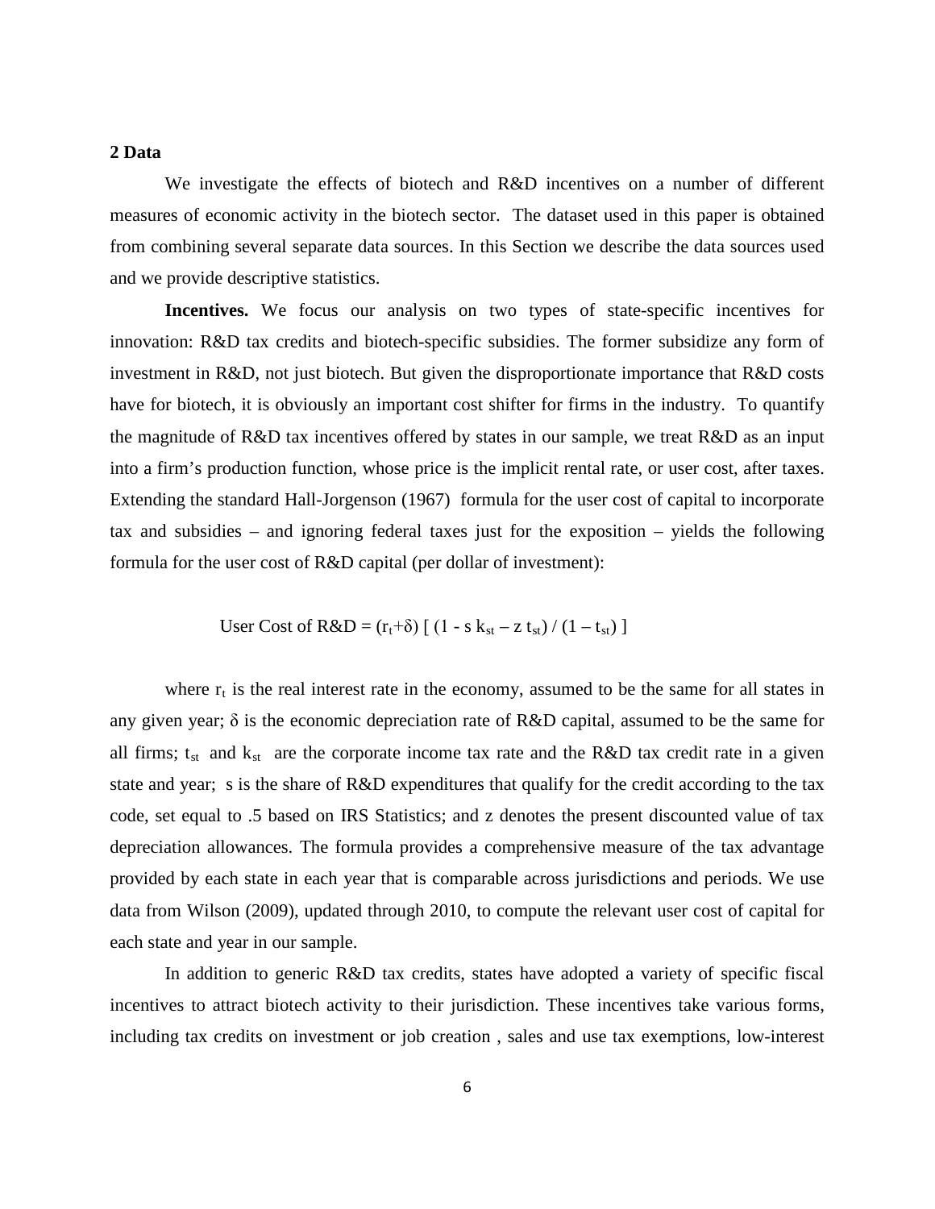## 2 Data

We investigate the effects of biotech and R&D incentives on a number of different measures of economic activity in the biotech sector. The dataset used in this paper is obtained from combining several separate data sources. In this Section we describe the data sources used and we provide descriptive statistics.

**Incentives.** We focus our analysis on two types of state-specific incentives for innovation: R&D tax credits and biotech-specific subsidies. The former subsidize any form of investment in R&D, not just biotech. But given the disproportionate importance that R&D costs have for biotech, it is obviously an important cost shifter for firms in the industry. To quantify the magnitude of R&D tax incentives offered by states in our sample, we treat R&D as an input into a firm's production function, whose price is the implicit rental rate, or user cost, after taxes. Extending the standard Hall-Jorgenson (1967) formula for the user cost of capital to incorporate tax and subsidies – and ignoring federal taxes just for the exposition – yields the following formula for the user cost of R&D capital (per dollar of investment):

$$\text{User Cost of R\&D} = (r_t+\delta) \left[ (1 - s\, k_{st} - z\, t_{st}) / (1 - t_{st}) \right]$$

where $r_t$ is the real interest rate in the economy, assumed to be the same for all states in any given year; $\delta$ is the economic depreciation rate of R&D capital, assumed to be the same for all firms; $t_{st}$ and $k_{st}$ are the corporate income tax rate and the R&D tax credit rate in a given state and year; s is the share of R&D expenditures that qualify for the credit according to the tax code, set equal to .5 based on IRS Statistics; and z denotes the present discounted value of tax depreciation allowances. The formula provides a comprehensive measure of the tax advantage provided by each state in each year that is comparable across jurisdictions and periods. We use data from Wilson (2009), updated through 2010, to compute the relevant user cost of capital for each state and year in our sample.

In addition to generic R&D tax credits, states have adopted a variety of specific fiscal incentives to attract biotech activity to their jurisdiction. These incentives take various forms, including tax credits on investment or job creation , sales and use tax exemptions, low-interest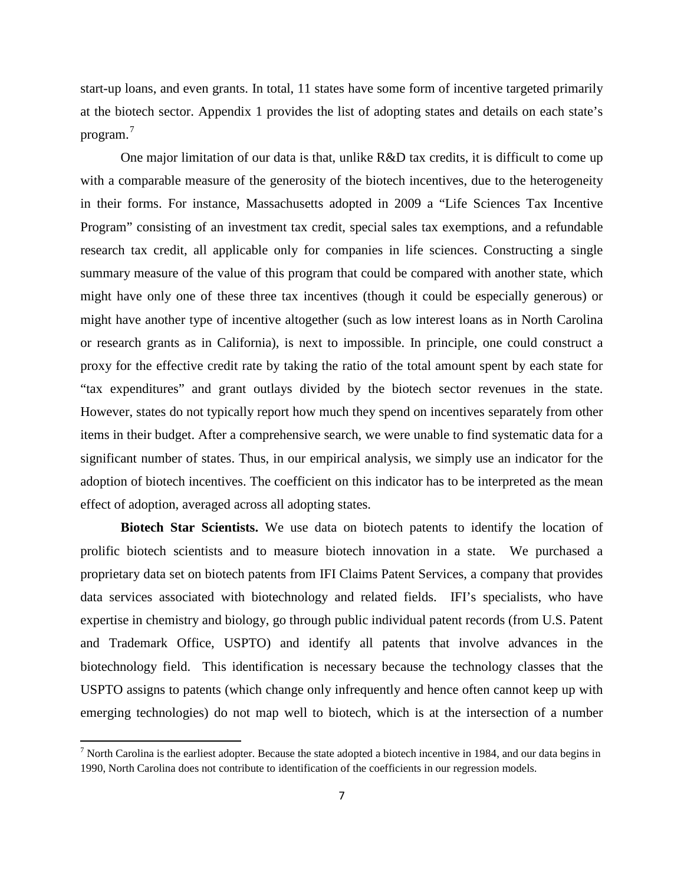start-up loans, and even grants. In total, 11 states have some form of incentive targeted primarily at the biotech sector. Appendix 1 provides the list of adopting states and details on each state's program.[7]

One major limitation of our data is that, unlike R&D tax credits, it is difficult to come up with a comparable measure of the generosity of the biotech incentives, due to the heterogeneity in their forms. For instance, Massachusetts adopted in 2009 a "Life Sciences Tax Incentive Program" consisting of an investment tax credit, special sales tax exemptions, and a refundable research tax credit, all applicable only for companies in life sciences. Constructing a single summary measure of the value of this program that could be compared with another state, which might have only one of these three tax incentives (though it could be especially generous) or might have another type of incentive altogether (such as low interest loans as in North Carolina or research grants as in California), is next to impossible. In principle, one could construct a proxy for the effective credit rate by taking the ratio of the total amount spent by each state for "tax expenditures" and grant outlays divided by the biotech sector revenues in the state. However, states do not typically report how much they spend on incentives separately from other items in their budget. After a comprehensive search, we were unable to find systematic data for a significant number of states. Thus, in our empirical analysis, we simply use an indicator for the adoption of biotech incentives. The coefficient on this indicator has to be interpreted as the mean effect of adoption, averaged across all adopting states.

**Biotech Star Scientists.** We use data on biotech patents to identify the location of prolific biotech scientists and to measure biotech innovation in a state. We purchased a proprietary data set on biotech patents from IFI Claims Patent Services, a company that provides data services associated with biotechnology and related fields. IFI's specialists, who have expertise in chemistry and biology, go through public individual patent records (from U.S. Patent and Trademark Office, USPTO) and identify all patents that involve advances in the biotechnology field. This identification is necessary because the technology classes that the USPTO assigns to patents (which change only infrequently and hence often cannot keep up with emerging technologies) do not map well to biotech, which is at the intersection of a number

[7] North Carolina is the earliest adopter. Because the state adopted a biotech incentive in 1984, and our data begins in 1990, North Carolina does not contribute to identification of the coefficients in our regression models.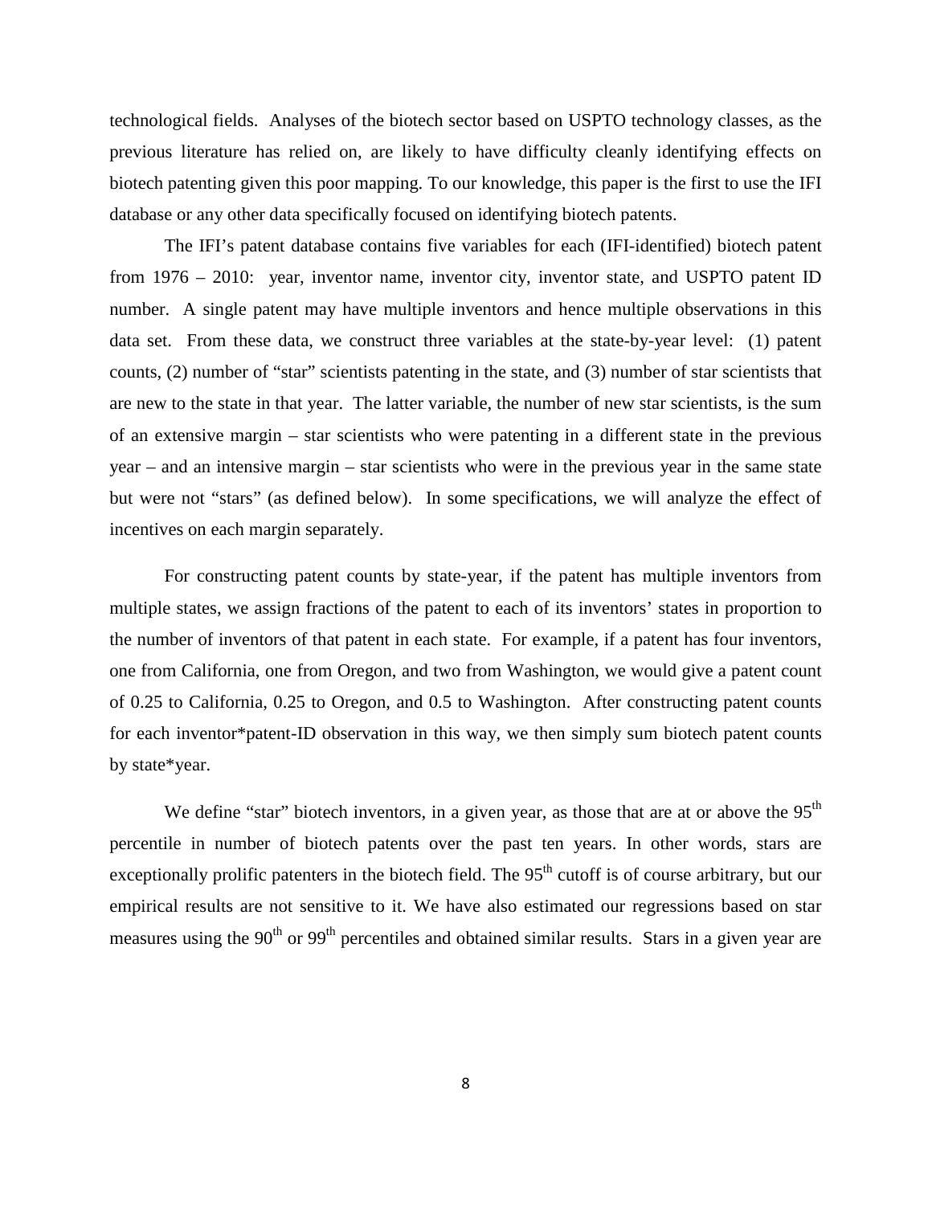technological fields. Analyses of the biotech sector based on USPTO technology classes, as the previous literature has relied on, are likely to have difficulty cleanly identifying effects on biotech patenting given this poor mapping. To our knowledge, this paper is the first to use the IFI database or any other data specifically focused on identifying biotech patents.

The IFI's patent database contains five variables for each (IFI-identified) biotech patent from 1976 – 2010: year, inventor name, inventor city, inventor state, and USPTO patent ID number. A single patent may have multiple inventors and hence multiple observations in this data set. From these data, we construct three variables at the state-by-year level: (1) patent counts, (2) number of "star" scientists patenting in the state, and (3) number of star scientists that are new to the state in that year. The latter variable, the number of new star scientists, is the sum of an extensive margin – star scientists who were patenting in a different state in the previous year – and an intensive margin – star scientists who were in the previous year in the same state but were not "stars" (as defined below). In some specifications, we will analyze the effect of incentives on each margin separately.

For constructing patent counts by state-year, if the patent has multiple inventors from multiple states, we assign fractions of the patent to each of its inventors' states in proportion to the number of inventors of that patent in each state. For example, if a patent has four inventors, one from California, one from Oregon, and two from Washington, we would give a patent count of 0.25 to California, 0.25 to Oregon, and 0.5 to Washington. After constructing patent counts for each inventor*patent-ID observation in this way, we then simply sum biotech patent counts by state*year.

We define "star" biotech inventors, in a given year, as those that are at or above the 95$^{th}$ percentile in number of biotech patents over the past ten years. In other words, stars are exceptionally prolific patenters in the biotech field. The 95$^{th}$ cutoff is of course arbitrary, but our empirical results are not sensitive to it. We have also estimated our regressions based on star measures using the 90$^{th}$ or 99$^{th}$ percentiles and obtained similar results. Stars in a given year are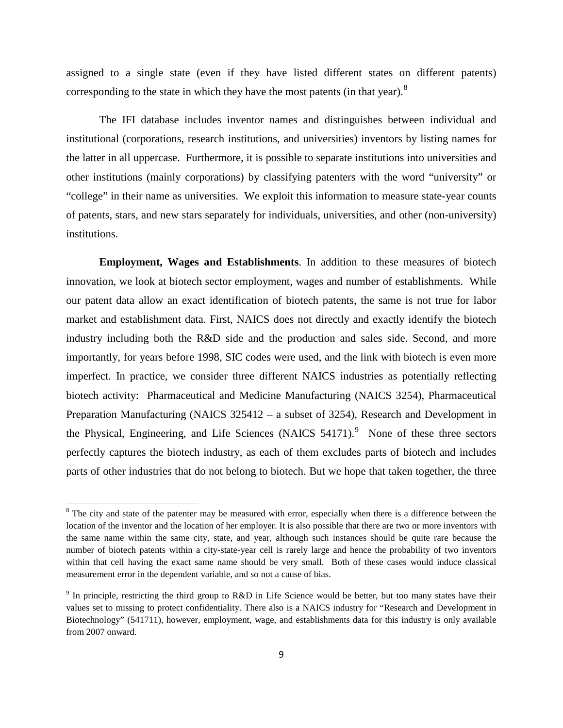assigned to a single state (even if they have listed different states on different patents) corresponding to the state in which they have the most patents (in that year).[8]

The IFI database includes inventor names and distinguishes between individual and institutional (corporations, research institutions, and universities) inventors by listing names for the latter in all uppercase. Furthermore, it is possible to separate institutions into universities and other institutions (mainly corporations) by classifying patenters with the word "university" or "college" in their name as universities. We exploit this information to measure state-year counts of patents, stars, and new stars separately for individuals, universities, and other (non-university) institutions.

**Employment, Wages and Establishments**. In addition to these measures of biotech innovation, we look at biotech sector employment, wages and number of establishments. While our patent data allow an exact identification of biotech patents, the same is not true for labor market and establishment data. First, NAICS does not directly and exactly identify the biotech industry including both the R&D side and the production and sales side. Second, and more importantly, for years before 1998, SIC codes were used, and the link with biotech is even more imperfect. In practice, we consider three different NAICS industries as potentially reflecting biotech activity: Pharmaceutical and Medicine Manufacturing (NAICS 3254), Pharmaceutical Preparation Manufacturing (NAICS 325412 – a subset of 3254), Research and Development in the Physical, Engineering, and Life Sciences (NAICS 54171).[9] None of these three sectors perfectly captures the biotech industry, as each of them excludes parts of biotech and includes parts of other industries that do not belong to biotech. But we hope that taken together, the three

[8] The city and state of the patenter may be measured with error, especially when there is a difference between the location of the inventor and the location of her employer. It is also possible that there are two or more inventors with the same name within the same city, state, and year, although such instances should be quite rare because the number of biotech patents within a city-state-year cell is rarely large and hence the probability of two inventors within that cell having the exact same name should be very small. Both of these cases would induce classical measurement error in the dependent variable, and so not a cause of bias.

[9] In principle, restricting the third group to R&D in Life Science would be better, but too many states have their values set to missing to protect confidentiality. There also is a NAICS industry for "Research and Development in Biotechnology" (541711), however, employment, wage, and establishments data for this industry is only available from 2007 onward.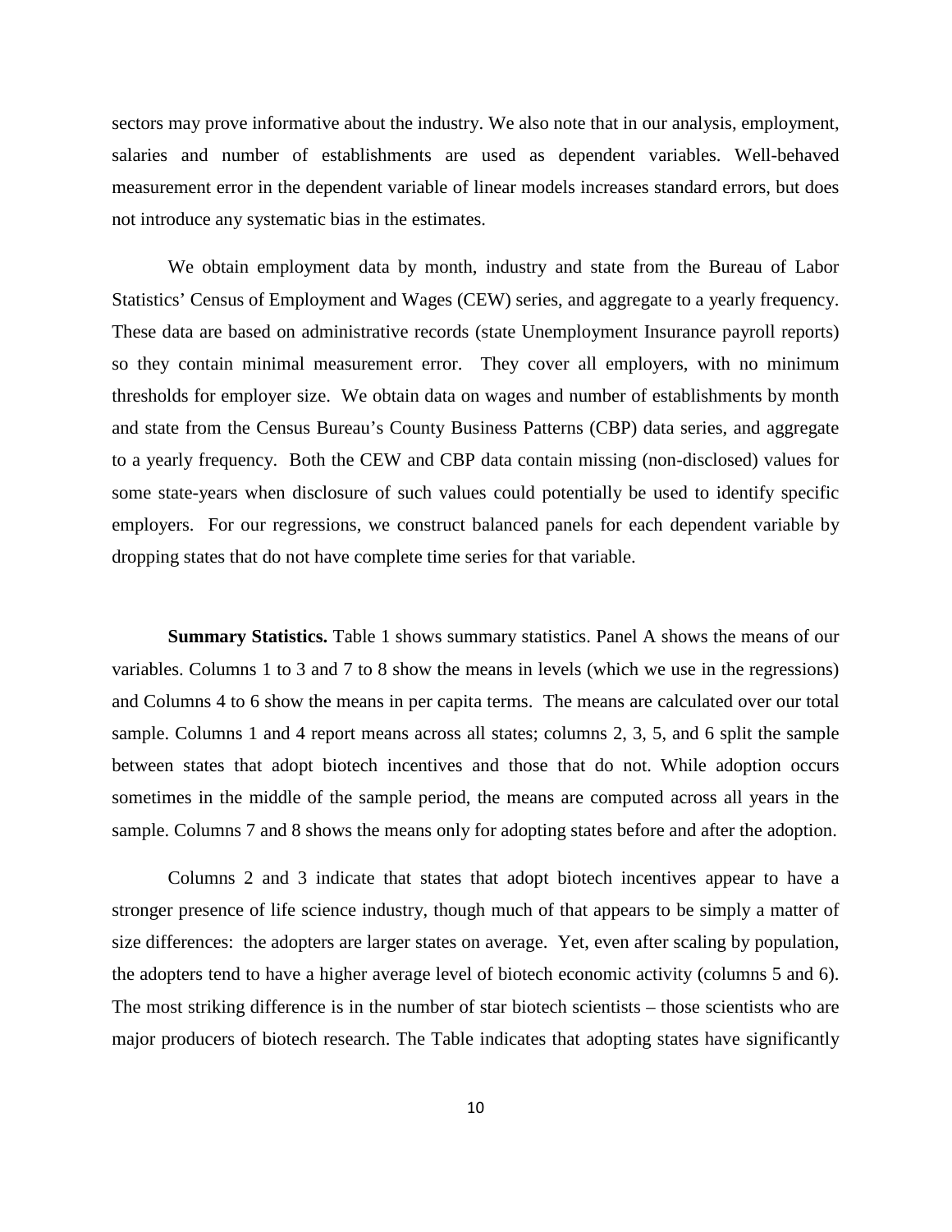sectors may prove informative about the industry. We also note that in our analysis, employment, salaries and number of establishments are used as dependent variables. Well-behaved measurement error in the dependent variable of linear models increases standard errors, but does not introduce any systematic bias in the estimates.

We obtain employment data by month, industry and state from the Bureau of Labor Statistics' Census of Employment and Wages (CEW) series, and aggregate to a yearly frequency. These data are based on administrative records (state Unemployment Insurance payroll reports) so they contain minimal measurement error. They cover all employers, with no minimum thresholds for employer size. We obtain data on wages and number of establishments by month and state from the Census Bureau's County Business Patterns (CBP) data series, and aggregate to a yearly frequency. Both the CEW and CBP data contain missing (non-disclosed) values for some state-years when disclosure of such values could potentially be used to identify specific employers. For our regressions, we construct balanced panels for each dependent variable by dropping states that do not have complete time series for that variable.

**Summary Statistics.** Table 1 shows summary statistics. Panel A shows the means of our variables. Columns 1 to 3 and 7 to 8 show the means in levels (which we use in the regressions) and Columns 4 to 6 show the means in per capita terms. The means are calculated over our total sample. Columns 1 and 4 report means across all states; columns 2, 3, 5, and 6 split the sample between states that adopt biotech incentives and those that do not. While adoption occurs sometimes in the middle of the sample period, the means are computed across all years in the sample. Columns 7 and 8 shows the means only for adopting states before and after the adoption.

Columns 2 and 3 indicate that states that adopt biotech incentives appear to have a stronger presence of life science industry, though much of that appears to be simply a matter of size differences: the adopters are larger states on average. Yet, even after scaling by population, the adopters tend to have a higher average level of biotech economic activity (columns 5 and 6). The most striking difference is in the number of star biotech scientists – those scientists who are major producers of biotech research. The Table indicates that adopting states have significantly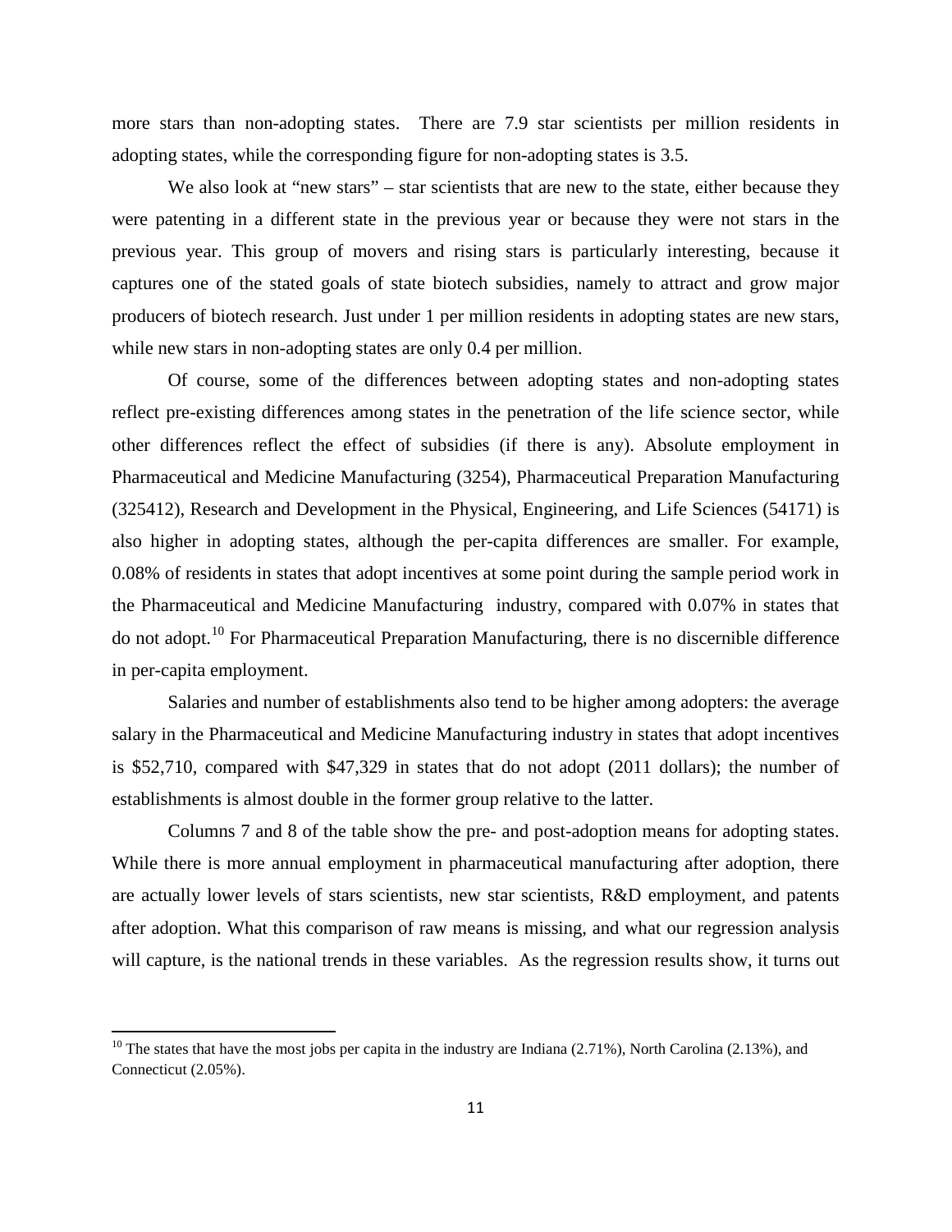more stars than non-adopting states. There are 7.9 star scientists per million residents in adopting states, while the corresponding figure for non-adopting states is 3.5.

We also look at "new stars" – star scientists that are new to the state, either because they were patenting in a different state in the previous year or because they were not stars in the previous year. This group of movers and rising stars is particularly interesting, because it captures one of the stated goals of state biotech subsidies, namely to attract and grow major producers of biotech research. Just under 1 per million residents in adopting states are new stars, while new stars in non-adopting states are only 0.4 per million.

Of course, some of the differences between adopting states and non-adopting states reflect pre-existing differences among states in the penetration of the life science sector, while other differences reflect the effect of subsidies (if there is any). Absolute employment in Pharmaceutical and Medicine Manufacturing (3254), Pharmaceutical Preparation Manufacturing (325412), Research and Development in the Physical, Engineering, and Life Sciences (54171) is also higher in adopting states, although the per-capita differences are smaller. For example, 0.08% of residents in states that adopt incentives at some point during the sample period work in the Pharmaceutical and Medicine Manufacturing industry, compared with 0.07% in states that do not adopt.[10] For Pharmaceutical Preparation Manufacturing, there is no discernible difference in per-capita employment.

Salaries and number of establishments also tend to be higher among adopters: the average salary in the Pharmaceutical and Medicine Manufacturing industry in states that adopt incentives is $52,710, compared with $47,329 in states that do not adopt (2011 dollars); the number of establishments is almost double in the former group relative to the latter.

Columns 7 and 8 of the table show the pre- and post-adoption means for adopting states. While there is more annual employment in pharmaceutical manufacturing after adoption, there are actually lower levels of stars scientists, new star scientists, R&D employment, and patents after adoption. What this comparison of raw means is missing, and what our regression analysis will capture, is the national trends in these variables. As the regression results show, it turns out

[10] The states that have the most jobs per capita in the industry are Indiana (2.71%), North Carolina (2.13%), and Connecticut (2.05%).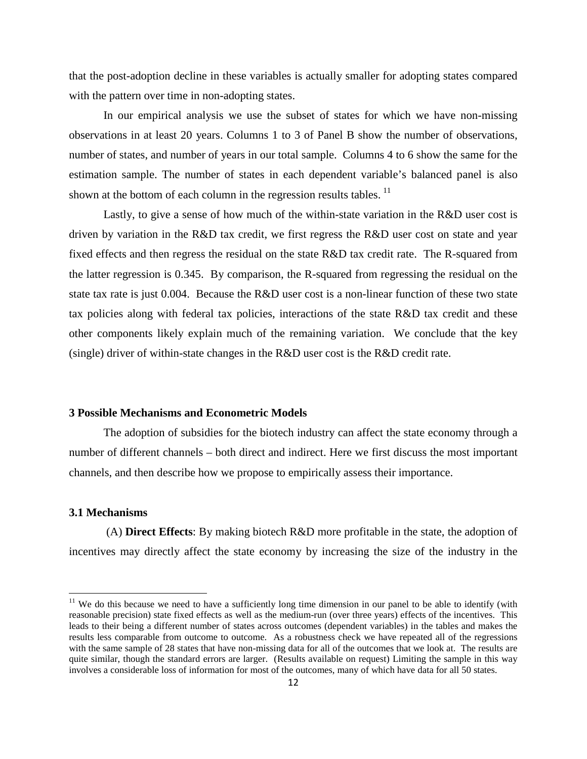that the post-adoption decline in these variables is actually smaller for adopting states compared with the pattern over time in non-adopting states.

In our empirical analysis we use the subset of states for which we have non-missing observations in at least 20 years. Columns 1 to 3 of Panel B show the number of observations, number of states, and number of years in our total sample. Columns 4 to 6 show the same for the estimation sample. The number of states in each dependent variable's balanced panel is also shown at the bottom of each column in the regression results tables. [11]

Lastly, to give a sense of how much of the within-state variation in the R&D user cost is driven by variation in the R&D tax credit, we first regress the R&D user cost on state and year fixed effects and then regress the residual on the state R&D tax credit rate. The R-squared from the latter regression is 0.345. By comparison, the R-squared from regressing the residual on the state tax rate is just 0.004. Because the R&D user cost is a non-linear function of these two state tax policies along with federal tax policies, interactions of the state R&D tax credit and these other components likely explain much of the remaining variation. We conclude that the key (single) driver of within-state changes in the R&D user cost is the R&D credit rate.

## 3 Possible Mechanisms and Econometric Models

The adoption of subsidies for the biotech industry can affect the state economy through a number of different channels – both direct and indirect. Here we first discuss the most important channels, and then describe how we propose to empirically assess their importance.

### 3.1 Mechanisms

(A) **Direct Effects**: By making biotech R&D more profitable in the state, the adoption of incentives may directly affect the state economy by increasing the size of the industry in the

[11] We do this because we need to have a sufficiently long time dimension in our panel to be able to identify (with reasonable precision) state fixed effects as well as the medium-run (over three years) effects of the incentives. This leads to their being a different number of states across outcomes (dependent variables) in the tables and makes the results less comparable from outcome to outcome. As a robustness check we have repeated all of the regressions with the same sample of 28 states that have non-missing data for all of the outcomes that we look at. The results are quite similar, though the standard errors are larger. (Results available on request) Limiting the sample in this way involves a considerable loss of information for most of the outcomes, many of which have data for all 50 states.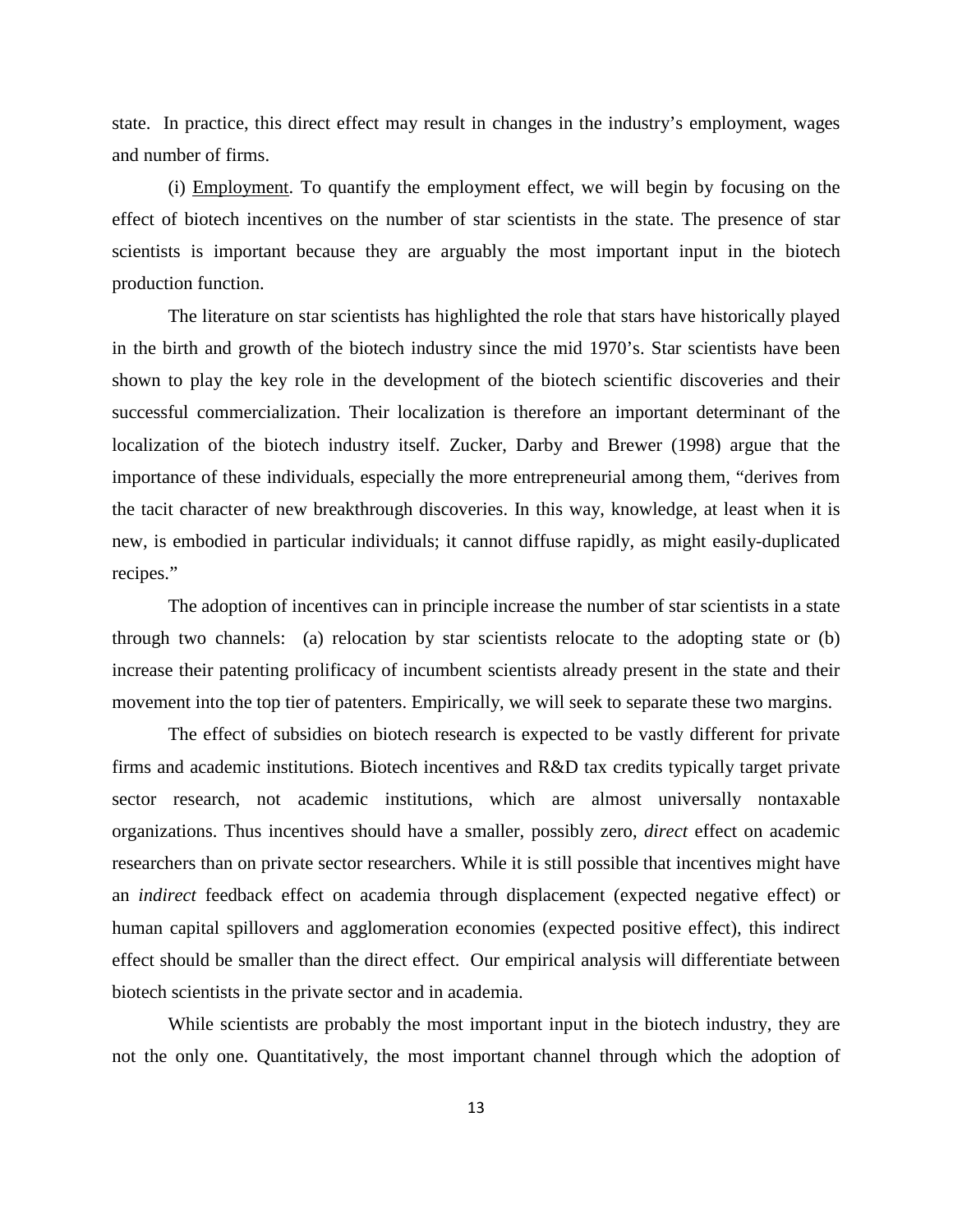state. In practice, this direct effect may result in changes in the industry's employment, wages and number of firms.

(i) Employment. To quantify the employment effect, we will begin by focusing on the effect of biotech incentives on the number of star scientists in the state. The presence of star scientists is important because they are arguably the most important input in the biotech production function.

The literature on star scientists has highlighted the role that stars have historically played in the birth and growth of the biotech industry since the mid 1970's. Star scientists have been shown to play the key role in the development of the biotech scientific discoveries and their successful commercialization. Their localization is therefore an important determinant of the localization of the biotech industry itself. Zucker, Darby and Brewer (1998) argue that the importance of these individuals, especially the more entrepreneurial among them, "derives from the tacit character of new breakthrough discoveries. In this way, knowledge, at least when it is new, is embodied in particular individuals; it cannot diffuse rapidly, as might easily-duplicated recipes."

The adoption of incentives can in principle increase the number of star scientists in a state through two channels: (a) relocation by star scientists relocate to the adopting state or (b) increase their patenting prolificacy of incumbent scientists already present in the state and their movement into the top tier of patenters. Empirically, we will seek to separate these two margins.

The effect of subsidies on biotech research is expected to be vastly different for private firms and academic institutions. Biotech incentives and R&D tax credits typically target private sector research, not academic institutions, which are almost universally nontaxable organizations. Thus incentives should have a smaller, possibly zero, *direct* effect on academic researchers than on private sector researchers. While it is still possible that incentives might have an *indirect* feedback effect on academia through displacement (expected negative effect) or human capital spillovers and agglomeration economies (expected positive effect), this indirect effect should be smaller than the direct effect. Our empirical analysis will differentiate between biotech scientists in the private sector and in academia.

While scientists are probably the most important input in the biotech industry, they are not the only one. Quantitatively, the most important channel through which the adoption of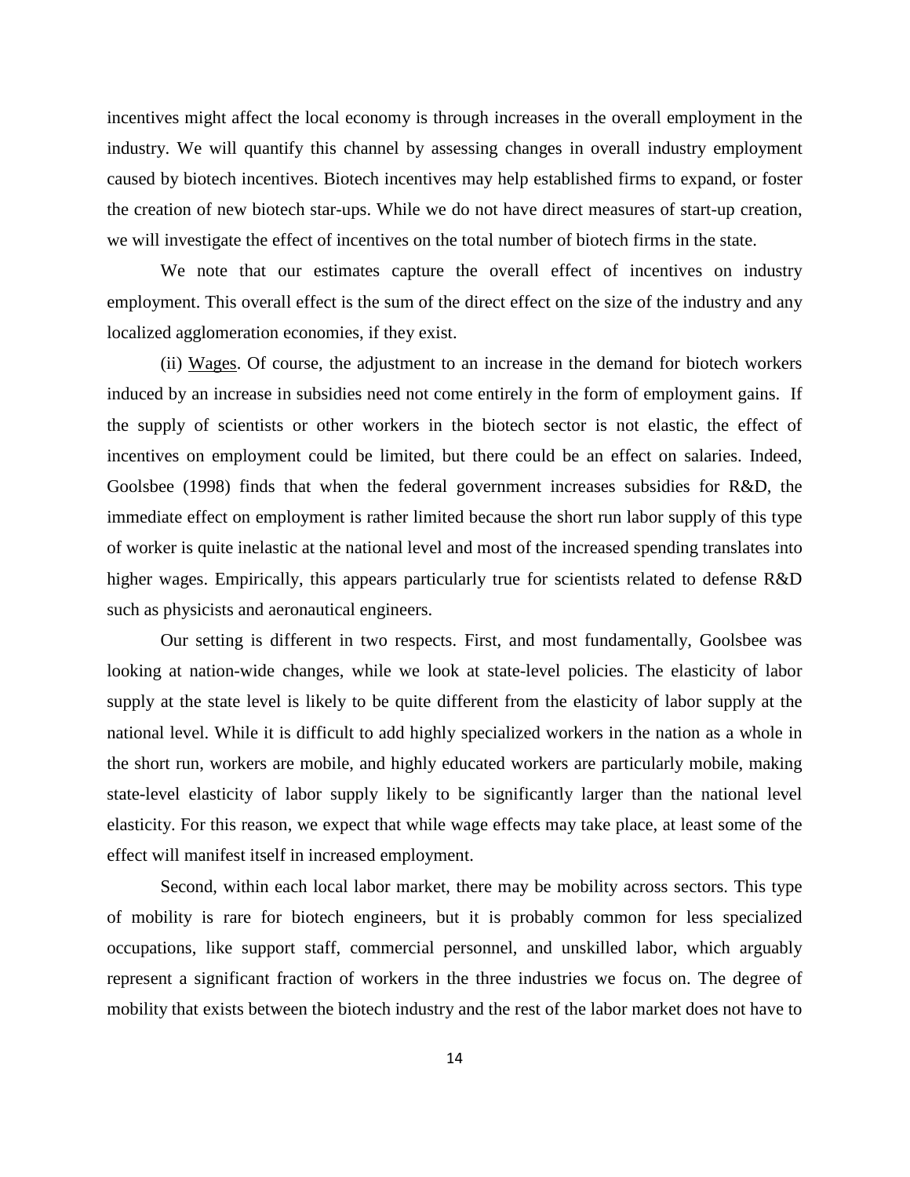incentives might affect the local economy is through increases in the overall employment in the industry. We will quantify this channel by assessing changes in overall industry employment caused by biotech incentives. Biotech incentives may help established firms to expand, or foster the creation of new biotech star-ups. While we do not have direct measures of start-up creation, we will investigate the effect of incentives on the total number of biotech firms in the state.

We note that our estimates capture the overall effect of incentives on industry employment. This overall effect is the sum of the direct effect on the size of the industry and any localized agglomeration economies, if they exist.

(ii) Wages. Of course, the adjustment to an increase in the demand for biotech workers induced by an increase in subsidies need not come entirely in the form of employment gains. If the supply of scientists or other workers in the biotech sector is not elastic, the effect of incentives on employment could be limited, but there could be an effect on salaries. Indeed, Goolsbee (1998) finds that when the federal government increases subsidies for R&D, the immediate effect on employment is rather limited because the short run labor supply of this type of worker is quite inelastic at the national level and most of the increased spending translates into higher wages. Empirically, this appears particularly true for scientists related to defense R&D such as physicists and aeronautical engineers.

Our setting is different in two respects. First, and most fundamentally, Goolsbee was looking at nation-wide changes, while we look at state-level policies. The elasticity of labor supply at the state level is likely to be quite different from the elasticity of labor supply at the national level. While it is difficult to add highly specialized workers in the nation as a whole in the short run, workers are mobile, and highly educated workers are particularly mobile, making state-level elasticity of labor supply likely to be significantly larger than the national level elasticity. For this reason, we expect that while wage effects may take place, at least some of the effect will manifest itself in increased employment.

Second, within each local labor market, there may be mobility across sectors. This type of mobility is rare for biotech engineers, but it is probably common for less specialized occupations, like support staff, commercial personnel, and unskilled labor, which arguably represent a significant fraction of workers in the three industries we focus on. The degree of mobility that exists between the biotech industry and the rest of the labor market does not have to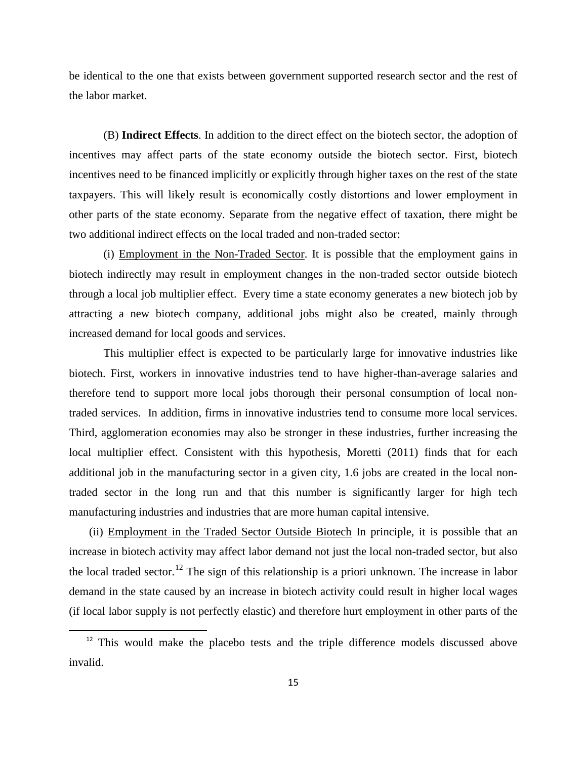be identical to the one that exists between government supported research sector and the rest of the labor market.

(B) **Indirect Effects**. In addition to the direct effect on the biotech sector, the adoption of incentives may affect parts of the state economy outside the biotech sector. First, biotech incentives need to be financed implicitly or explicitly through higher taxes on the rest of the state taxpayers. This will likely result is economically costly distortions and lower employment in other parts of the state economy. Separate from the negative effect of taxation, there might be two additional indirect effects on the local traded and non-traded sector:

(i) Employment in the Non-Traded Sector. It is possible that the employment gains in biotech indirectly may result in employment changes in the non-traded sector outside biotech through a local job multiplier effect. Every time a state economy generates a new biotech job by attracting a new biotech company, additional jobs might also be created, mainly through increased demand for local goods and services.

This multiplier effect is expected to be particularly large for innovative industries like biotech. First, workers in innovative industries tend to have higher-than-average salaries and therefore tend to support more local jobs thorough their personal consumption of local non-traded services. In addition, firms in innovative industries tend to consume more local services. Third, agglomeration economies may also be stronger in these industries, further increasing the local multiplier effect. Consistent with this hypothesis, Moretti (2011) finds that for each additional job in the manufacturing sector in a given city, 1.6 jobs are created in the local non-traded sector in the long run and that this number is significantly larger for high tech manufacturing industries and industries that are more human capital intensive.

(ii) Employment in the Traded Sector Outside Biotech In principle, it is possible that an increase in biotech activity may affect labor demand not just the local non-traded sector, but also the local traded sector.[12] The sign of this relationship is a priori unknown. The increase in labor demand in the state caused by an increase in biotech activity could result in higher local wages (if local labor supply is not perfectly elastic) and therefore hurt employment in other parts of the

[12] This would make the placebo tests and the triple difference models discussed above invalid.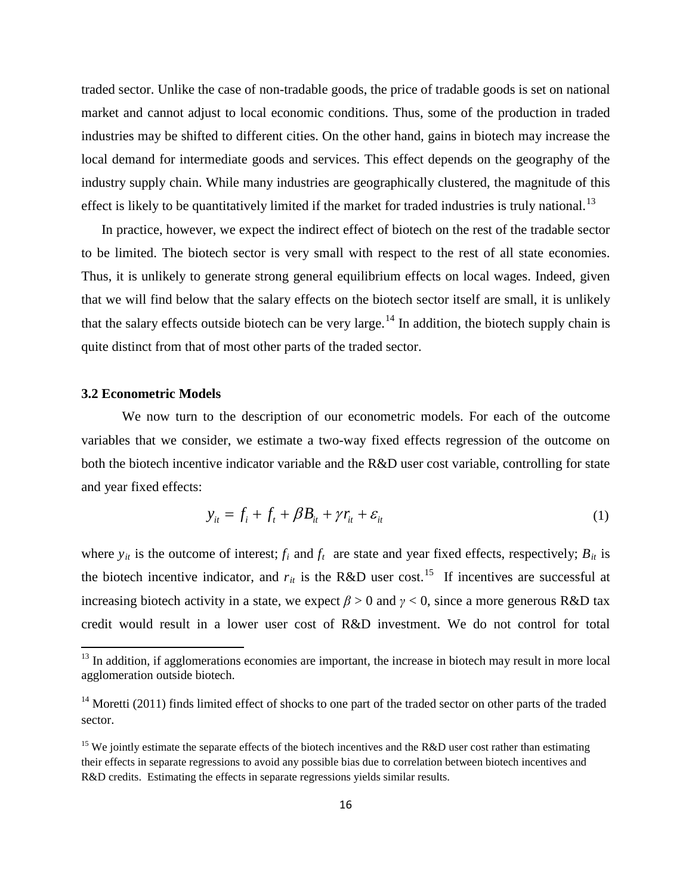traded sector. Unlike the case of non-tradable goods, the price of tradable goods is set on national market and cannot adjust to local economic conditions. Thus, some of the production in traded industries may be shifted to different cities. On the other hand, gains in biotech may increase the local demand for intermediate goods and services. This effect depends on the geography of the industry supply chain. While many industries are geographically clustered, the magnitude of this effect is likely to be quantitatively limited if the market for traded industries is truly national.[13]

In practice, however, we expect the indirect effect of biotech on the rest of the tradable sector to be limited. The biotech sector is very small with respect to the rest of all state economies. Thus, it is unlikely to generate strong general equilibrium effects on local wages. Indeed, given that we will find below that the salary effects on the biotech sector itself are small, it is unlikely that the salary effects outside biotech can be very large.[14] In addition, the biotech supply chain is quite distinct from that of most other parts of the traded sector.

### 3.2 Econometric Models

We now turn to the description of our econometric models. For each of the outcome variables that we consider, we estimate a two-way fixed effects regression of the outcome on both the biotech incentive indicator variable and the R&D user cost variable, controlling for state and year fixed effects:

$$y_{it} = f_i + f_t + \beta B_{it} + \gamma r_{it} + \varepsilon_{it} \tag{1}$$

where $y_{it}$ is the outcome of interest; $f_i$ and $f_t$ are state and year fixed effects, respectively; $B_{it}$ is the biotech incentive indicator, and $r_{it}$ is the R&D user cost.[15] If incentives are successful at increasing biotech activity in a state, we expect $\beta > 0$ and $\gamma < 0$, since a more generous R&D tax credit would result in a lower user cost of R&D investment. We do not control for total

---

[13] In addition, if agglomerations economies are important, the increase in biotech may result in more local agglomeration outside biotech.

[14] Moretti (2011) finds limited effect of shocks to one part of the traded sector on other parts of the traded sector.

[15] We jointly estimate the separate effects of the biotech incentives and the R&D user cost rather than estimating their effects in separate regressions to avoid any possible bias due to correlation between biotech incentives and R&D credits. Estimating the effects in separate regressions yields similar results.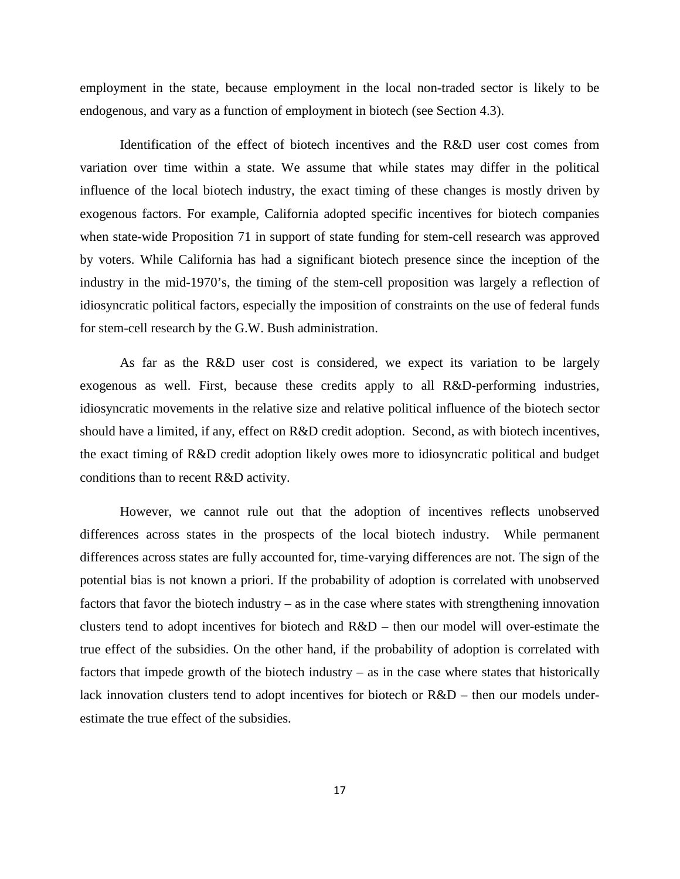employment in the state, because employment in the local non-traded sector is likely to be endogenous, and vary as a function of employment in biotech (see Section 4.3).

Identification of the effect of biotech incentives and the R&D user cost comes from variation over time within a state. We assume that while states may differ in the political influence of the local biotech industry, the exact timing of these changes is mostly driven by exogenous factors. For example, California adopted specific incentives for biotech companies when state-wide Proposition 71 in support of state funding for stem-cell research was approved by voters. While California has had a significant biotech presence since the inception of the industry in the mid-1970's, the timing of the stem-cell proposition was largely a reflection of idiosyncratic political factors, especially the imposition of constraints on the use of federal funds for stem-cell research by the G.W. Bush administration.

As far as the R&D user cost is considered, we expect its variation to be largely exogenous as well. First, because these credits apply to all R&D-performing industries, idiosyncratic movements in the relative size and relative political influence of the biotech sector should have a limited, if any, effect on R&D credit adoption. Second, as with biotech incentives, the exact timing of R&D credit adoption likely owes more to idiosyncratic political and budget conditions than to recent R&D activity.

However, we cannot rule out that the adoption of incentives reflects unobserved differences across states in the prospects of the local biotech industry. While permanent differences across states are fully accounted for, time-varying differences are not. The sign of the potential bias is not known a priori. If the probability of adoption is correlated with unobserved factors that favor the biotech industry – as in the case where states with strengthening innovation clusters tend to adopt incentives for biotech and R&D – then our model will over-estimate the true effect of the subsidies. On the other hand, if the probability of adoption is correlated with factors that impede growth of the biotech industry – as in the case where states that historically lack innovation clusters tend to adopt incentives for biotech or R&D – then our models under-estimate the true effect of the subsidies.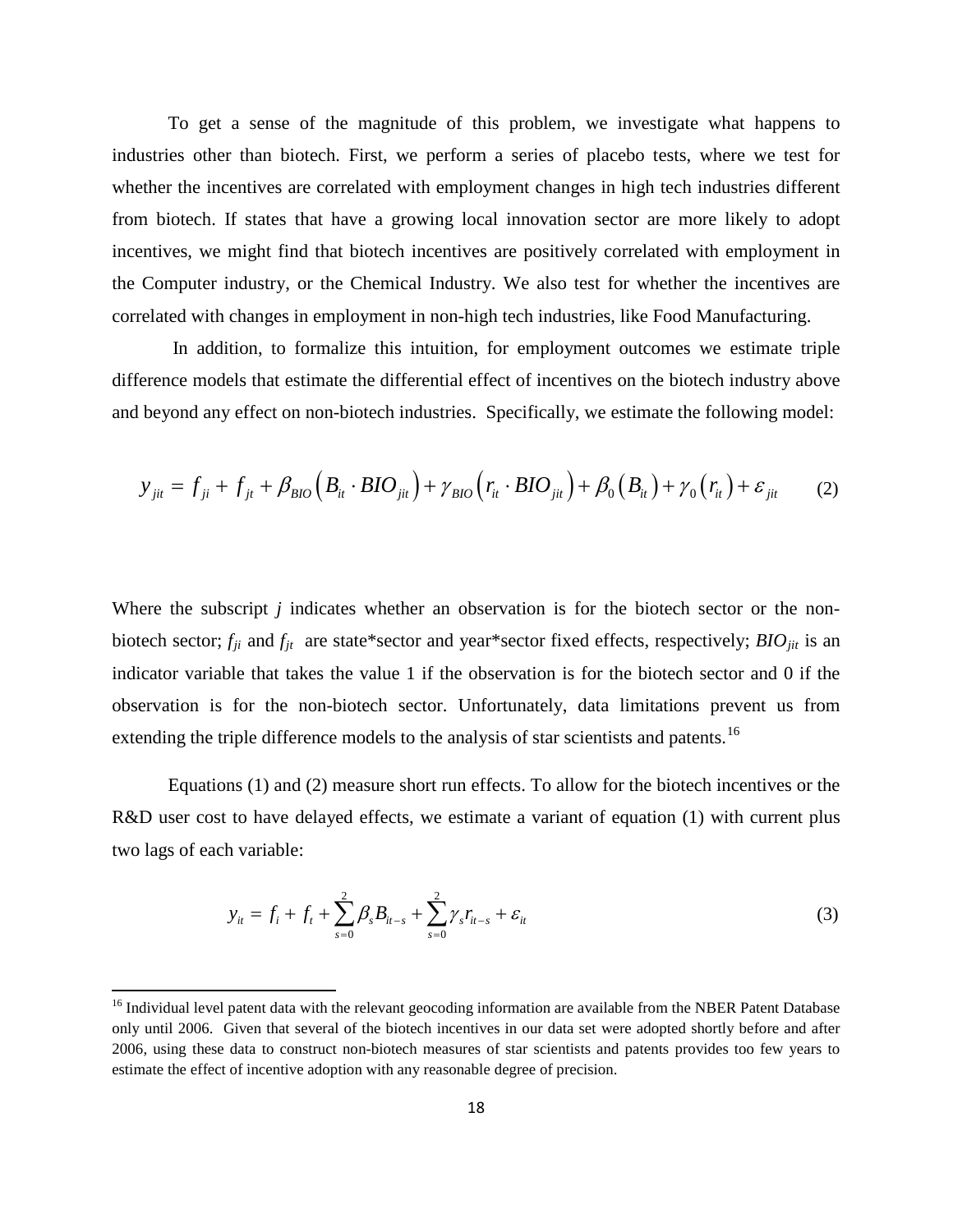To get a sense of the magnitude of this problem, we investigate what happens to industries other than biotech. First, we perform a series of placebo tests, where we test for whether the incentives are correlated with employment changes in high tech industries different from biotech. If states that have a growing local innovation sector are more likely to adopt incentives, we might find that biotech incentives are positively correlated with employment in the Computer industry, or the Chemical Industry. We also test for whether the incentives are correlated with changes in employment in non-high tech industries, like Food Manufacturing.

In addition, to formalize this intuition, for employment outcomes we estimate triple difference models that estimate the differential effect of incentives on the biotech industry above and beyond any effect on non-biotech industries. Specifically, we estimate the following model:

$$y_{jit} = f_{ji} + f_{jt} + \beta_{BIO}\left(B_{it} \cdot BIO_{jit}\right) + \gamma_{BIO}\left(r_{it} \cdot BIO_{jit}\right) + \beta_0\left(B_{it}\right) + \gamma_0\left(r_{it}\right) + \varepsilon_{jit} \qquad (2)$$

Where the subscript $j$ indicates whether an observation is for the biotech sector or the non-biotech sector; $f_{ji}$ and $f_{jt}$ are state*sector and year*sector fixed effects, respectively; $BIO_{jit}$ is an indicator variable that takes the value 1 if the observation is for the biotech sector and 0 if the observation is for the non-biotech sector. Unfortunately, data limitations prevent us from extending the triple difference models to the analysis of star scientists and patents.[16]

Equations (1) and (2) measure short run effects. To allow for the biotech incentives or the R&D user cost to have delayed effects, we estimate a variant of equation (1) with current plus two lags of each variable:

$$y_{it} = f_i + f_t + \sum_{s=0}^{2} \beta_s B_{it-s} + \sum_{s=0}^{2} \gamma_s r_{it-s} + \varepsilon_{it} \qquad (3)$$

[16] Individual level patent data with the relevant geocoding information are available from the NBER Patent Database only until 2006. Given that several of the biotech incentives in our data set were adopted shortly before and after 2006, using these data to construct non-biotech measures of star scientists and patents provides too few years to estimate the effect of incentive adoption with any reasonable degree of precision.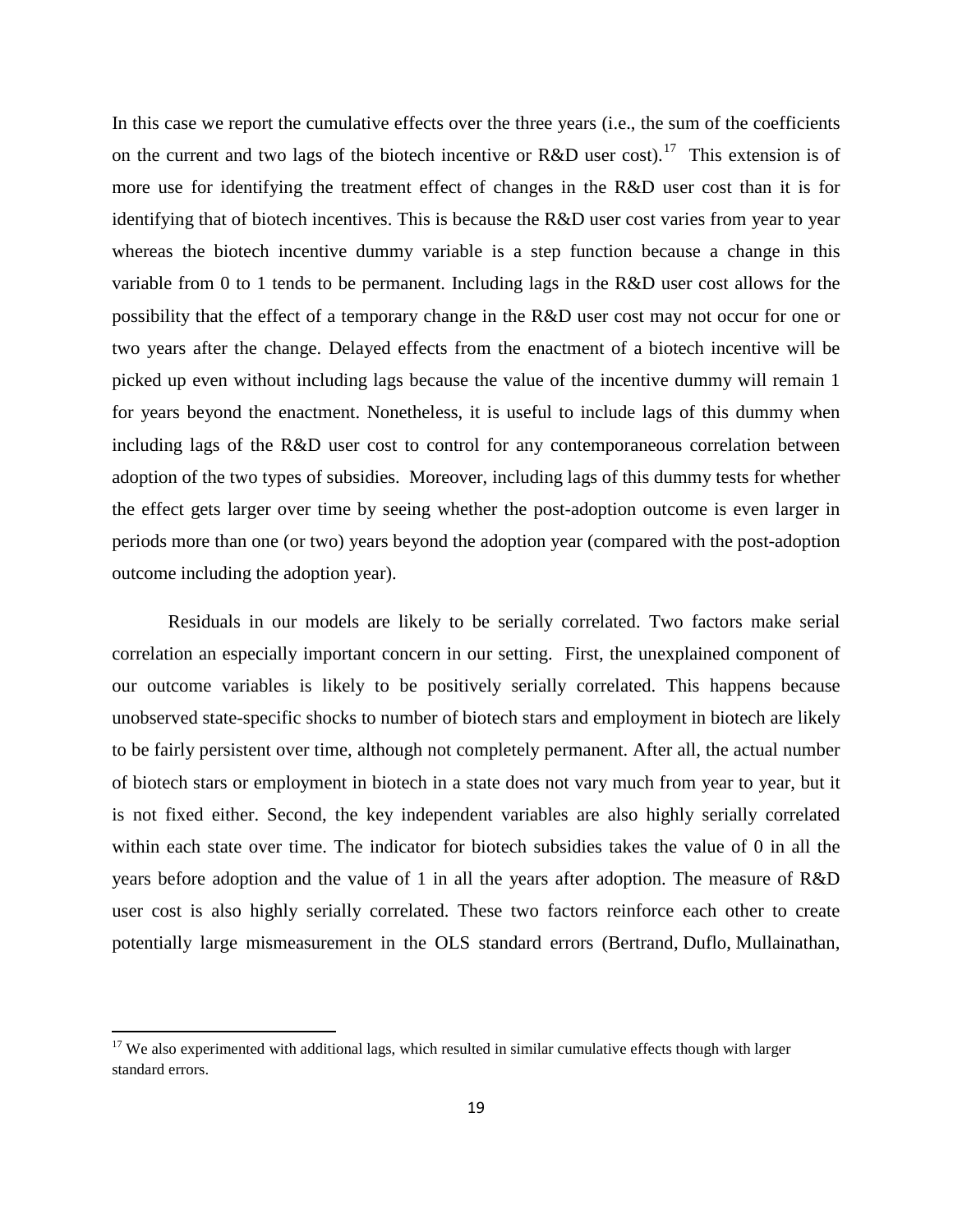In this case we report the cumulative effects over the three years (i.e., the sum of the coefficients on the current and two lags of the biotech incentive or R&D user cost).[17] This extension is of more use for identifying the treatment effect of changes in the R&D user cost than it is for identifying that of biotech incentives. This is because the R&D user cost varies from year to year whereas the biotech incentive dummy variable is a step function because a change in this variable from 0 to 1 tends to be permanent. Including lags in the R&D user cost allows for the possibility that the effect of a temporary change in the R&D user cost may not occur for one or two years after the change. Delayed effects from the enactment of a biotech incentive will be picked up even without including lags because the value of the incentive dummy will remain 1 for years beyond the enactment. Nonetheless, it is useful to include lags of this dummy when including lags of the R&D user cost to control for any contemporaneous correlation between adoption of the two types of subsidies. Moreover, including lags of this dummy tests for whether the effect gets larger over time by seeing whether the post-adoption outcome is even larger in periods more than one (or two) years beyond the adoption year (compared with the post-adoption outcome including the adoption year).

Residuals in our models are likely to be serially correlated. Two factors make serial correlation an especially important concern in our setting. First, the unexplained component of our outcome variables is likely to be positively serially correlated. This happens because unobserved state-specific shocks to number of biotech stars and employment in biotech are likely to be fairly persistent over time, although not completely permanent. After all, the actual number of biotech stars or employment in biotech in a state does not vary much from year to year, but it is not fixed either. Second, the key independent variables are also highly serially correlated within each state over time. The indicator for biotech subsidies takes the value of 0 in all the years before adoption and the value of 1 in all the years after adoption. The measure of R&D user cost is also highly serially correlated. These two factors reinforce each other to create potentially large mismeasurement in the OLS standard errors (Bertrand, Duflo, Mullainathan,

[17] We also experimented with additional lags, which resulted in similar cumulative effects though with larger standard errors.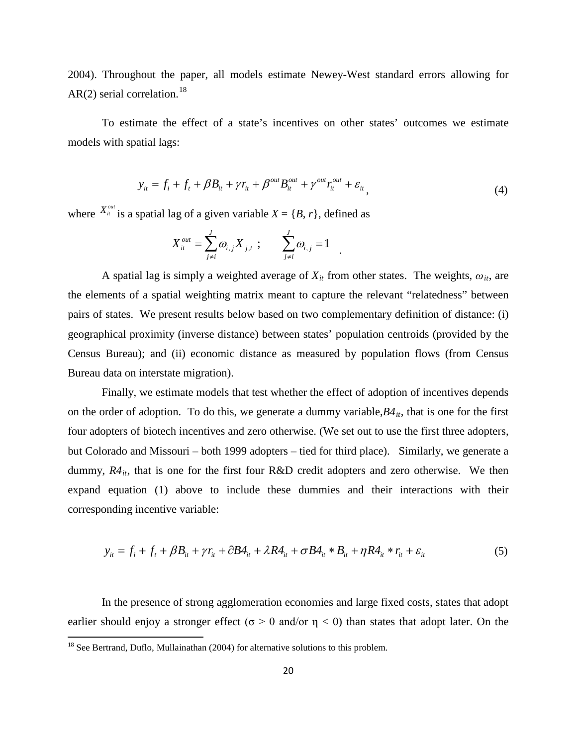2004). Throughout the paper, all models estimate Newey-West standard errors allowing for AR(2) serial correlation.[18]

To estimate the effect of a state's incentives on other states' outcomes we estimate models with spatial lags:

$$y_{it} = f_i + f_t + \beta B_{it} + \gamma r_{it} + \beta^{out} B_{it}^{out} + \gamma^{out} r_{it}^{out} + \varepsilon_{it}, \tag{4}$$

where $X_{it}^{out}$ is a spatial lag of a given variable $X = \{B, r\}$, defined as

$$X_{it}^{out} = \sum_{j \neq i}^{J} \omega_{i,j} X_{j,t} \ ; \qquad \sum_{j \neq i}^{J} \omega_{i,j} = 1 \quad .$$

A spatial lag is simply a weighted average of $X_{it}$ from other states. The weights, $\omega_{it}$, are the elements of a spatial weighting matrix meant to capture the relevant "relatedness" between pairs of states. We present results below based on two complementary definition of distance: (i) geographical proximity (inverse distance) between states' population centroids (provided by the Census Bureau); and (ii) economic distance as measured by population flows (from Census Bureau data on interstate migration).

Finally, we estimate models that test whether the effect of adoption of incentives depends on the order of adoption. To do this, we generate a dummy variable,$B4_{it}$, that is one for the first four adopters of biotech incentives and zero otherwise. (We set out to use the first three adopters, but Colorado and Missouri – both 1999 adopters – tied for third place). Similarly, we generate a dummy, $R4_{it}$, that is one for the first four R&D credit adopters and zero otherwise. We then expand equation (1) above to include these dummies and their interactions with their corresponding incentive variable:

$$y_{it} = f_i + f_t + \beta B_{it} + \gamma r_{it} + \partial B4_{it} + \lambda R4_{it} + \sigma B4_{it} * B_{it} + \eta R4_{it} * r_{it} + \varepsilon_{it} \tag{5}$$

In the presence of strong agglomeration economies and large fixed costs, states that adopt earlier should enjoy a stronger effect ($\sigma > 0$ and/or $\eta < 0$) than states that adopt later. On the

[18] See Bertrand, Duflo, Mullainathan (2004) for alternative solutions to this problem.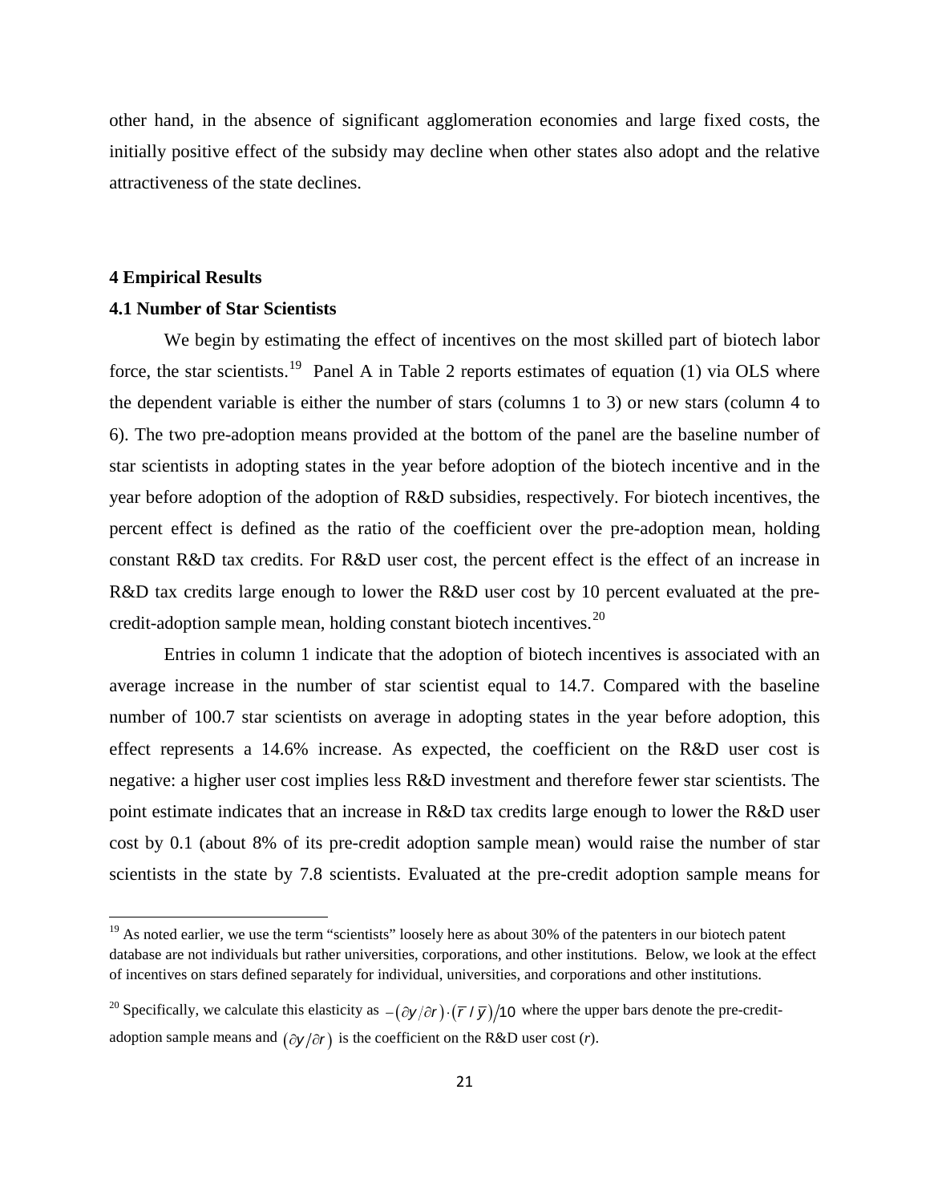other hand, in the absence of significant agglomeration economies and large fixed costs, the initially positive effect of the subsidy may decline when other states also adopt and the relative attractiveness of the state declines.

## 4 Empirical Results

### 4.1 Number of Star Scientists

We begin by estimating the effect of incentives on the most skilled part of biotech labor force, the star scientists.[19] Panel A in Table 2 reports estimates of equation (1) via OLS where the dependent variable is either the number of stars (columns 1 to 3) or new stars (column 4 to 6). The two pre-adoption means provided at the bottom of the panel are the baseline number of star scientists in adopting states in the year before adoption of the biotech incentive and in the year before adoption of the adoption of R&D subsidies, respectively. For biotech incentives, the percent effect is defined as the ratio of the coefficient over the pre-adoption mean, holding constant R&D tax credits. For R&D user cost, the percent effect is the effect of an increase in R&D tax credits large enough to lower the R&D user cost by 10 percent evaluated at the pre-credit-adoption sample mean, holding constant biotech incentives.[20]

Entries in column 1 indicate that the adoption of biotech incentives is associated with an average increase in the number of star scientist equal to 14.7. Compared with the baseline number of 100.7 star scientists on average in adopting states in the year before adoption, this effect represents a 14.6% increase. As expected, the coefficient on the R&D user cost is negative: a higher user cost implies less R&D investment and therefore fewer star scientists. The point estimate indicates that an increase in R&D tax credits large enough to lower the R&D user cost by 0.1 (about 8% of its pre-credit adoption sample mean) would raise the number of star scientists in the state by 7.8 scientists. Evaluated at the pre-credit adoption sample means for

---

[19] As noted earlier, we use the term "scientists" loosely here as about 30% of the patenters in our biotech patent database are not individuals but rather universities, corporations, and other institutions. Below, we look at the effect of incentives on stars defined separately for individual, universities, and corporations and other institutions.

[20] Specifically, we calculate this elasticity as $-(\partial y/\partial r)\cdot(\bar{r}/\bar{y})/10$ where the upper bars denote the pre-credit-adoption sample means and $(\partial y/\partial r)$ is the coefficient on the R&D user cost ($r$).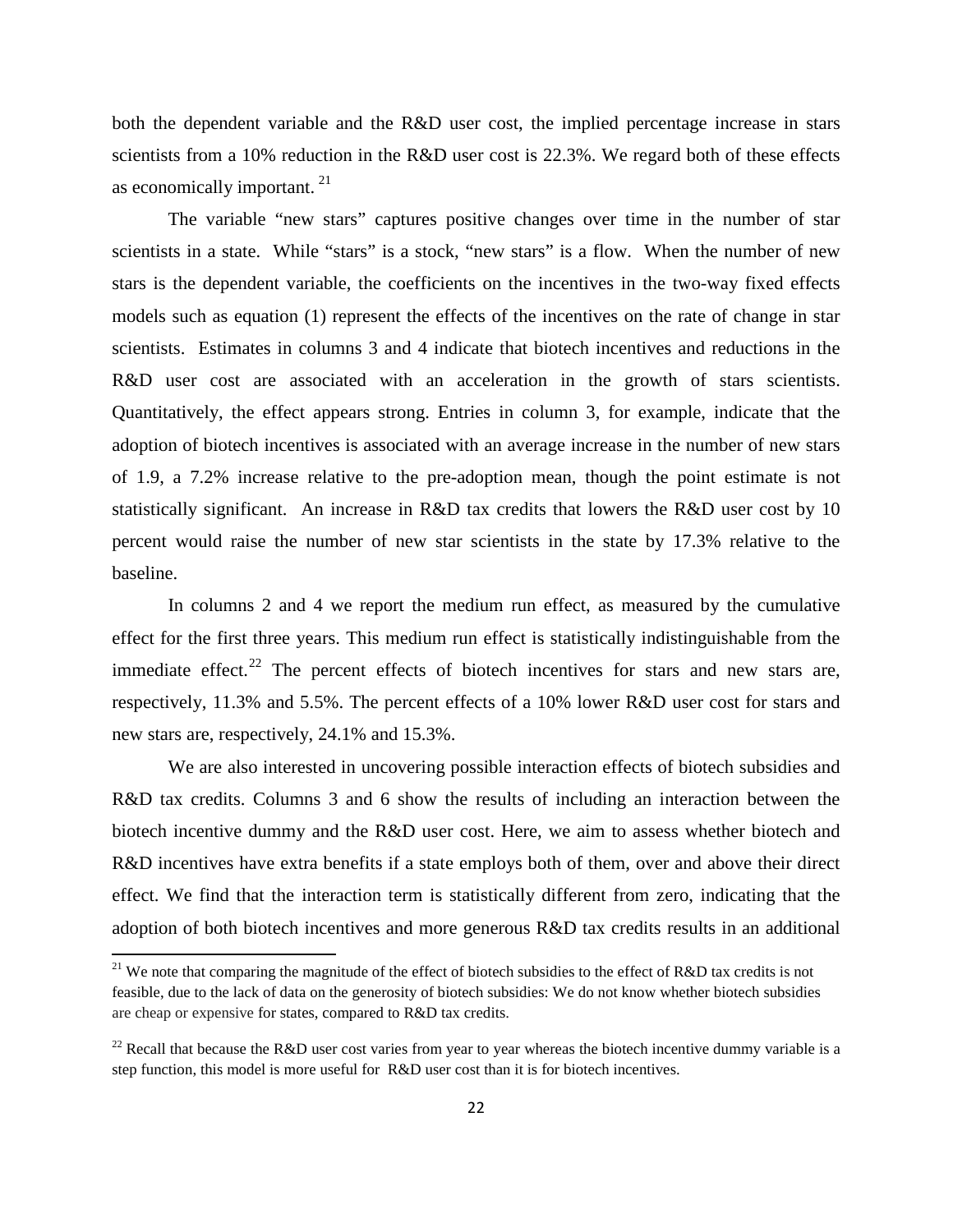both the dependent variable and the R&D user cost, the implied percentage increase in stars scientists from a 10% reduction in the R&D user cost is 22.3%. We regard both of these effects as economically important. [21]

The variable "new stars" captures positive changes over time in the number of star scientists in a state. While "stars" is a stock, "new stars" is a flow. When the number of new stars is the dependent variable, the coefficients on the incentives in the two-way fixed effects models such as equation (1) represent the effects of the incentives on the rate of change in star scientists. Estimates in columns 3 and 4 indicate that biotech incentives and reductions in the R&D user cost are associated with an acceleration in the growth of stars scientists. Quantitatively, the effect appears strong. Entries in column 3, for example, indicate that the adoption of biotech incentives is associated with an average increase in the number of new stars of 1.9, a 7.2% increase relative to the pre-adoption mean, though the point estimate is not statistically significant. An increase in R&D tax credits that lowers the R&D user cost by 10 percent would raise the number of new star scientists in the state by 17.3% relative to the baseline.

In columns 2 and 4 we report the medium run effect, as measured by the cumulative effect for the first three years. This medium run effect is statistically indistinguishable from the immediate effect.[22] The percent effects of biotech incentives for stars and new stars are, respectively, 11.3% and 5.5%. The percent effects of a 10% lower R&D user cost for stars and new stars are, respectively, 24.1% and 15.3%.

We are also interested in uncovering possible interaction effects of biotech subsidies and R&D tax credits. Columns 3 and 6 show the results of including an interaction between the biotech incentive dummy and the R&D user cost. Here, we aim to assess whether biotech and R&D incentives have extra benefits if a state employs both of them, over and above their direct effect. We find that the interaction term is statistically different from zero, indicating that the adoption of both biotech incentives and more generous R&D tax credits results in an additional

[21] We note that comparing the magnitude of the effect of biotech subsidies to the effect of R&D tax credits is not feasible, due to the lack of data on the generosity of biotech subsidies: We do not know whether biotech subsidies are cheap or expensive for states, compared to R&D tax credits.

[22] Recall that because the R&D user cost varies from year to year whereas the biotech incentive dummy variable is a step function, this model is more useful for R&D user cost than it is for biotech incentives.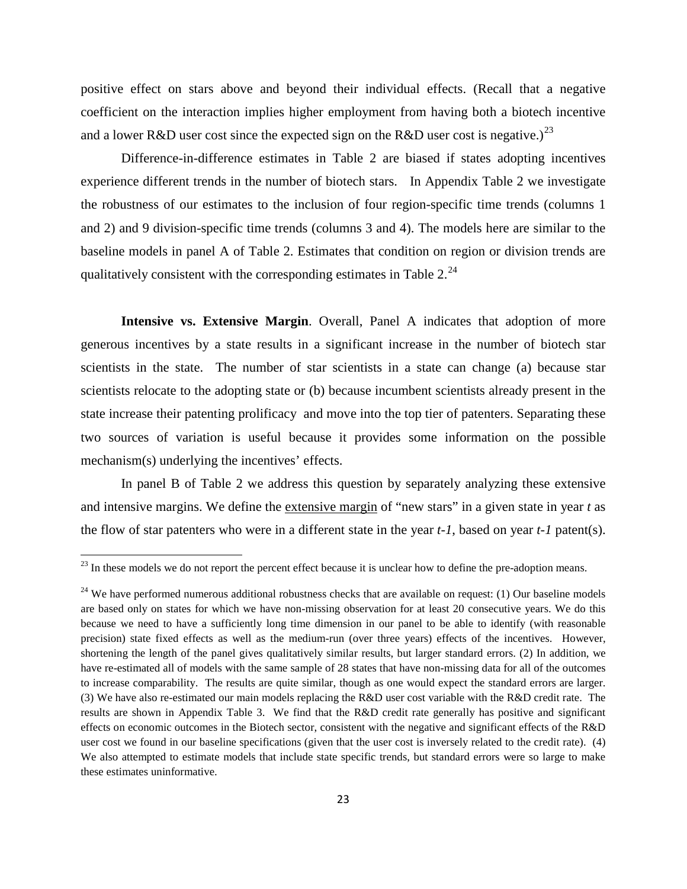positive effect on stars above and beyond their individual effects. (Recall that a negative coefficient on the interaction implies higher employment from having both a biotech incentive and a lower R&D user cost since the expected sign on the R&D user cost is negative.)[23]

Difference-in-difference estimates in Table 2 are biased if states adopting incentives experience different trends in the number of biotech stars. In Appendix Table 2 we investigate the robustness of our estimates to the inclusion of four region-specific time trends (columns 1 and 2) and 9 division-specific time trends (columns 3 and 4). The models here are similar to the baseline models in panel A of Table 2. Estimates that condition on region or division trends are qualitatively consistent with the corresponding estimates in Table 2.[24]

**Intensive vs. Extensive Margin**. Overall, Panel A indicates that adoption of more generous incentives by a state results in a significant increase in the number of biotech star scientists in the state. The number of star scientists in a state can change (a) because star scientists relocate to the adopting state or (b) because incumbent scientists already present in the state increase their patenting prolificacy and move into the top tier of patenters. Separating these two sources of variation is useful because it provides some information on the possible mechanism(s) underlying the incentives' effects.

In panel B of Table 2 we address this question by separately analyzing these extensive and intensive margins. We define the <u>extensive margin</u> of "new stars" in a given state in year *t* as the flow of star patenters who were in a different state in the year *t-1*, based on year *t-1* patent(s).

---

[23] In these models we do not report the percent effect because it is unclear how to define the pre-adoption means.

[24] We have performed numerous additional robustness checks that are available on request: (1) Our baseline models are based only on states for which we have non-missing observation for at least 20 consecutive years. We do this because we need to have a sufficiently long time dimension in our panel to be able to identify (with reasonable precision) state fixed effects as well as the medium-run (over three years) effects of the incentives. However, shortening the length of the panel gives qualitatively similar results, but larger standard errors. (2) In addition, we have re-estimated all of models with the same sample of 28 states that have non-missing data for all of the outcomes to increase comparability. The results are quite similar, though as one would expect the standard errors are larger. (3) We have also re-estimated our main models replacing the R&D user cost variable with the R&D credit rate. The results are shown in Appendix Table 3. We find that the R&D credit rate generally has positive and significant effects on economic outcomes in the Biotech sector, consistent with the negative and significant effects of the R&D user cost we found in our baseline specifications (given that the user cost is inversely related to the credit rate). (4) We also attempted to estimate models that include state specific trends, but standard errors were so large to make these estimates uninformative.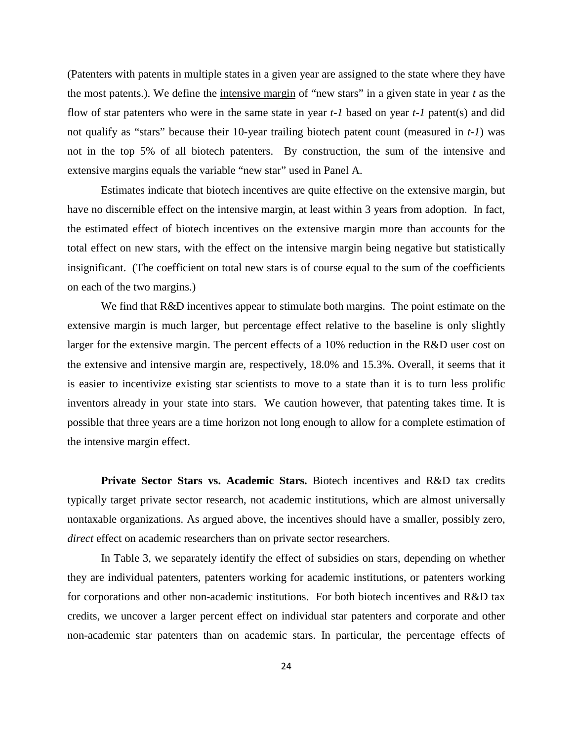(Patenters with patents in multiple states in a given year are assigned to the state where they have the most patents.). We define the intensive margin of "new stars" in a given state in year *t* as the flow of star patenters who were in the same state in year *t-1* based on year *t-1* patent(s) and did not qualify as "stars" because their 10-year trailing biotech patent count (measured in *t-1*) was not in the top 5% of all biotech patenters. By construction, the sum of the intensive and extensive margins equals the variable "new star" used in Panel A.

Estimates indicate that biotech incentives are quite effective on the extensive margin, but have no discernible effect on the intensive margin, at least within 3 years from adoption. In fact, the estimated effect of biotech incentives on the extensive margin more than accounts for the total effect on new stars, with the effect on the intensive margin being negative but statistically insignificant. (The coefficient on total new stars is of course equal to the sum of the coefficients on each of the two margins.)

We find that R&D incentives appear to stimulate both margins. The point estimate on the extensive margin is much larger, but percentage effect relative to the baseline is only slightly larger for the extensive margin. The percent effects of a 10% reduction in the R&D user cost on the extensive and intensive margin are, respectively, 18.0% and 15.3%. Overall, it seems that it is easier to incentivize existing star scientists to move to a state than it is to turn less prolific inventors already in your state into stars. We caution however, that patenting takes time. It is possible that three years are a time horizon not long enough to allow for a complete estimation of the intensive margin effect.

**Private Sector Stars vs. Academic Stars.** Biotech incentives and R&D tax credits typically target private sector research, not academic institutions, which are almost universally nontaxable organizations. As argued above, the incentives should have a smaller, possibly zero, *direct* effect on academic researchers than on private sector researchers.

In Table 3, we separately identify the effect of subsidies on stars, depending on whether they are individual patenters, patenters working for academic institutions, or patenters working for corporations and other non-academic institutions. For both biotech incentives and R&D tax credits, we uncover a larger percent effect on individual star patenters and corporate and other non-academic star patenters than on academic stars. In particular, the percentage effects of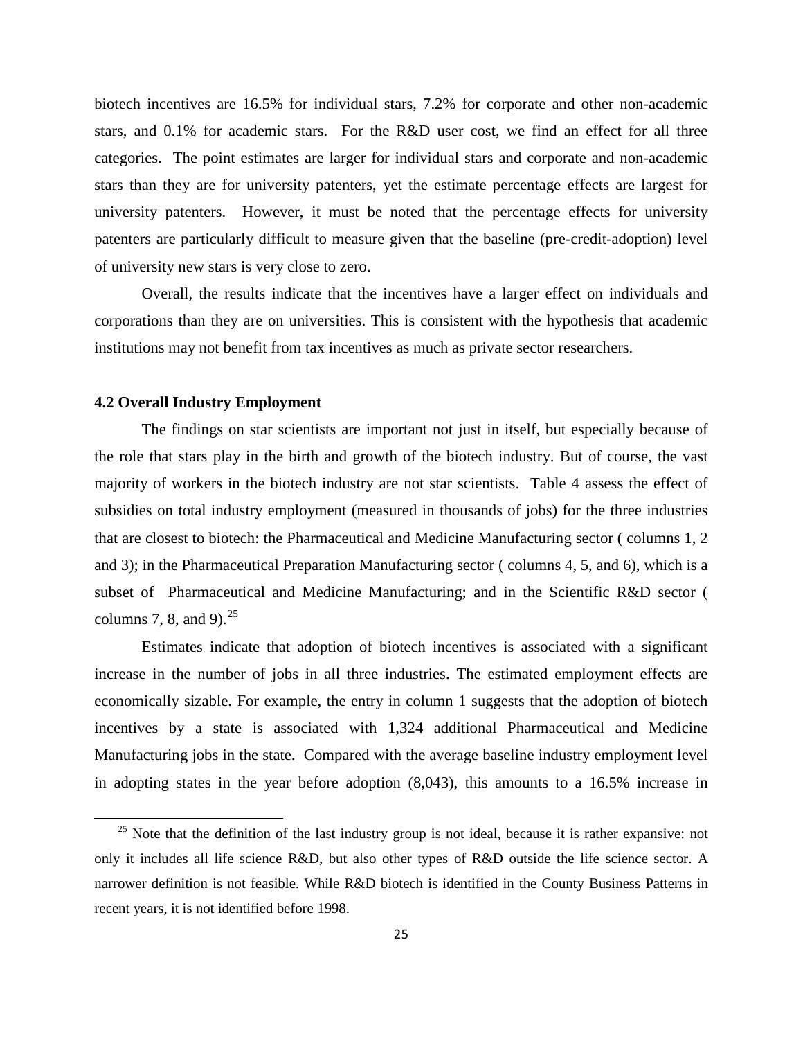biotech incentives are 16.5% for individual stars, 7.2% for corporate and other non-academic stars, and 0.1% for academic stars. For the R&D user cost, we find an effect for all three categories. The point estimates are larger for individual stars and corporate and non-academic stars than they are for university patenters, yet the estimate percentage effects are largest for university patenters. However, it must be noted that the percentage effects for university patenters are particularly difficult to measure given that the baseline (pre-credit-adoption) level of university new stars is very close to zero.

Overall, the results indicate that the incentives have a larger effect on individuals and corporations than they are on universities. This is consistent with the hypothesis that academic institutions may not benefit from tax incentives as much as private sector researchers.

### 4.2 Overall Industry Employment

The findings on star scientists are important not just in itself, but especially because of the role that stars play in the birth and growth of the biotech industry. But of course, the vast majority of workers in the biotech industry are not star scientists. Table 4 assess the effect of subsidies on total industry employment (measured in thousands of jobs) for the three industries that are closest to biotech: the Pharmaceutical and Medicine Manufacturing sector ( columns 1, 2 and 3); in the Pharmaceutical Preparation Manufacturing sector ( columns 4, 5, and 6), which is a subset of Pharmaceutical and Medicine Manufacturing; and in the Scientific R&D sector ( columns 7, 8, and 9).[25]

Estimates indicate that adoption of biotech incentives is associated with a significant increase in the number of jobs in all three industries. The estimated employment effects are economically sizable. For example, the entry in column 1 suggests that the adoption of biotech incentives by a state is associated with 1,324 additional Pharmaceutical and Medicine Manufacturing jobs in the state. Compared with the average baseline industry employment level in adopting states in the year before adoption (8,043), this amounts to a 16.5% increase in

[25] Note that the definition of the last industry group is not ideal, because it is rather expansive: not only it includes all life science R&D, but also other types of R&D outside the life science sector. A narrower definition is not feasible. While R&D biotech is identified in the County Business Patterns in recent years, it is not identified before 1998.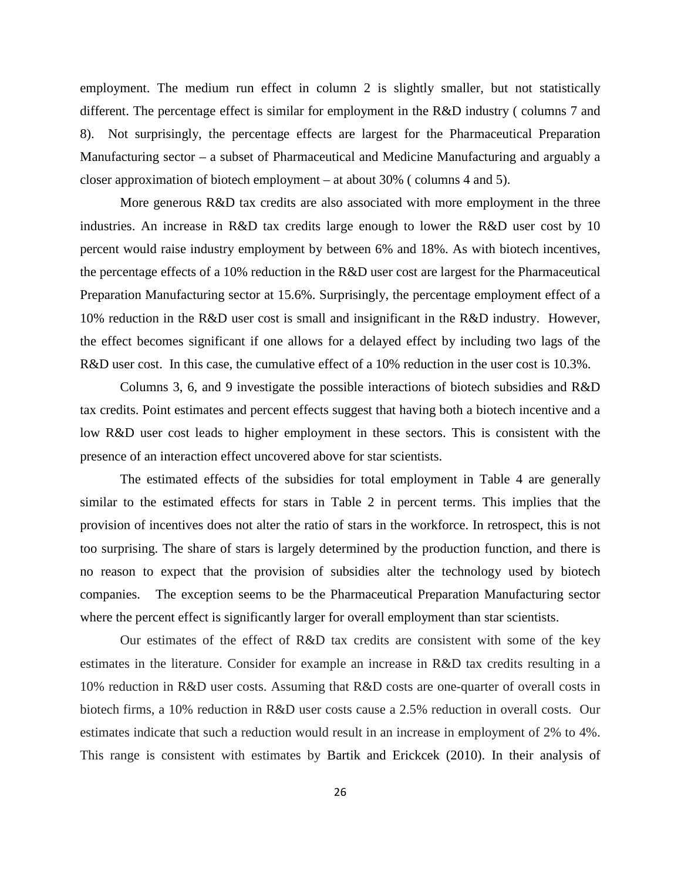employment. The medium run effect in column 2 is slightly smaller, but not statistically different. The percentage effect is similar for employment in the R&D industry ( columns 7 and 8). Not surprisingly, the percentage effects are largest for the Pharmaceutical Preparation Manufacturing sector – a subset of Pharmaceutical and Medicine Manufacturing and arguably a closer approximation of biotech employment – at about 30% ( columns 4 and 5).

More generous R&D tax credits are also associated with more employment in the three industries. An increase in R&D tax credits large enough to lower the R&D user cost by 10 percent would raise industry employment by between 6% and 18%. As with biotech incentives, the percentage effects of a 10% reduction in the R&D user cost are largest for the Pharmaceutical Preparation Manufacturing sector at 15.6%. Surprisingly, the percentage employment effect of a 10% reduction in the R&D user cost is small and insignificant in the R&D industry. However, the effect becomes significant if one allows for a delayed effect by including two lags of the R&D user cost. In this case, the cumulative effect of a 10% reduction in the user cost is 10.3%.

Columns 3, 6, and 9 investigate the possible interactions of biotech subsidies and R&D tax credits. Point estimates and percent effects suggest that having both a biotech incentive and a low R&D user cost leads to higher employment in these sectors. This is consistent with the presence of an interaction effect uncovered above for star scientists.

The estimated effects of the subsidies for total employment in Table 4 are generally similar to the estimated effects for stars in Table 2 in percent terms. This implies that the provision of incentives does not alter the ratio of stars in the workforce. In retrospect, this is not too surprising. The share of stars is largely determined by the production function, and there is no reason to expect that the provision of subsidies alter the technology used by biotech companies. The exception seems to be the Pharmaceutical Preparation Manufacturing sector where the percent effect is significantly larger for overall employment than star scientists.

Our estimates of the effect of R&D tax credits are consistent with some of the key estimates in the literature. Consider for example an increase in R&D tax credits resulting in a 10% reduction in R&D user costs. Assuming that R&D costs are one-quarter of overall costs in biotech firms, a 10% reduction in R&D user costs cause a 2.5% reduction in overall costs. Our estimates indicate that such a reduction would result in an increase in employment of 2% to 4%. This range is consistent with estimates by Bartik and Erickcek (2010). In their analysis of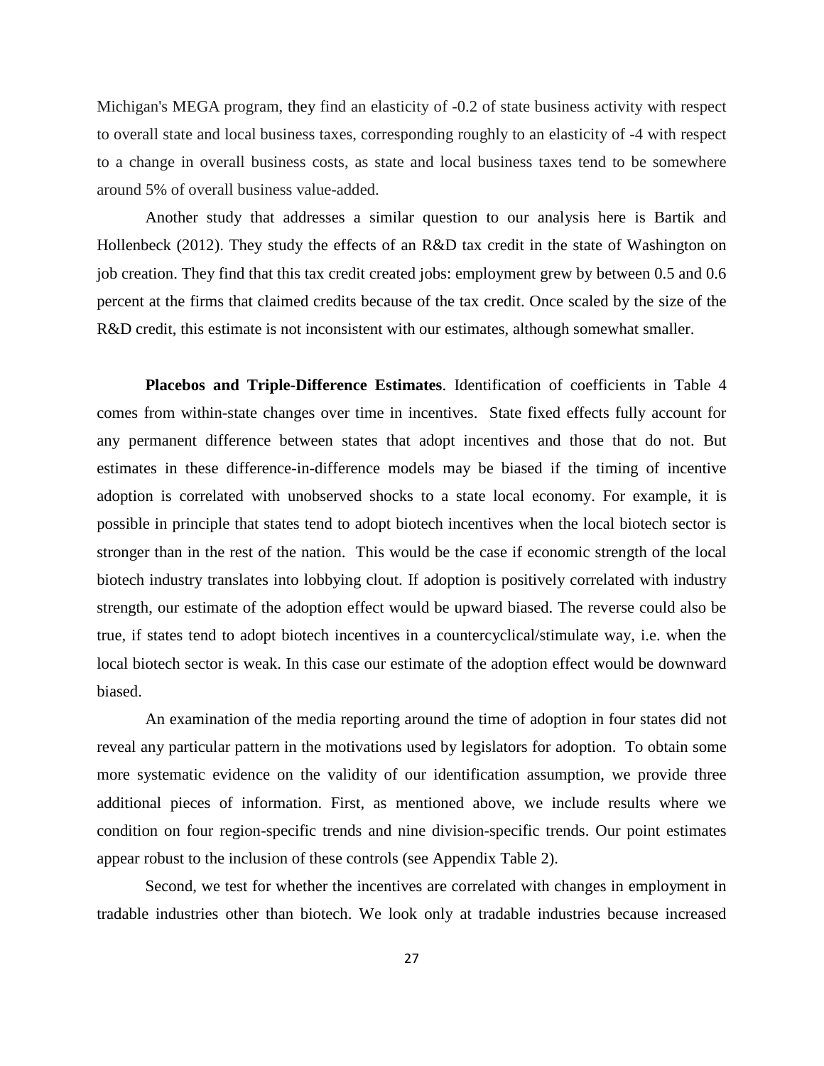Michigan's MEGA program, they find an elasticity of -0.2 of state business activity with respect to overall state and local business taxes, corresponding roughly to an elasticity of -4 with respect to a change in overall business costs, as state and local business taxes tend to be somewhere around 5% of overall business value-added.

Another study that addresses a similar question to our analysis here is Bartik and Hollenbeck (2012). They study the effects of an R&D tax credit in the state of Washington on job creation. They find that this tax credit created jobs: employment grew by between 0.5 and 0.6 percent at the firms that claimed credits because of the tax credit. Once scaled by the size of the R&D credit, this estimate is not inconsistent with our estimates, although somewhat smaller.

**Placebos and Triple-Difference Estimates**. Identification of coefficients in Table 4 comes from within-state changes over time in incentives. State fixed effects fully account for any permanent difference between states that adopt incentives and those that do not. But estimates in these difference-in-difference models may be biased if the timing of incentive adoption is correlated with unobserved shocks to a state local economy. For example, it is possible in principle that states tend to adopt biotech incentives when the local biotech sector is stronger than in the rest of the nation. This would be the case if economic strength of the local biotech industry translates into lobbying clout. If adoption is positively correlated with industry strength, our estimate of the adoption effect would be upward biased. The reverse could also be true, if states tend to adopt biotech incentives in a countercyclical/stimulate way, i.e. when the local biotech sector is weak. In this case our estimate of the adoption effect would be downward biased.

An examination of the media reporting around the time of adoption in four states did not reveal any particular pattern in the motivations used by legislators for adoption. To obtain some more systematic evidence on the validity of our identification assumption, we provide three additional pieces of information. First, as mentioned above, we include results where we condition on four region-specific trends and nine division-specific trends. Our point estimates appear robust to the inclusion of these controls (see Appendix Table 2).

Second, we test for whether the incentives are correlated with changes in employment in tradable industries other than biotech. We look only at tradable industries because increased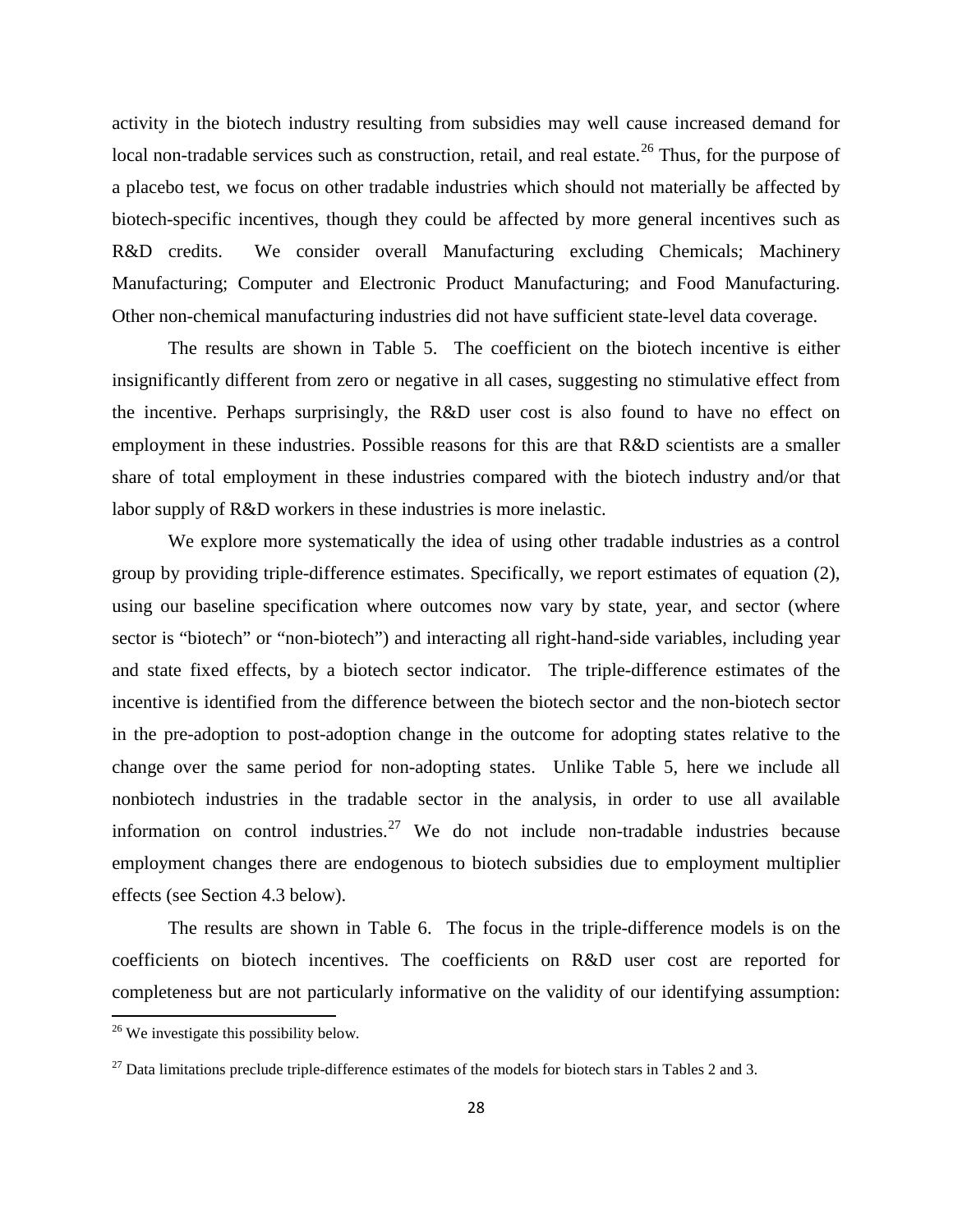activity in the biotech industry resulting from subsidies may well cause increased demand for local non-tradable services such as construction, retail, and real estate.[26] Thus, for the purpose of a placebo test, we focus on other tradable industries which should not materially be affected by biotech-specific incentives, though they could be affected by more general incentives such as R&D credits. We consider overall Manufacturing excluding Chemicals; Machinery Manufacturing; Computer and Electronic Product Manufacturing; and Food Manufacturing. Other non-chemical manufacturing industries did not have sufficient state-level data coverage.

The results are shown in Table 5. The coefficient on the biotech incentive is either insignificantly different from zero or negative in all cases, suggesting no stimulative effect from the incentive. Perhaps surprisingly, the R&D user cost is also found to have no effect on employment in these industries. Possible reasons for this are that R&D scientists are a smaller share of total employment in these industries compared with the biotech industry and/or that labor supply of R&D workers in these industries is more inelastic.

We explore more systematically the idea of using other tradable industries as a control group by providing triple-difference estimates. Specifically, we report estimates of equation (2), using our baseline specification where outcomes now vary by state, year, and sector (where sector is "biotech" or "non-biotech") and interacting all right-hand-side variables, including year and state fixed effects, by a biotech sector indicator. The triple-difference estimates of the incentive is identified from the difference between the biotech sector and the non-biotech sector in the pre-adoption to post-adoption change in the outcome for adopting states relative to the change over the same period for non-adopting states. Unlike Table 5, here we include all nonbiotech industries in the tradable sector in the analysis, in order to use all available information on control industries.[27] We do not include non-tradable industries because employment changes there are endogenous to biotech subsidies due to employment multiplier effects (see Section 4.3 below).

The results are shown in Table 6. The focus in the triple-difference models is on the coefficients on biotech incentives. The coefficients on R&D user cost are reported for completeness but are not particularly informative on the validity of our identifying assumption:

[26] We investigate this possibility below.

[27] Data limitations preclude triple-difference estimates of the models for biotech stars in Tables 2 and 3.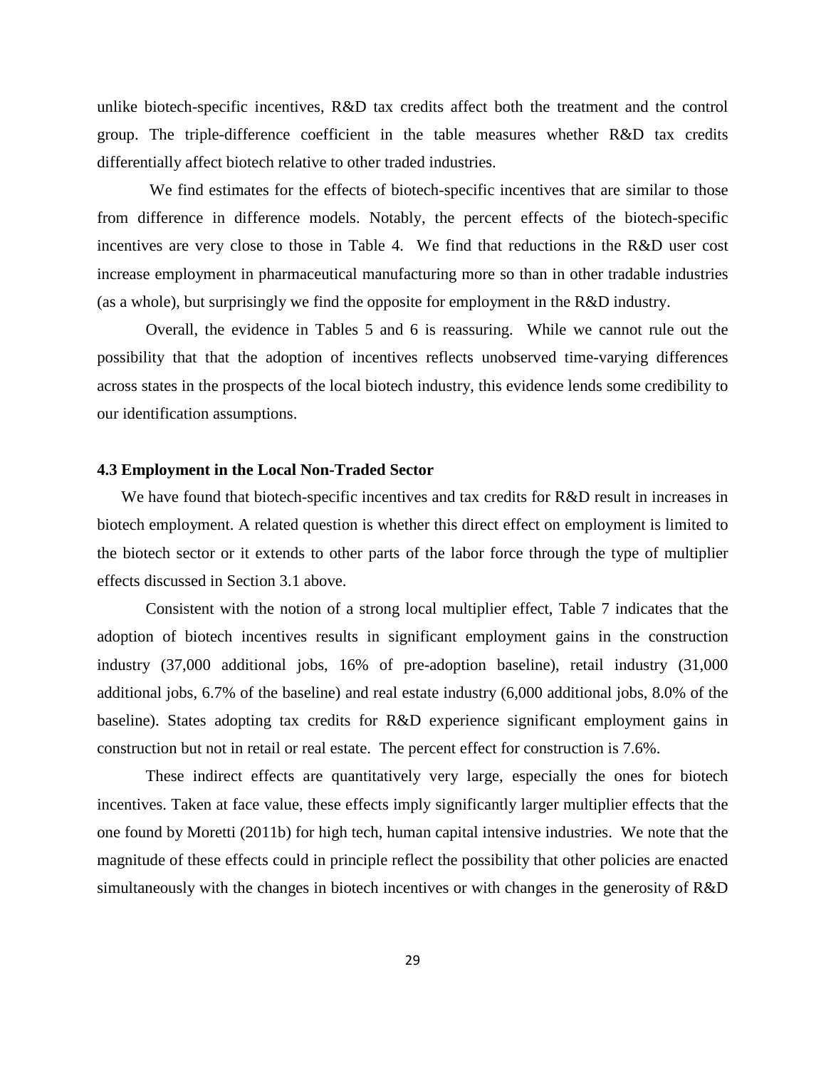unlike biotech-specific incentives, R&D tax credits affect both the treatment and the control group. The triple-difference coefficient in the table measures whether R&D tax credits differentially affect biotech relative to other traded industries.

We find estimates for the effects of biotech-specific incentives that are similar to those from difference in difference models. Notably, the percent effects of the biotech-specific incentives are very close to those in Table 4. We find that reductions in the R&D user cost increase employment in pharmaceutical manufacturing more so than in other tradable industries (as a whole), but surprisingly we find the opposite for employment in the R&D industry.

Overall, the evidence in Tables 5 and 6 is reassuring. While we cannot rule out the possibility that that the adoption of incentives reflects unobserved time-varying differences across states in the prospects of the local biotech industry, this evidence lends some credibility to our identification assumptions.

### 4.3 Employment in the Local Non-Traded Sector

We have found that biotech-specific incentives and tax credits for R&D result in increases in biotech employment. A related question is whether this direct effect on employment is limited to the biotech sector or it extends to other parts of the labor force through the type of multiplier effects discussed in Section 3.1 above.

Consistent with the notion of a strong local multiplier effect, Table 7 indicates that the adoption of biotech incentives results in significant employment gains in the construction industry (37,000 additional jobs, 16% of pre-adoption baseline), retail industry (31,000 additional jobs, 6.7% of the baseline) and real estate industry (6,000 additional jobs, 8.0% of the baseline). States adopting tax credits for R&D experience significant employment gains in construction but not in retail or real estate. The percent effect for construction is 7.6%.

These indirect effects are quantitatively very large, especially the ones for biotech incentives. Taken at face value, these effects imply significantly larger multiplier effects that the one found by Moretti (2011b) for high tech, human capital intensive industries. We note that the magnitude of these effects could in principle reflect the possibility that other policies are enacted simultaneously with the changes in biotech incentives or with changes in the generosity of R&D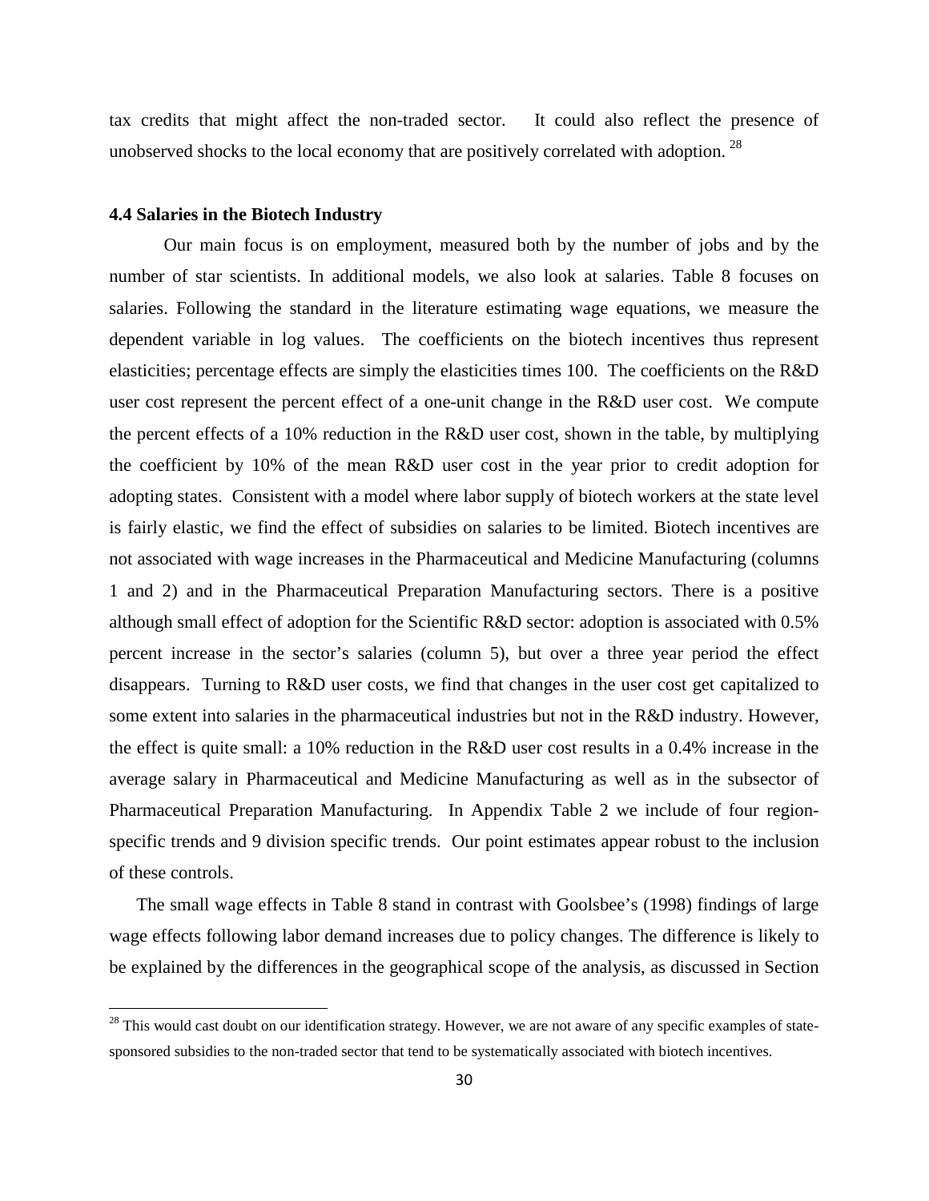tax credits that might affect the non-traded sector. It could also reflect the presence of unobserved shocks to the local economy that are positively correlated with adoption. [28]

#### 4.4 Salaries in the Biotech Industry

Our main focus is on employment, measured both by the number of jobs and by the number of star scientists. In additional models, we also look at salaries. Table 8 focuses on salaries. Following the standard in the literature estimating wage equations, we measure the dependent variable in log values. The coefficients on the biotech incentives thus represent elasticities; percentage effects are simply the elasticities times 100. The coefficients on the R&D user cost represent the percent effect of a one-unit change in the R&D user cost. We compute the percent effects of a 10% reduction in the R&D user cost, shown in the table, by multiplying the coefficient by 10% of the mean R&D user cost in the year prior to credit adoption for adopting states. Consistent with a model where labor supply of biotech workers at the state level is fairly elastic, we find the effect of subsidies on salaries to be limited. Biotech incentives are not associated with wage increases in the Pharmaceutical and Medicine Manufacturing (columns 1 and 2) and in the Pharmaceutical Preparation Manufacturing sectors. There is a positive although small effect of adoption for the Scientific R&D sector: adoption is associated with 0.5% percent increase in the sector's salaries (column 5), but over a three year period the effect disappears. Turning to R&D user costs, we find that changes in the user cost get capitalized to some extent into salaries in the pharmaceutical industries but not in the R&D industry. However, the effect is quite small: a 10% reduction in the R&D user cost results in a 0.4% increase in the average salary in Pharmaceutical and Medicine Manufacturing as well as in the subsector of Pharmaceutical Preparation Manufacturing. In Appendix Table 2 we include of four region-specific trends and 9 division specific trends. Our point estimates appear robust to the inclusion of these controls.

The small wage effects in Table 8 stand in contrast with Goolsbee's (1998) findings of large wage effects following labor demand increases due to policy changes. The difference is likely to be explained by the differences in the geographical scope of the analysis, as discussed in Section

[28] This would cast doubt on our identification strategy. However, we are not aware of any specific examples of state-sponsored subsidies to the non-traded sector that tend to be systematically associated with biotech incentives.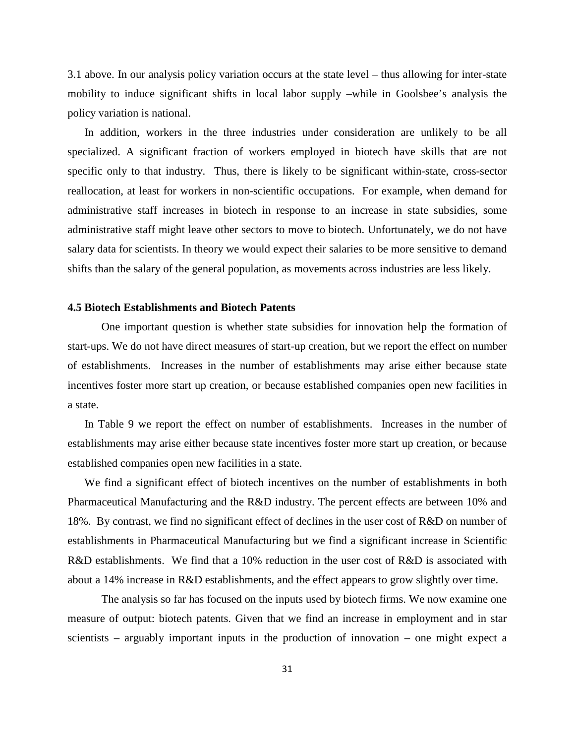3.1 above. In our analysis policy variation occurs at the state level – thus allowing for inter-state mobility to induce significant shifts in local labor supply –while in Goolsbee's analysis the policy variation is national.

In addition, workers in the three industries under consideration are unlikely to be all specialized. A significant fraction of workers employed in biotech have skills that are not specific only to that industry. Thus, there is likely to be significant within-state, cross-sector reallocation, at least for workers in non-scientific occupations. For example, when demand for administrative staff increases in biotech in response to an increase in state subsidies, some administrative staff might leave other sectors to move to biotech. Unfortunately, we do not have salary data for scientists. In theory we would expect their salaries to be more sensitive to demand shifts than the salary of the general population, as movements across industries are less likely.

### 4.5 Biotech Establishments and Biotech Patents

One important question is whether state subsidies for innovation help the formation of start-ups. We do not have direct measures of start-up creation, but we report the effect on number of establishments. Increases in the number of establishments may arise either because state incentives foster more start up creation, or because established companies open new facilities in a state.

In Table 9 we report the effect on number of establishments. Increases in the number of establishments may arise either because state incentives foster more start up creation, or because established companies open new facilities in a state.

We find a significant effect of biotech incentives on the number of establishments in both Pharmaceutical Manufacturing and the R&D industry. The percent effects are between 10% and 18%. By contrast, we find no significant effect of declines in the user cost of R&D on number of establishments in Pharmaceutical Manufacturing but we find a significant increase in Scientific R&D establishments. We find that a 10% reduction in the user cost of R&D is associated with about a 14% increase in R&D establishments, and the effect appears to grow slightly over time.

The analysis so far has focused on the inputs used by biotech firms. We now examine one measure of output: biotech patents. Given that we find an increase in employment and in star scientists – arguably important inputs in the production of innovation – one might expect a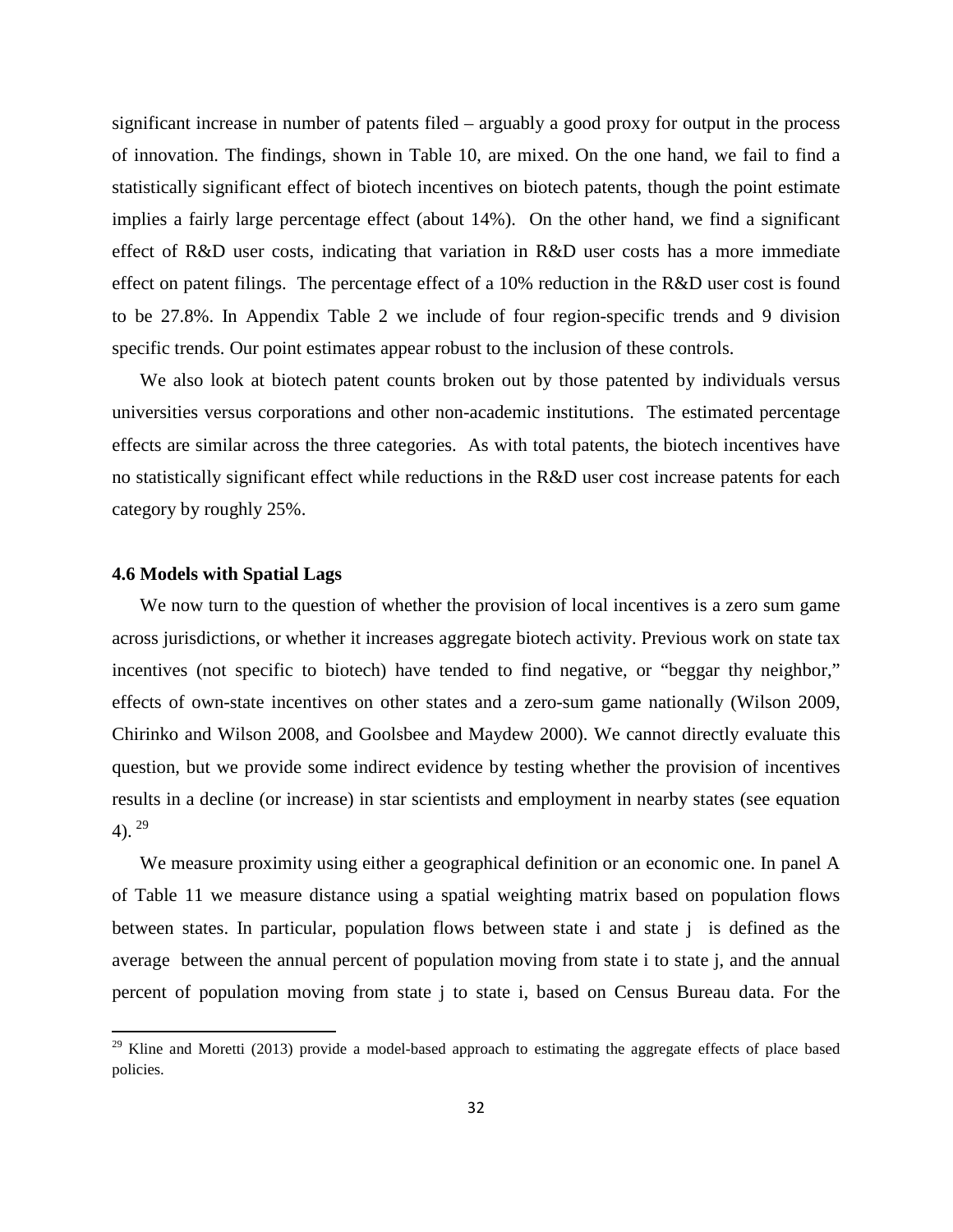significant increase in number of patents filed – arguably a good proxy for output in the process of innovation. The findings, shown in Table 10, are mixed. On the one hand, we fail to find a statistically significant effect of biotech incentives on biotech patents, though the point estimate implies a fairly large percentage effect (about 14%). On the other hand, we find a significant effect of R&D user costs, indicating that variation in R&D user costs has a more immediate effect on patent filings. The percentage effect of a 10% reduction in the R&D user cost is found to be 27.8%. In Appendix Table 2 we include of four region-specific trends and 9 division specific trends. Our point estimates appear robust to the inclusion of these controls.

We also look at biotech patent counts broken out by those patented by individuals versus universities versus corporations and other non-academic institutions. The estimated percentage effects are similar across the three categories. As with total patents, the biotech incentives have no statistically significant effect while reductions in the R&D user cost increase patents for each category by roughly 25%.

### 4.6 Models with Spatial Lags

We now turn to the question of whether the provision of local incentives is a zero sum game across jurisdictions, or whether it increases aggregate biotech activity. Previous work on state tax incentives (not specific to biotech) have tended to find negative, or "beggar thy neighbor," effects of own-state incentives on other states and a zero-sum game nationally (Wilson 2009, Chirinko and Wilson 2008, and Goolsbee and Maydew 2000). We cannot directly evaluate this question, but we provide some indirect evidence by testing whether the provision of incentives results in a decline (or increase) in star scientists and employment in nearby states (see equation 4). [29]

We measure proximity using either a geographical definition or an economic one. In panel A of Table 11 we measure distance using a spatial weighting matrix based on population flows between states. In particular, population flows between state i and state j is defined as the average between the annual percent of population moving from state i to state j, and the annual percent of population moving from state j to state i, based on Census Bureau data. For the

[29] Kline and Moretti (2013) provide a model-based approach to estimating the aggregate effects of place based policies.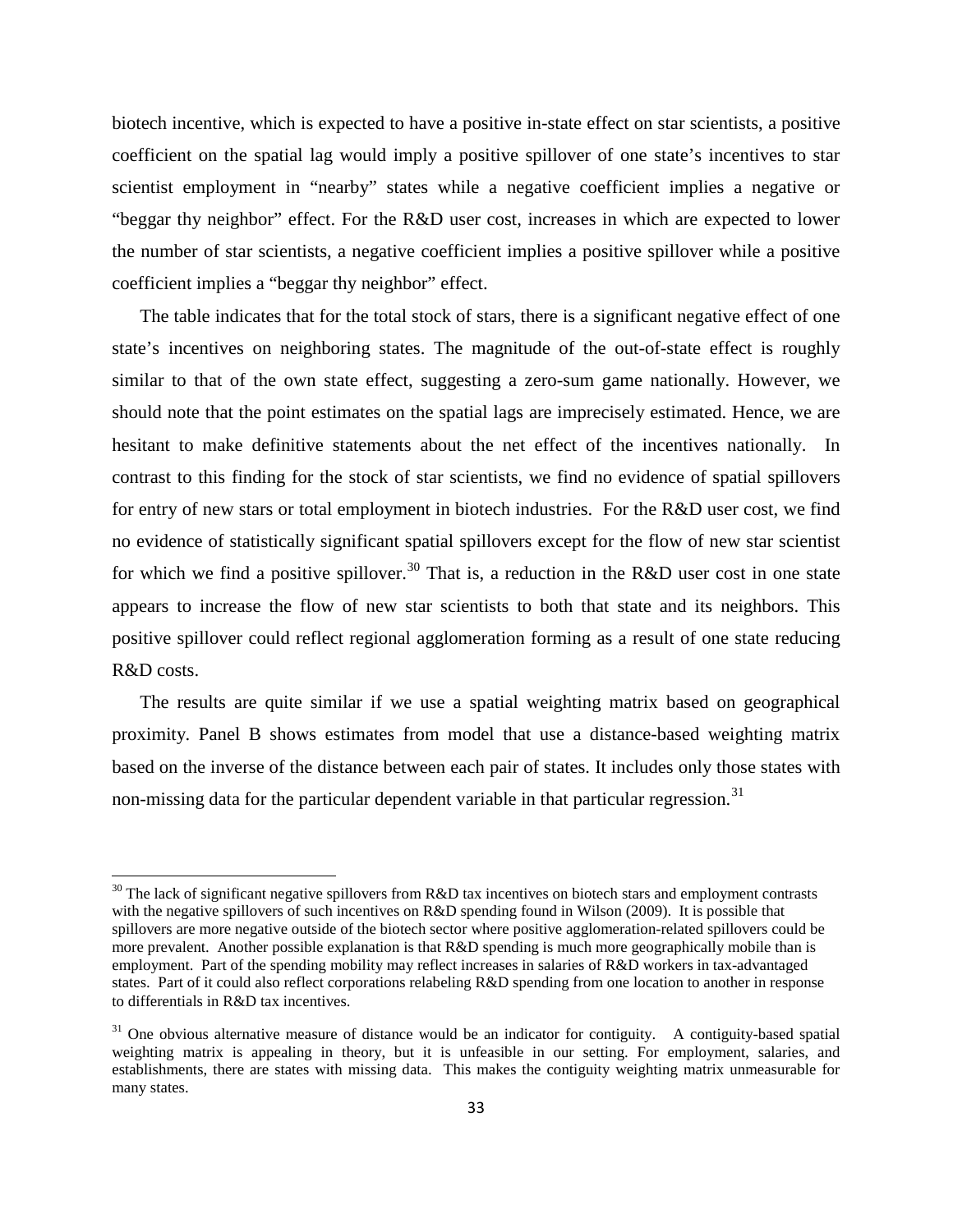biotech incentive, which is expected to have a positive in-state effect on star scientists, a positive coefficient on the spatial lag would imply a positive spillover of one state's incentives to star scientist employment in "nearby" states while a negative coefficient implies a negative or "beggar thy neighbor" effect. For the R&D user cost, increases in which are expected to lower the number of star scientists, a negative coefficient implies a positive spillover while a positive coefficient implies a "beggar thy neighbor" effect.

The table indicates that for the total stock of stars, there is a significant negative effect of one state's incentives on neighboring states. The magnitude of the out-of-state effect is roughly similar to that of the own state effect, suggesting a zero-sum game nationally. However, we should note that the point estimates on the spatial lags are imprecisely estimated. Hence, we are hesitant to make definitive statements about the net effect of the incentives nationally. In contrast to this finding for the stock of star scientists, we find no evidence of spatial spillovers for entry of new stars or total employment in biotech industries. For the R&D user cost, we find no evidence of statistically significant spatial spillovers except for the flow of new star scientist for which we find a positive spillover.[30] That is, a reduction in the R&D user cost in one state appears to increase the flow of new star scientists to both that state and its neighbors. This positive spillover could reflect regional agglomeration forming as a result of one state reducing R&D costs.

The results are quite similar if we use a spatial weighting matrix based on geographical proximity. Panel B shows estimates from model that use a distance-based weighting matrix based on the inverse of the distance between each pair of states. It includes only those states with non-missing data for the particular dependent variable in that particular regression.[31]

---

[30] The lack of significant negative spillovers from R&D tax incentives on biotech stars and employment contrasts with the negative spillovers of such incentives on R&D spending found in Wilson (2009). It is possible that spillovers are more negative outside of the biotech sector where positive agglomeration-related spillovers could be more prevalent. Another possible explanation is that R&D spending is much more geographically mobile than is employment. Part of the spending mobility may reflect increases in salaries of R&D workers in tax-advantaged states. Part of it could also reflect corporations relabeling R&D spending from one location to another in response to differentials in R&D tax incentives.

[31] One obvious alternative measure of distance would be an indicator for contiguity. A contiguity-based spatial weighting matrix is appealing in theory, but it is unfeasible in our setting. For employment, salaries, and establishments, there are states with missing data. This makes the contiguity weighting matrix unmeasurable for many states.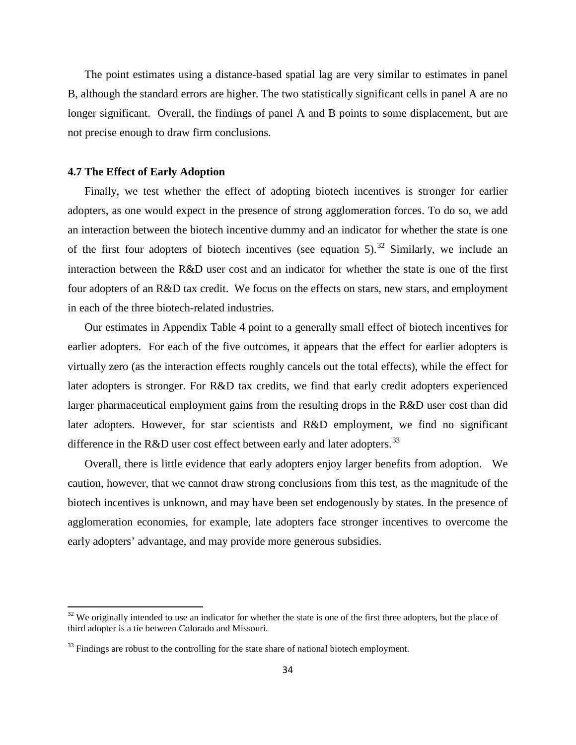The point estimates using a distance-based spatial lag are very similar to estimates in panel B, although the standard errors are higher. The two statistically significant cells in panel A are no longer significant. Overall, the findings of panel A and B points to some displacement, but are not precise enough to draw firm conclusions.

### 4.7 The Effect of Early Adoption

Finally, we test whether the effect of adopting biotech incentives is stronger for earlier adopters, as one would expect in the presence of strong agglomeration forces. To do so, we add an interaction between the biotech incentive dummy and an indicator for whether the state is one of the first four adopters of biotech incentives (see equation 5).[32] Similarly, we include an interaction between the R&D user cost and an indicator for whether the state is one of the first four adopters of an R&D tax credit. We focus on the effects on stars, new stars, and employment in each of the three biotech-related industries.

Our estimates in Appendix Table 4 point to a generally small effect of biotech incentives for earlier adopters. For each of the five outcomes, it appears that the effect for earlier adopters is virtually zero (as the interaction effects roughly cancels out the total effects), while the effect for later adopters is stronger. For R&D tax credits, we find that early credit adopters experienced larger pharmaceutical employment gains from the resulting drops in the R&D user cost than did later adopters. However, for star scientists and R&D employment, we find no significant difference in the R&D user cost effect between early and later adopters.[33]

Overall, there is little evidence that early adopters enjoy larger benefits from adoption. We caution, however, that we cannot draw strong conclusions from this test, as the magnitude of the biotech incentives is unknown, and may have been set endogenously by states. In the presence of agglomeration economies, for example, late adopters face stronger incentives to overcome the early adopters' advantage, and may provide more generous subsidies.

---

[32] We originally intended to use an indicator for whether the state is one of the first three adopters, but the place of third adopter is a tie between Colorado and Missouri.

[33] Findings are robust to the controlling for the state share of national biotech employment.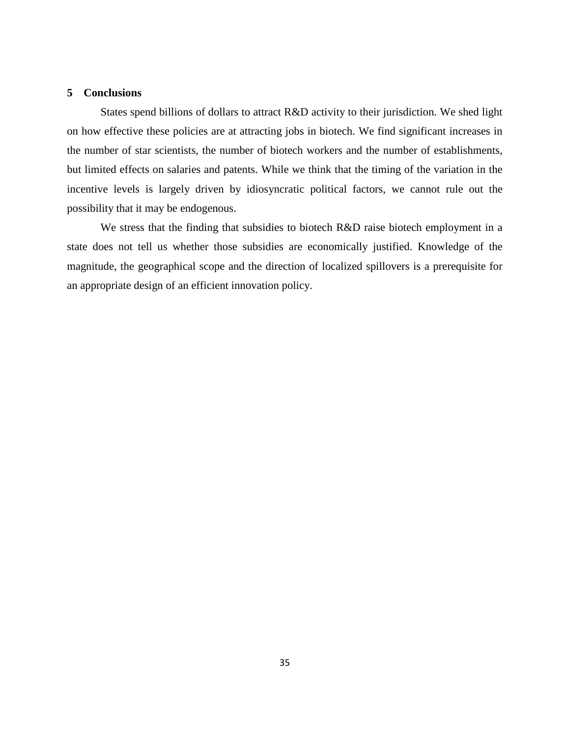## 5 Conclusions

States spend billions of dollars to attract R&D activity to their jurisdiction. We shed light on how effective these policies are at attracting jobs in biotech. We find significant increases in the number of star scientists, the number of biotech workers and the number of establishments, but limited effects on salaries and patents. While we think that the timing of the variation in the incentive levels is largely driven by idiosyncratic political factors, we cannot rule out the possibility that it may be endogenous.

We stress that the finding that subsidies to biotech R&D raise biotech employment in a state does not tell us whether those subsidies are economically justified. Knowledge of the magnitude, the geographical scope and the direction of localized spillovers is a prerequisite for an appropriate design of an efficient innovation policy.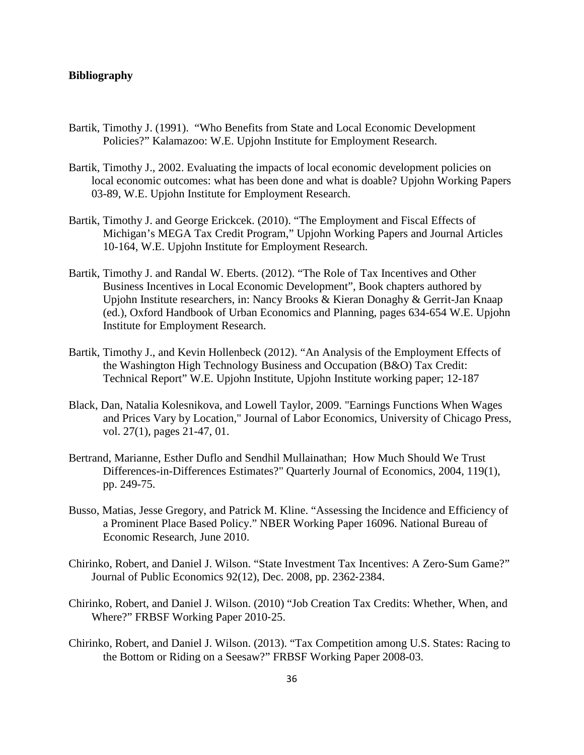**Bibliography**

Bartik, Timothy J. (1991). "Who Benefits from State and Local Economic Development Policies?" Kalamazoo: W.E. Upjohn Institute for Employment Research.

Bartik, Timothy J., 2002. Evaluating the impacts of local economic development policies on local economic outcomes: what has been done and what is doable? Upjohn Working Papers 03-89, W.E. Upjohn Institute for Employment Research.

Bartik, Timothy J. and George Erickcek. (2010). "The Employment and Fiscal Effects of Michigan's MEGA Tax Credit Program," Upjohn Working Papers and Journal Articles 10-164, W.E. Upjohn Institute for Employment Research.

Bartik, Timothy J. and Randal W. Eberts. (2012). "The Role of Tax Incentives and Other Business Incentives in Local Economic Development", Book chapters authored by Upjohn Institute researchers, in: Nancy Brooks & Kieran Donaghy & Gerrit-Jan Knaap (ed.), Oxford Handbook of Urban Economics and Planning, pages 634-654 W.E. Upjohn Institute for Employment Research.

Bartik, Timothy J., and Kevin Hollenbeck (2012). "An Analysis of the Employment Effects of the Washington High Technology Business and Occupation (B&O) Tax Credit: Technical Report" W.E. Upjohn Institute, Upjohn Institute working paper; 12-187

Black, Dan, Natalia Kolesnikova, and Lowell Taylor, 2009. "Earnings Functions When Wages and Prices Vary by Location," Journal of Labor Economics, University of Chicago Press, vol. 27(1), pages 21-47, 01.

Bertrand, Marianne, Esther Duflo and Sendhil Mullainathan; How Much Should We Trust Differences-in-Differences Estimates?" Quarterly Journal of Economics, 2004, 119(1), pp. 249-75.

Busso, Matias, Jesse Gregory, and Patrick M. Kline. "Assessing the Incidence and Efficiency of a Prominent Place Based Policy." NBER Working Paper 16096. National Bureau of Economic Research, June 2010.

Chirinko, Robert, and Daniel J. Wilson. "State Investment Tax Incentives: A Zero-Sum Game?" Journal of Public Economics 92(12), Dec. 2008, pp. 2362-2384.

Chirinko, Robert, and Daniel J. Wilson. (2010) "Job Creation Tax Credits: Whether, When, and Where?" FRBSF Working Paper 2010-25.

Chirinko, Robert, and Daniel J. Wilson. (2013). "Tax Competition among U.S. States: Racing to the Bottom or Riding on a Seesaw?" FRBSF Working Paper 2008-03.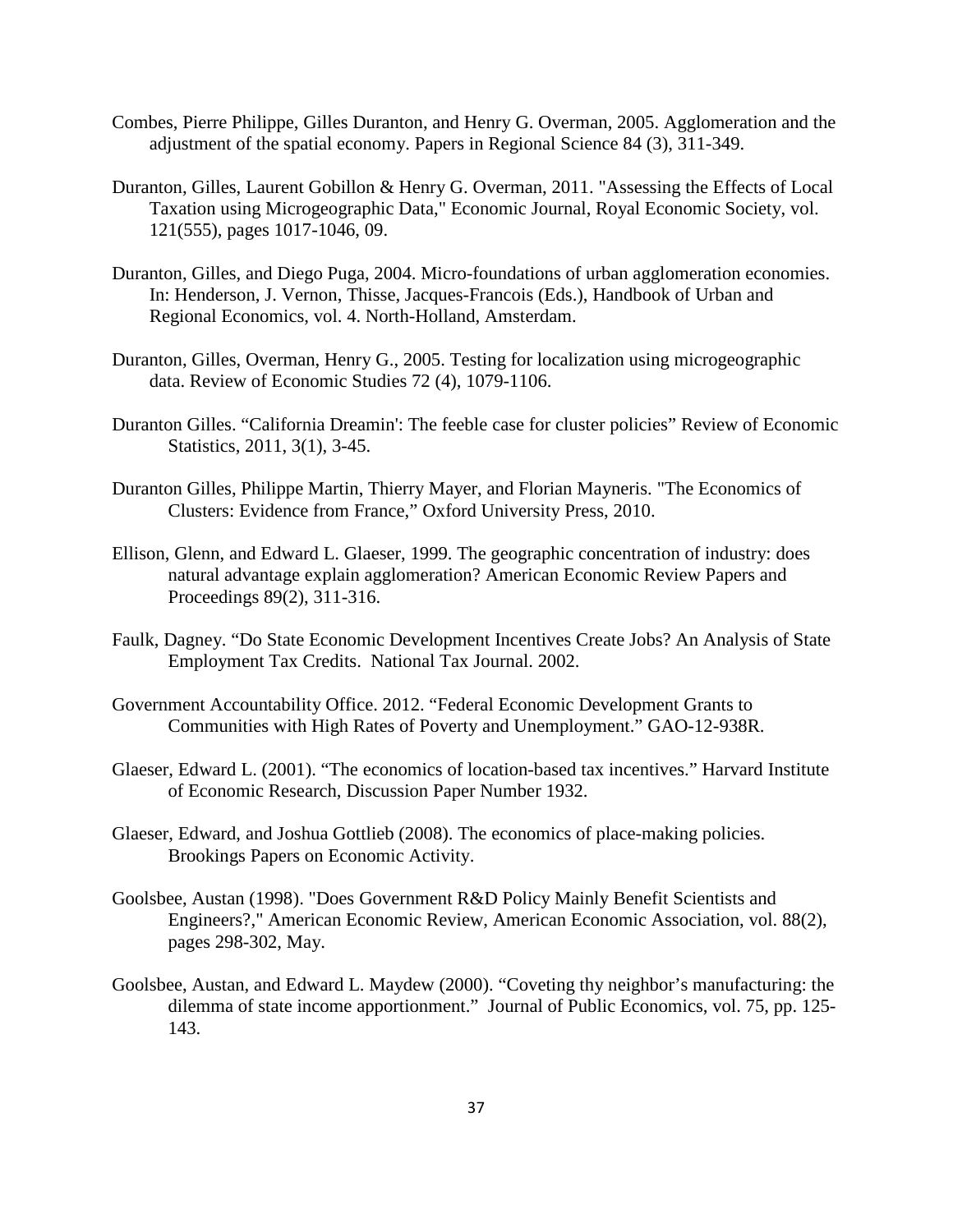Combes, Pierre Philippe, Gilles Duranton, and Henry G. Overman, 2005. Agglomeration and the adjustment of the spatial economy. Papers in Regional Science 84 (3), 311-349.

Duranton, Gilles, Laurent Gobillon & Henry G. Overman, 2011. "Assessing the Effects of Local Taxation using Microgeographic Data," Economic Journal, Royal Economic Society, vol. 121(555), pages 1017-1046, 09.

Duranton, Gilles, and Diego Puga, 2004. Micro-foundations of urban agglomeration economies. In: Henderson, J. Vernon, Thisse, Jacques-Francois (Eds.), Handbook of Urban and Regional Economics, vol. 4. North-Holland, Amsterdam.

Duranton, Gilles, Overman, Henry G., 2005. Testing for localization using microgeographic data. Review of Economic Studies 72 (4), 1079-1106.

Duranton Gilles. "California Dreamin': The feeble case for cluster policies" Review of Economic Statistics, 2011, 3(1), 3-45.

Duranton Gilles, Philippe Martin, Thierry Mayer, and Florian Mayneris. "The Economics of Clusters: Evidence from France," Oxford University Press, 2010.

Ellison, Glenn, and Edward L. Glaeser, 1999. The geographic concentration of industry: does natural advantage explain agglomeration? American Economic Review Papers and Proceedings 89(2), 311-316.

Faulk, Dagney. "Do State Economic Development Incentives Create Jobs? An Analysis of State Employment Tax Credits. National Tax Journal. 2002.

Government Accountability Office. 2012. "Federal Economic Development Grants to Communities with High Rates of Poverty and Unemployment." GAO-12-938R.

Glaeser, Edward L. (2001). "The economics of location-based tax incentives." Harvard Institute of Economic Research, Discussion Paper Number 1932.

Glaeser, Edward, and Joshua Gottlieb (2008). The economics of place-making policies. Brookings Papers on Economic Activity.

Goolsbee, Austan (1998). "Does Government R&D Policy Mainly Benefit Scientists and Engineers?," American Economic Review, American Economic Association, vol. 88(2), pages 298-302, May.

Goolsbee, Austan, and Edward L. Maydew (2000). "Coveting thy neighbor's manufacturing: the dilemma of state income apportionment." Journal of Public Economics, vol. 75, pp. 125-143.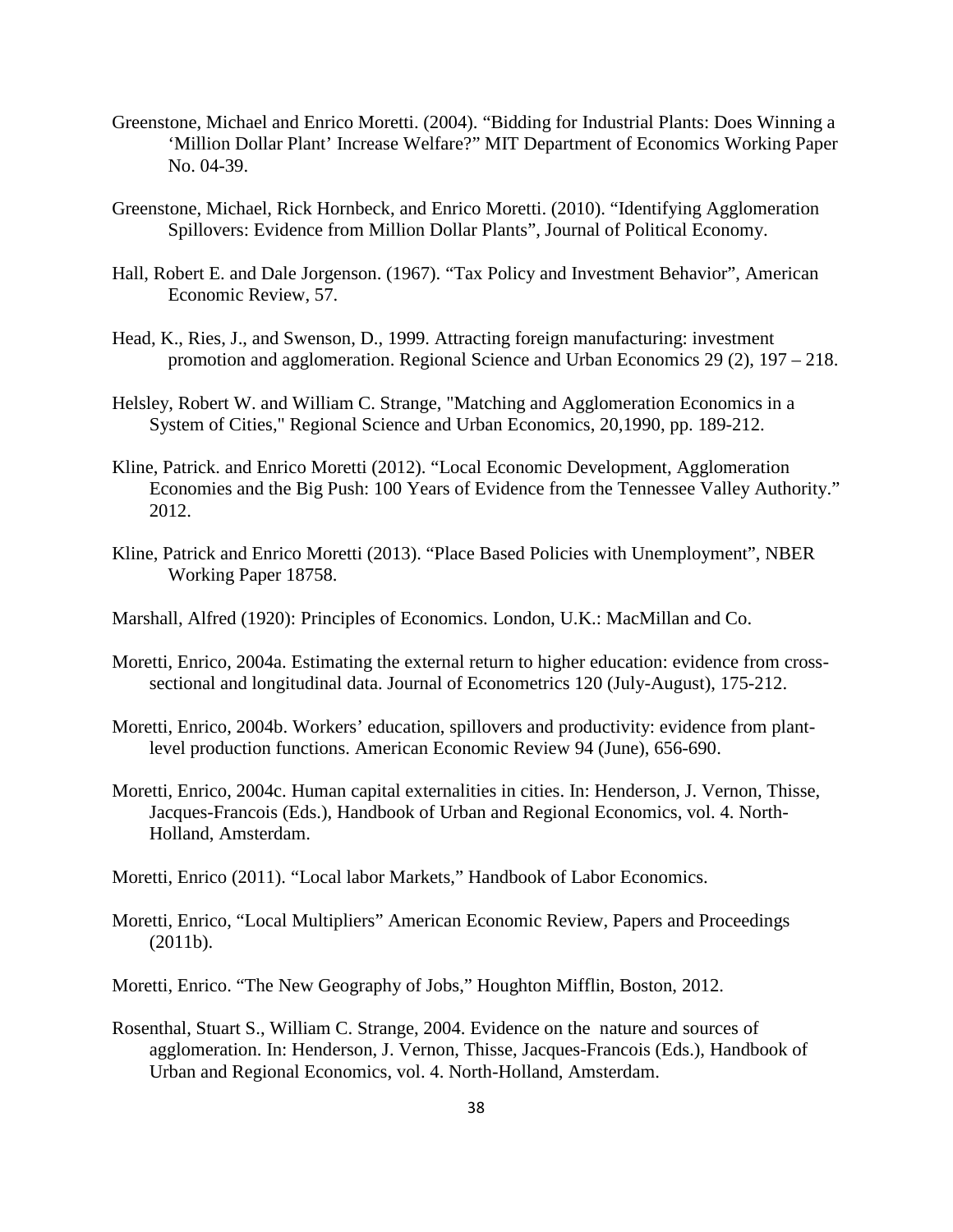Greenstone, Michael and Enrico Moretti. (2004). “Bidding for Industrial Plants: Does Winning a ‘Million Dollar Plant’ Increase Welfare?” MIT Department of Economics Working Paper No. 04-39.

Greenstone, Michael, Rick Hornbeck, and Enrico Moretti. (2010). “Identifying Agglomeration Spillovers: Evidence from Million Dollar Plants”, Journal of Political Economy.

Hall, Robert E. and Dale Jorgenson. (1967). “Tax Policy and Investment Behavior”, American Economic Review, 57.

Head, K., Ries, J., and Swenson, D., 1999. Attracting foreign manufacturing: investment promotion and agglomeration. Regional Science and Urban Economics 29 (2), 197 – 218.

Helsley, Robert W. and William C. Strange, "Matching and Agglomeration Economics in a System of Cities," Regional Science and Urban Economics, 20,1990, pp. 189-212.

Kline, Patrick. and Enrico Moretti (2012). “Local Economic Development, Agglomeration Economies and the Big Push: 100 Years of Evidence from the Tennessee Valley Authority.” 2012.

Kline, Patrick and Enrico Moretti (2013). “Place Based Policies with Unemployment”, NBER Working Paper 18758.

Marshall, Alfred (1920): Principles of Economics. London, U.K.: MacMillan and Co.

Moretti, Enrico, 2004a. Estimating the external return to higher education: evidence from cross-sectional and longitudinal data. Journal of Econometrics 120 (July-August), 175-212.

Moretti, Enrico, 2004b. Workers’ education, spillovers and productivity: evidence from plant-level production functions. American Economic Review 94 (June), 656-690.

Moretti, Enrico, 2004c. Human capital externalities in cities. In: Henderson, J. Vernon, Thisse, Jacques-Francois (Eds.), Handbook of Urban and Regional Economics, vol. 4. North-Holland, Amsterdam.

Moretti, Enrico (2011). “Local labor Markets,” Handbook of Labor Economics.

Moretti, Enrico, “Local Multipliers” American Economic Review, Papers and Proceedings (2011b).

Moretti, Enrico. “The New Geography of Jobs,” Houghton Mifflin, Boston, 2012.

Rosenthal, Stuart S., William C. Strange, 2004. Evidence on the nature and sources of agglomeration. In: Henderson, J. Vernon, Thisse, Jacques-Francois (Eds.), Handbook of Urban and Regional Economics, vol. 4. North-Holland, Amsterdam.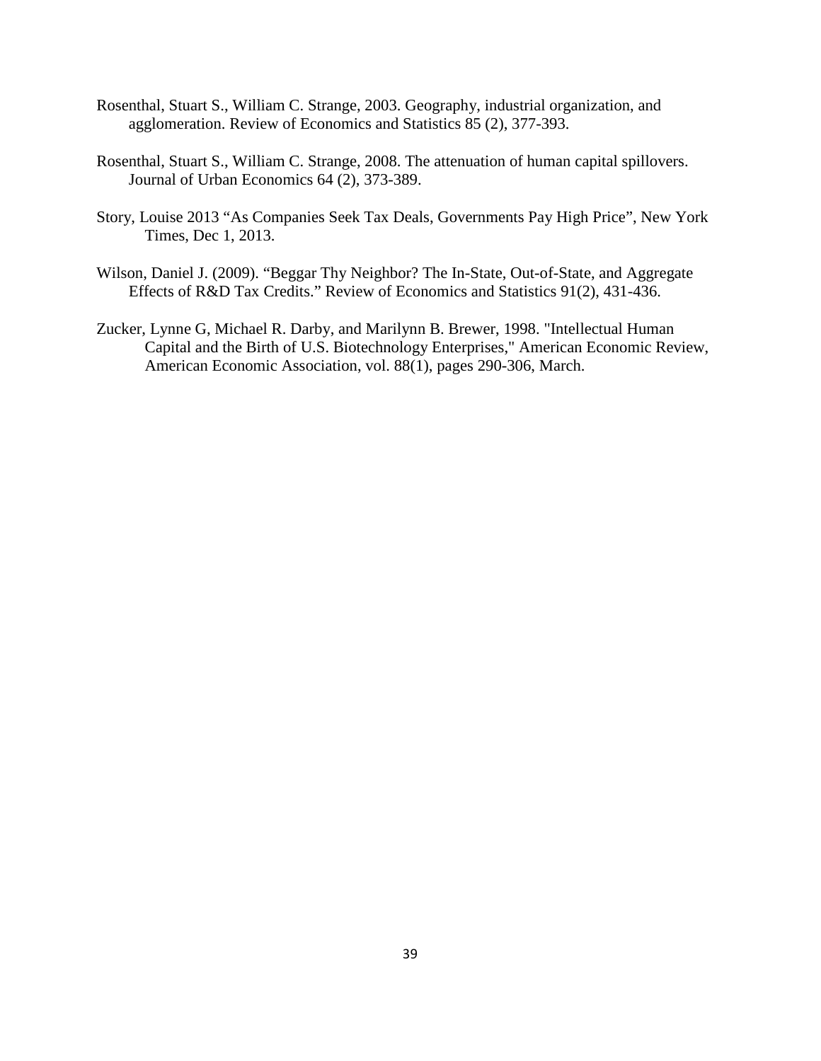Rosenthal, Stuart S., William C. Strange, 2003. Geography, industrial organization, and agglomeration. Review of Economics and Statistics 85 (2), 377-393.

Rosenthal, Stuart S., William C. Strange, 2008. The attenuation of human capital spillovers. Journal of Urban Economics 64 (2), 373-389.

Story, Louise 2013 "As Companies Seek Tax Deals, Governments Pay High Price", New York Times, Dec 1, 2013.

Wilson, Daniel J. (2009). "Beggar Thy Neighbor? The In-State, Out-of-State, and Aggregate Effects of R&D Tax Credits." Review of Economics and Statistics 91(2), 431-436.

Zucker, Lynne G, Michael R. Darby, and Marilynn B. Brewer, 1998. "Intellectual Human Capital and the Birth of U.S. Biotechnology Enterprises," American Economic Review, American Economic Association, vol. 88(1), pages 290-306, March.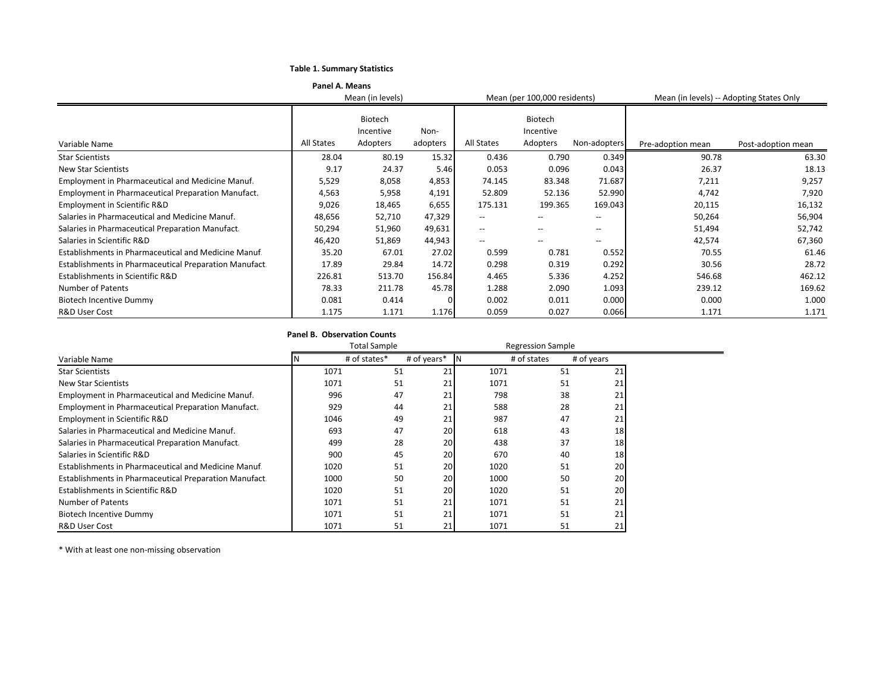**Table 1. Summary Statistics**

**Panel A. Means**

| Variable Name | Mean (in levels) | | | Mean (per 100,000 residents) | | | Mean (in levels) -- Adopting States Only | |
|---|---|---|---|---|---|---|---|---|
| | All States | Biotech Incentive Adopters | Non-adopters | All States | Biotech Incentive Adopters | Non-adopters | Pre-adoption mean | Post-adoption mean |
| Star Scientists | 28.04 | 80.19 | 15.32 | 0.436 | 0.790 | 0.349 | 90.78 | 63.30 |
| New Star Scientists | 9.17 | 24.37 | 5.46 | 0.053 | 0.096 | 0.043 | 26.37 | 18.13 |
| Employment in Pharmaceutical and Medicine Manuf. | 5,529 | 8,058 | 4,853 | 74.145 | 83.348 | 71.687 | 7,211 | 9,257 |
| Employment in Pharmaceutical Preparation Manufact. | 4,563 | 5,958 | 4,191 | 52.809 | 52.136 | 52.990 | 4,742 | 7,920 |
| Employment in Scientific R&D | 9,026 | 18,465 | 6,655 | 175.131 | 199.365 | 169.043 | 20,115 | 16,132 |
| Salaries in Pharmaceutical and Medicine Manuf. | 48,656 | 52,710 | 47,329 | -- | -- | -- | 50,264 | 56,904 |
| Salaries in Pharmaceutical Preparation Manufact. | 50,294 | 51,960 | 49,631 | -- | -- | -- | 51,494 | 52,742 |
| Salaries in Scientific R&D | 46,420 | 51,869 | 44,943 | -- | -- | -- | 42,574 | 67,360 |
| Establishments in Pharmaceutical and Medicine Manuf. | 35.20 | 67.01 | 27.02 | 0.599 | 0.781 | 0.552 | 70.55 | 61.46 |
| Establishments in Pharmaceutical Preparation Manufact. | 17.89 | 29.84 | 14.72 | 0.298 | 0.319 | 0.292 | 30.56 | 28.72 |
| Establishments in Scientific R&D | 226.81 | 513.70 | 156.84 | 4.465 | 5.336 | 4.252 | 546.68 | 462.12 |
| Number of Patents | 78.33 | 211.78 | 45.78 | 1.288 | 2.090 | 1.093 | 239.12 | 169.62 |
| Biotech Incentive Dummy | 0.081 | 0.414 | 0 | 0.002 | 0.011 | 0.000 | 0.000 | 1.000 |
| R&D User Cost | 1.175 | 1.171 | 1.176 | 0.059 | 0.027 | 0.066 | 1.171 | 1.171 |

**Panel B. Observation Counts**

| Variable Name | Total Sample | | | Regression Sample | | |
|---|---|---|---|---|---|---|
| | N | # of states* | # of years* | N | # of states | # of years |
| Star Scientists | 1071 | 51 | 21 | 1071 | 51 | 21 |
| New Star Scientists | 1071 | 51 | 21 | 1071 | 51 | 21 |
| Employment in Pharmaceutical and Medicine Manuf. | 996 | 47 | 21 | 798 | 38 | 21 |
| Employment in Pharmaceutical Preparation Manufact. | 929 | 44 | 21 | 588 | 28 | 21 |
| Employment in Scientific R&D | 1046 | 49 | 21 | 987 | 47 | 21 |
| Salaries in Pharmaceutical and Medicine Manuf. | 693 | 47 | 20 | 618 | 43 | 18 |
| Salaries in Pharmaceutical Preparation Manufact. | 499 | 28 | 20 | 438 | 37 | 18 |
| Salaries in Scientific R&D | 900 | 45 | 20 | 670 | 40 | 18 |
| Establishments in Pharmaceutical and Medicine Manuf. | 1020 | 51 | 20 | 1020 | 51 | 20 |
| Establishments in Pharmaceutical Preparation Manufact. | 1000 | 50 | 20 | 1000 | 50 | 20 |
| Establishments in Scientific R&D | 1020 | 51 | 20 | 1020 | 51 | 20 |
| Number of Patents | 1071 | 51 | 21 | 1071 | 51 | 21 |
| Biotech Incentive Dummy | 1071 | 51 | 21 | 1071 | 51 | 21 |
| R&D User Cost | 1071 | 51 | 21 | 1071 | 51 | 21 |

\* With at least one non-missing observation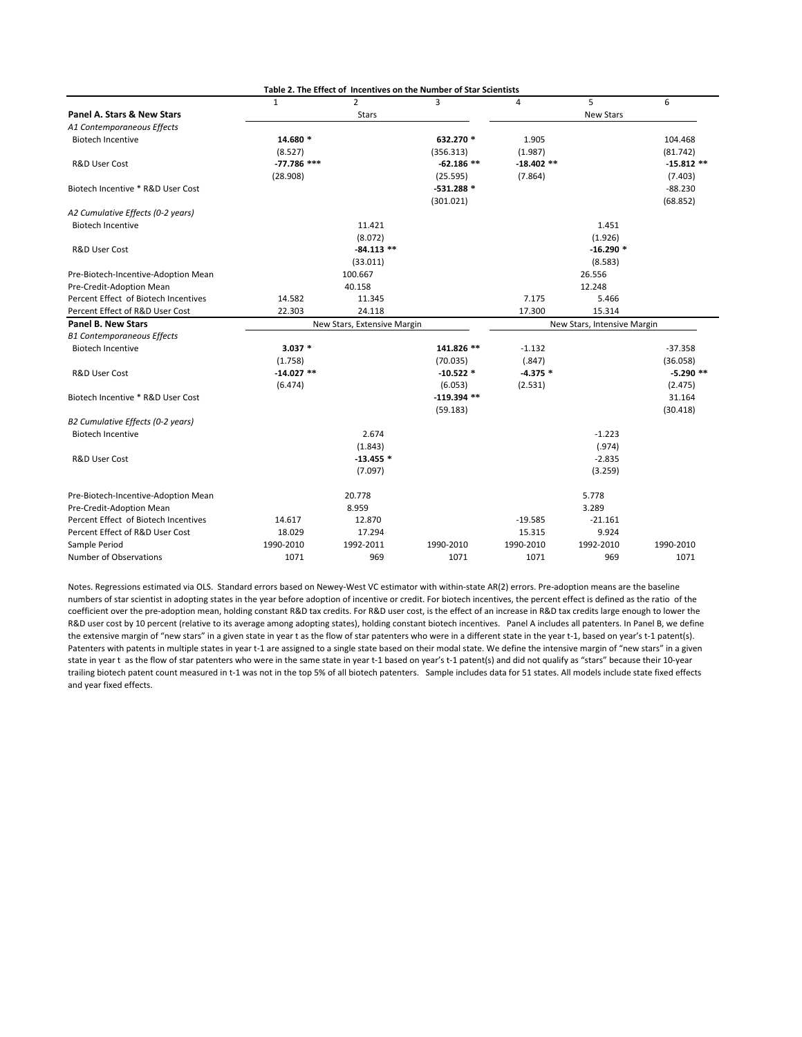**Table 2. The Effect of Incentives on the Number of Star Scientists**

| | 1 | 2 | 3 | 4 | 5 | 6 |
|---|---|---|---|---|---|---|
| **Panel A. Stars & New Stars** | | Stars | | | New Stars | |
| *A1 Contemporaneous Effects* | | | | | | |
| Biotech Incentive | **14.680 \*** | | **632.270 \*** | 1.905 | | 104.468 |
| | (8.527) | | (356.313) | (1.987) | | (81.742) |
| R&D User Cost | **-77.786 \*\*\*** | | **-62.186 \*\*** | **-18.402 \*\*** | | **-15.812 \*\*** |
| | (28.908) | | (25.595) | (7.864) | | (7.403) |
| Biotech Incentive \* R&D User Cost | | | **-531.288 \*** | | | -88.230 |
| | | | (301.021) | | | (68.852) |
| *A2 Cumulative Effects (0-2 years)* | | | | | | |
| Biotech Incentive | | 11.421 | | | 1.451 | |
| | | (8.072) | | | (1.926) | |
| R&D User Cost | | **-84.113 \*\*** | | | **-16.290 \*** | |
| | | (33.011) | | | (8.583) | |
| Pre-Biotech-Incentive-Adoption Mean | | 100.667 | | | 26.556 | |
| Pre-Credit-Adoption Mean | | 40.158 | | | 12.248 | |
| Percent Effect of Biotech Incentives | 14.582 | 11.345 | | 7.175 | 5.466 | |
| Percent Effect of R&D User Cost | 22.303 | 24.118 | | 17.300 | 15.314 | |
| **Panel B. New Stars** | | New Stars, Extensive Margin | | | New Stars, Intensive Margin | |
| *B1 Contemporaneous Effects* | | | | | | |
| Biotech Incentive | **3.037 \*** | | **141.826 \*\*** | -1.132 | | -37.358 |
| | (1.758) | | (70.035) | (.847) | | (36.058) |
| R&D User Cost | **-14.027 \*\*** | | **-10.522 \*** | **-4.375 \*** | | **-5.290 \*\*** |
| | (6.474) | | (6.053) | (2.531) | | (2.475) |
| Biotech Incentive \* R&D User Cost | | | **-119.394 \*\*** | | | 31.164 |
| | | | (59.183) | | | (30.418) |
| *B2 Cumulative Effects (0-2 years)* | | | | | | |
| Biotech Incentive | | 2.674 | | | -1.223 | |
| | | (1.843) | | | (.974) | |
| R&D User Cost | | **-13.455 \*** | | | -2.835 | |
| | | (7.097) | | | (3.259) | |
| Pre-Biotech-Incentive-Adoption Mean | | 20.778 | | | 5.778 | |
| Pre-Credit-Adoption Mean | | 8.959 | | | 3.289 | |
| Percent Effect of Biotech Incentives | 14.617 | 12.870 | | -19.585 | -21.161 | |
| Percent Effect of R&D User Cost | 18.029 | 17.294 | | 15.315 | 9.924 | |
| Sample Period | 1990-2010 | 1992-2011 | 1990-2010 | 1990-2010 | 1992-2010 | 1990-2010 |
| Number of Observations | 1071 | 969 | 1071 | 1071 | 969 | 1071 |

Notes. Regressions estimated via OLS. Standard errors based on Newey-West VC estimator with within-state AR(2) errors. Pre-adoption means are the baseline numbers of star scientist in adopting states in the year before adoption of incentive or credit. For biotech incentives, the percent effect is defined as the ratio of the coefficient over the pre-adoption mean, holding constant R&D tax credits. For R&D user cost, is the effect of an increase in R&D tax credits large enough to lower the R&D user cost by 10 percent (relative to its average among adopting states), holding constant biotech incentives. Panel A includes all patenters. In Panel B, we define the extensive margin of "new stars" in a given state in year t as the flow of star patenters who were in a different state in the year t-1, based on year's t-1 patent(s). Patenters with patents in multiple states in year t-1 are assigned to a single state based on their modal state. We define the intensive margin of "new stars" in a given state in year t as the flow of star patenters who were in the same state in year t-1 based on year's t-1 patent(s) and did not qualify as "stars" because their 10-year trailing biotech patent count measured in t-1 was not in the top 5% of all biotech patenters. Sample includes data for 51 states. All models include state fixed effects and year fixed effects.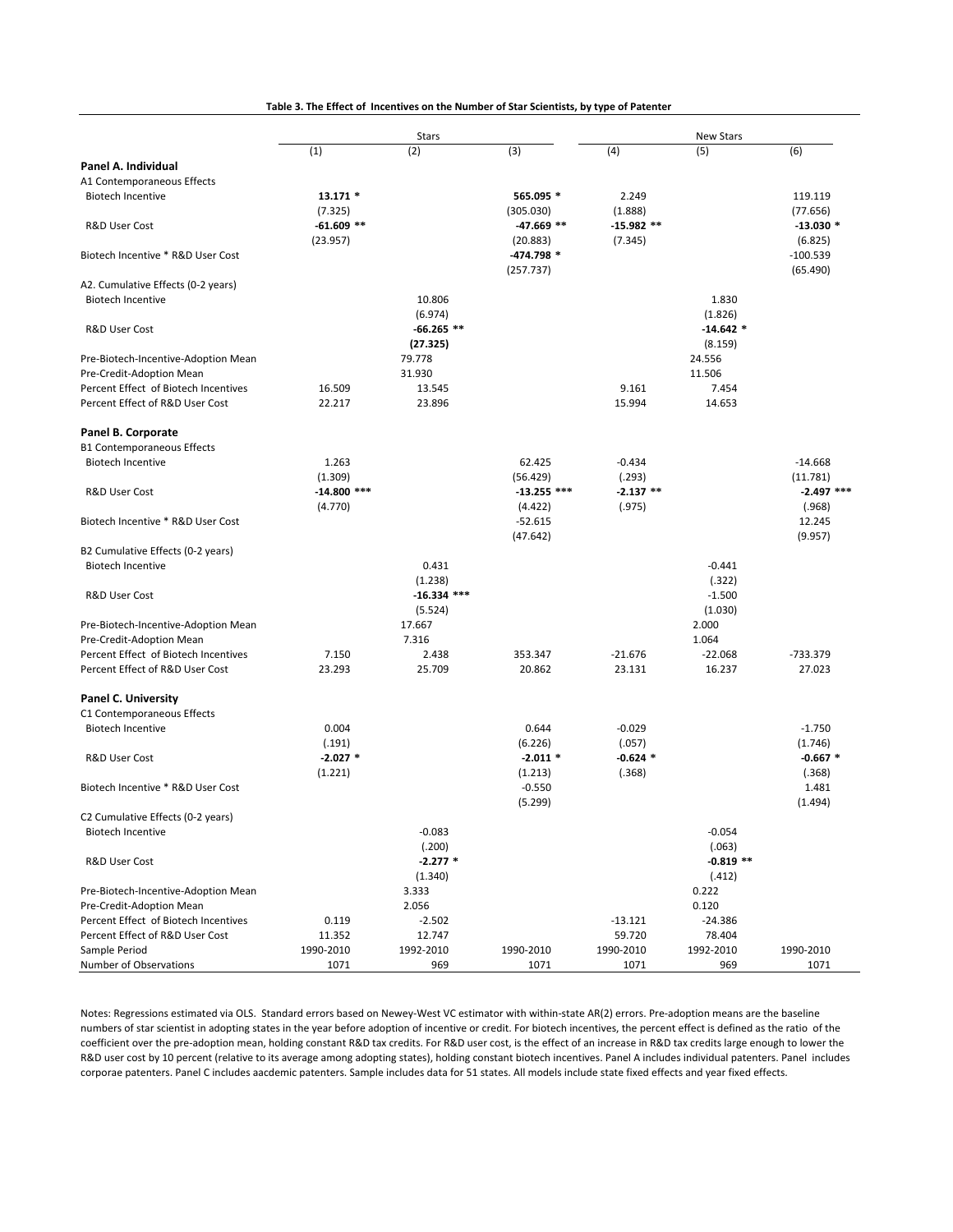**Table 3. The Effect of Incentives on the Number of Star Scientists, by type of Patenter**

| | Stars | | | New Stars | | |
|---|---|---|---|---|---|---|
| | (1) | (2) | (3) | (4) | (5) | (6) |
| **Panel A. Individual** | | | | | | |
| A1 Contemporaneous Effects | | | | | | |
| Biotech Incentive | **13.171 *** | | **565.095 *** | 2.249 | | 119.119 |
| | (7.325) | | (305.030) | (1.888) | | (77.656) |
| R&D User Cost | **-61.609 ***** | | **-47.669 ***** | **-15.982 ***** | | **-13.030 *** |
| | (23.957) | | (20.883) | (7.345) | | (6.825) |
| Biotech Incentive * R&D User Cost | | | **-474.798 *** | | | -100.539 |
| | | | (257.737) | | | (65.490) |
| A2. Cumulative Effects (0-2 years) | | | | | | |
| Biotech Incentive | | 10.806 | | | 1.830 | |
| | | (6.974) | | | (1.826) | |
| R&D User Cost | | **-66.265 ***** | | | **-14.642 *** | |
| | | **(27.325)** | | | (8.159) | |
| Pre-Biotech-Incentive-Adoption Mean | | 79.778 | | | 24.556 | |
| Pre-Credit-Adoption Mean | | 31.930 | | | 11.506 | |
| Percent Effect of Biotech Incentives | 16.509 | 13.545 | | 9.161 | 7.454 | |
| Percent Effect of R&D User Cost | 22.217 | 23.896 | | 15.994 | 14.653 | |
| **Panel B. Corporate** | | | | | | |
| B1 Contemporaneous Effects | | | | | | |
| Biotech Incentive | 1.263 | | 62.425 | -0.434 | | -14.668 |
| | (1.309) | | (56.429) | (.293) | | (11.781) |
| R&D User Cost | **-14.800 ******* | | **-13.255 ******* | **-2.137 ***** | | **-2.497 ******* |
| | (4.770) | | (4.422) | (.975) | | (.968) |
| Biotech Incentive * R&D User Cost | | | -52.615 | | | 12.245 |
| | | | (47.642) | | | (9.957) |
| B2 Cumulative Effects (0-2 years) | | | | | | |
| Biotech Incentive | | 0.431 | | | -0.441 | |
| | | (1.238) | | | (.322) | |
| R&D User Cost | | **-16.334 ******* | | | -1.500 | |
| | | (5.524) | | | (1.030) | |
| Pre-Biotech-Incentive-Adoption Mean | | 17.667 | | | 2.000 | |
| Pre-Credit-Adoption Mean | | 7.316 | | | 1.064 | |
| Percent Effect of Biotech Incentives | 7.150 | 2.438 | 353.347 | -21.676 | -22.068 | -733.379 |
| Percent Effect of R&D User Cost | 23.293 | 25.709 | 20.862 | 23.131 | 16.237 | 27.023 |
| **Panel C. University** | | | | | | |
| C1 Contemporaneous Effects | | | | | | |
| Biotech Incentive | 0.004 | | 0.644 | -0.029 | | -1.750 |
| | (.191) | | (6.226) | (.057) | | (1.746) |
| R&D User Cost | **-2.027 *** | | **-2.011 *** | **-0.624 *** | | **-0.667 *** |
| | (1.221) | | (1.213) | (.368) | | (.368) |
| Biotech Incentive * R&D User Cost | | | -0.550 | | | 1.481 |
| | | | (5.299) | | | (1.494) |
| C2 Cumulative Effects (0-2 years) | | | | | | |
| Biotech Incentive | | -0.083 | | | -0.054 | |
| | | (.200) | | | (.063) | |
| R&D User Cost | | **-2.277 *** | | | **-0.819 ***** | |
| | | (1.340) | | | (.412) | |
| Pre-Biotech-Incentive-Adoption Mean | | 3.333 | | | 0.222 | |
| Pre-Credit-Adoption Mean | | 2.056 | | | 0.120 | |
| Percent Effect of Biotech Incentives | 0.119 | -2.502 | | -13.121 | -24.386 | |
| Percent Effect of R&D User Cost | 11.352 | 12.747 | | 59.720 | 78.404 | |
| Sample Period | 1990-2010 | 1992-2010 | 1990-2010 | 1990-2010 | 1992-2010 | 1990-2010 |
| Number of Observations | 1071 | 969 | 1071 | 1071 | 969 | 1071 |

Notes: Regressions estimated via OLS. Standard errors based on Newey-West VC estimator with within-state AR(2) errors. Pre-adoption means are the baseline numbers of star scientist in adopting states in the year before adoption of incentive or credit. For biotech incentives, the percent effect is defined as the ratio of the coefficient over the pre-adoption mean, holding constant R&D tax credits. For R&D user cost, is the effect of an increase in R&D tax credits large enough to lower the R&D user cost by 10 percent (relative to its average among adopting states), holding constant biotech incentives. Panel A includes individual patenters. Panel includes corporae patenters. Panel C includes aacdemic patenters. Sample includes data for 51 states. All models include state fixed effects and year fixed effects.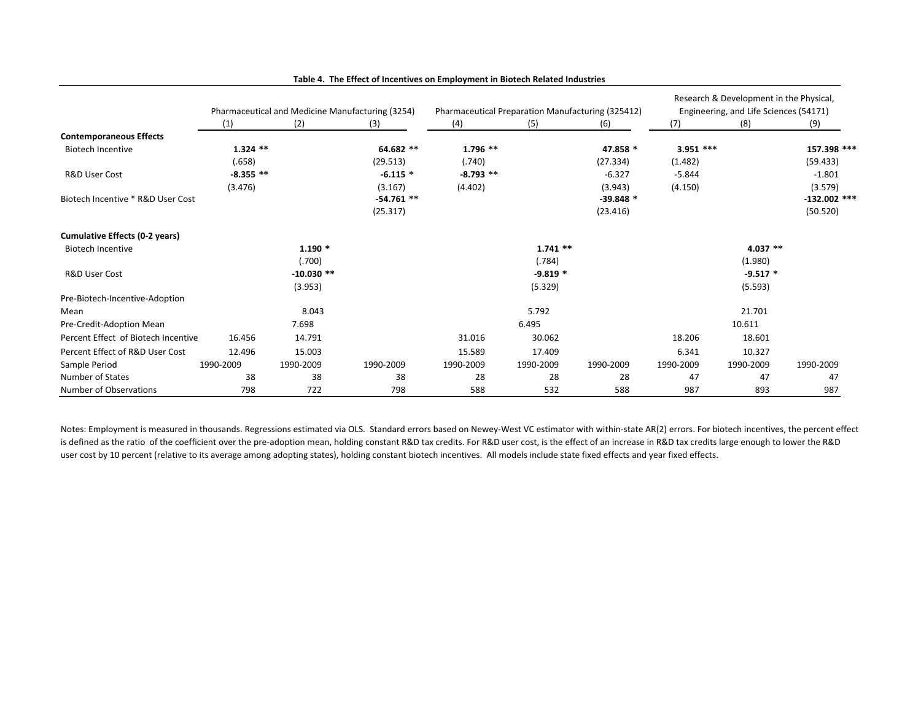**Table 4. The Effect of Incentives on Employment in Biotech Related Industries**

| | Pharmaceutical and Medicine Manufacturing (3254) | | | Pharmaceutical Preparation Manufacturing (325412) | | | Research & Development in the Physical, Engineering, and Life Sciences (54171) | | |
|---|---|---|---|---|---|---|---|---|---|
| | (1) | (2) | (3) | (4) | (5) | (6) | (7) | (8) | (9) |
| **Contemporaneous Effects** | | | | | | | | | |
| Biotech Incentive | **1.324 \*\*** | | **64.682 \*\*** | **1.796 \*\*** | | **47.858 \*** | **3.951 \*\*\*** | | **157.398 \*\*\*** |
| | (.658) | | (29.513) | (.740) | | (27.334) | (1.482) | | (59.433) |
| R&D User Cost | **-8.355 \*\*** | | **-6.115 \*** | **-8.793 \*\*** | | -6.327 | -5.844 | | -1.801 |
| | (3.476) | | (3.167) | (4.402) | | (3.943) | (4.150) | | (3.579) |
| Biotech Incentive * R&D User Cost | | | **-54.761 \*\*** | | | **-39.848 \*** | | | **-132.002 \*\*\*** |
| | | | (25.317) | | | (23.416) | | | (50.520) |
| **Cumulative Effects (0-2 years)** | | | | | | | | | |
| Biotech Incentive | | **1.190 \*** | | | **1.741 \*\*** | | | **4.037 \*\*** | |
| | | (.700) | | | (.784) | | | (1.980) | |
| R&D User Cost | | **-10.030 \*\*** | | | **-9.819 \*** | | | **-9.517 \*** | |
| | | (3.953) | | | (5.329) | | | (5.593) | |
| Pre-Biotech-Incentive-Adoption Mean | | 8.043 | | | 5.792 | | | 21.701 | |
| Pre-Credit-Adoption Mean | | 7.698 | | | 6.495 | | | 10.611 | |
| Percent Effect of Biotech Incentive | 16.456 | 14.791 | | 31.016 | 30.062 | | 18.206 | 18.601 | |
| Percent Effect of R&D User Cost | 12.496 | 15.003 | | 15.589 | 17.409 | | 6.341 | 10.327 | |
| Sample Period | 1990-2009 | 1990-2009 | 1990-2009 | 1990-2009 | 1990-2009 | 1990-2009 | 1990-2009 | 1990-2009 | 1990-2009 |
| Number of States | 38 | 38 | 38 | 28 | 28 | 28 | 47 | 47 | 47 |
| Number of Observations | 798 | 722 | 798 | 588 | 532 | 588 | 987 | 893 | 987 |

Notes: Employment is measured in thousands. Regressions estimated via OLS. Standard errors based on Newey-West VC estimator with within-state AR(2) errors. For biotech incentives, the percent effect is defined as the ratio of the coefficient over the pre-adoption mean, holding constant R&D tax credits. For R&D user cost, is the effect of an increase in R&D tax credits large enough to lower the R&D user cost by 10 percent (relative to its average among adopting states), holding constant biotech incentives. All models include state fixed effects and year fixed effects.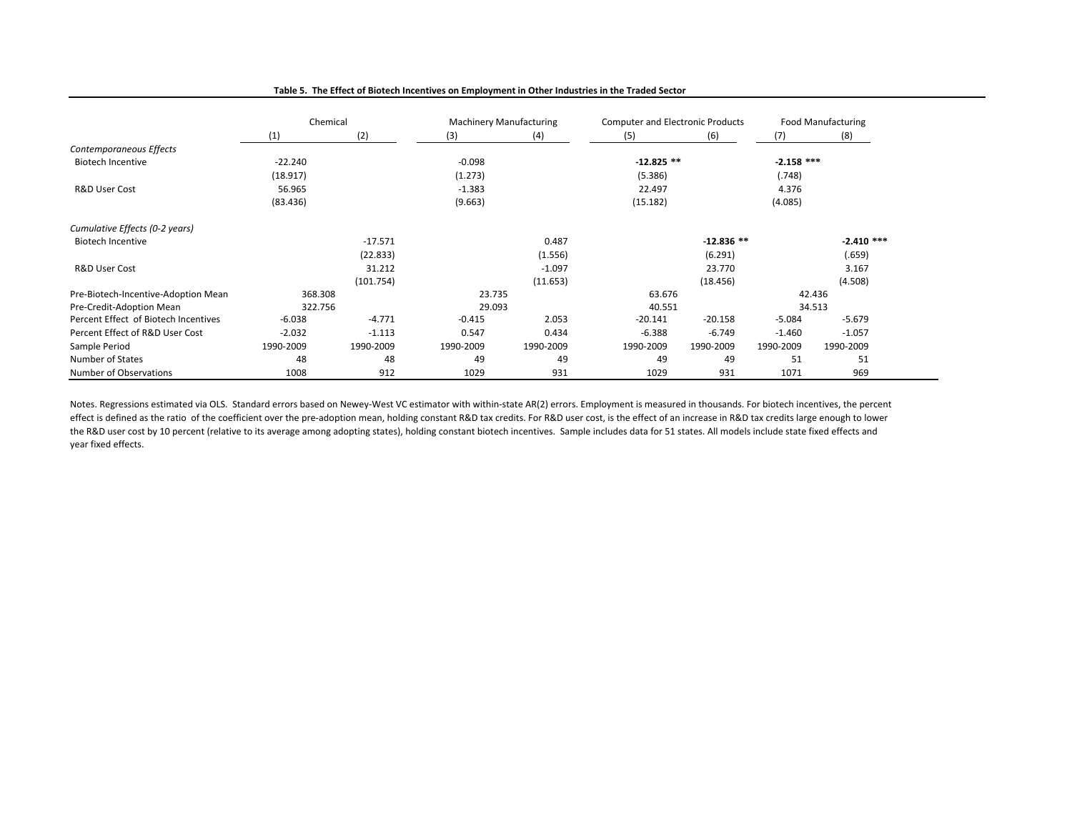**Table 5. The Effect of Biotech Incentives on Employment in Other Industries in the Traded Sector**

| | Chemical | | Machinery Manufacturing | | Computer and Electronic Products | | Food Manufacturing | |
|---|---|---|---|---|---|---|---|---|
| | (1) | (2) | (3) | (4) | (5) | (6) | (7) | (8) |
| *Contemporaneous Effects* | | | | | | | | |
| Biotech Incentive | -22.240 | | -0.098 | | **-12.825 \*\*** | | **-2.158 \*\*\*** | |
| | (18.917) | | (1.273) | | (5.386) | | (.748) | |
| R&D User Cost | 56.965 | | -1.383 | | 22.497 | | 4.376 | |
| | (83.436) | | (9.663) | | (15.182) | | (4.085) | |
| *Cumulative Effects (0-2 years)* | | | | | | | | |
| Biotech Incentive | | -17.571 | | 0.487 | | **-12.836 \*\*** | | **-2.410 \*\*\*** |
| | | (22.833) | | (1.556) | | (6.291) | | (.659) |
| R&D User Cost | | 31.212 | | -1.097 | | 23.770 | | 3.167 |
| | | (101.754) | | (11.653) | | (18.456) | | (4.508) |
| Pre-Biotech-Incentive-Adoption Mean | 368.308 | | 23.735 | | 63.676 | | 42.436 | |
| Pre-Credit-Adoption Mean | 322.756 | | 29.093 | | 40.551 | | 34.513 | |
| Percent Effect of Biotech Incentives | -6.038 | -4.771 | -0.415 | 2.053 | -20.141 | -20.158 | -5.084 | -5.679 |
| Percent Effect of R&D User Cost | -2.032 | -1.113 | 0.547 | 0.434 | -6.388 | -6.749 | -1.460 | -1.057 |
| Sample Period | 1990-2009 | 1990-2009 | 1990-2009 | 1990-2009 | 1990-2009 | 1990-2009 | 1990-2009 | 1990-2009 |
| Number of States | 48 | 48 | 49 | 49 | 49 | 49 | 51 | 51 |
| Number of Observations | 1008 | 912 | 1029 | 931 | 1029 | 931 | 1071 | 969 |

Notes. Regressions estimated via OLS. Standard errors based on Newey-West VC estimator with within-state AR(2) errors. Employment is measured in thousands. For biotech incentives, the percent effect is defined as the ratio of the coefficient over the pre-adoption mean, holding constant R&D tax credits. For R&D user cost, is the effect of an increase in R&D tax credits large enough to lower the R&D user cost by 10 percent (relative to its average among adopting states), holding constant biotech incentives. Sample includes data for 51 states. All models include state fixed effects and year fixed effects.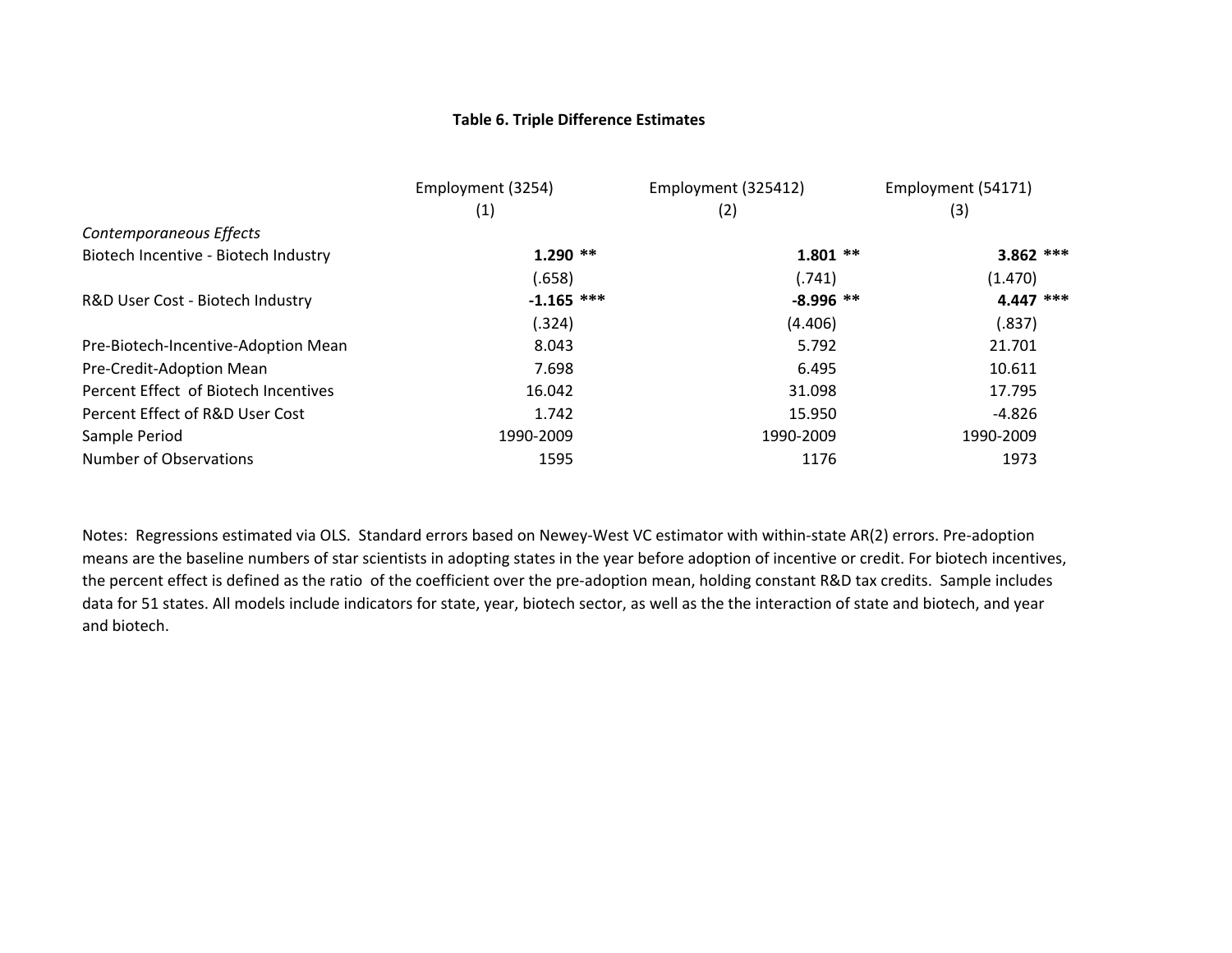**Table 6. Triple Difference Estimates**

| | Employment (3254) (1) | Employment (325412) (2) | Employment (54171) (3) |
|---|---|---|---|
| *Contemporaneous Effects* | | | |
| Biotech Incentive - Biotech Industry | **1.290** ** | **1.801** ** | **3.862** *** |
| | (.658) | (.741) | (1.470) |
| R&D User Cost - Biotech Industry | **-1.165** *** | **-8.996** ** | **4.447** *** |
| | (.324) | (4.406) | (.837) |
| Pre-Biotech-Incentive-Adoption Mean | 8.043 | 5.792 | 21.701 |
| Pre-Credit-Adoption Mean | 7.698 | 6.495 | 10.611 |
| Percent Effect of Biotech Incentives | 16.042 | 31.098 | 17.795 |
| Percent Effect of R&D User Cost | 1.742 | 15.950 | -4.826 |
| Sample Period | 1990-2009 | 1990-2009 | 1990-2009 |
| Number of Observations | 1595 | 1176 | 1973 |

Notes: Regressions estimated via OLS. Standard errors based on Newey-West VC estimator with within-state AR(2) errors. Pre-adoption means are the baseline numbers of star scientists in adopting states in the year before adoption of incentive or credit. For biotech incentives, the percent effect is defined as the ratio of the coefficient over the pre-adoption mean, holding constant R&D tax credits. Sample includes data for 51 states. All models include indicators for state, year, biotech sector, as well as the the interaction of state and biotech, and year and biotech.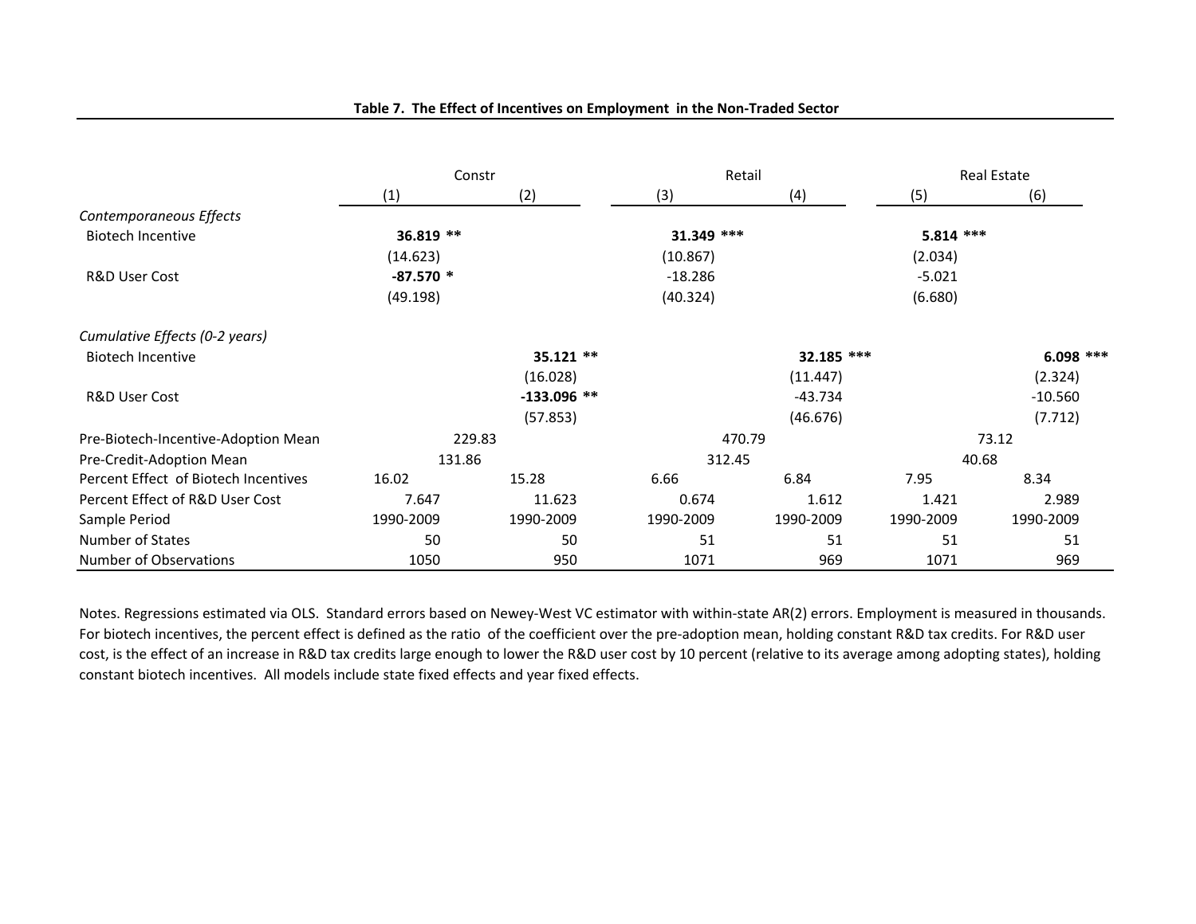**Table 7. The Effect of Incentives on Employment in the Non-Traded Sector**

| | Constr | | Retail | | Real Estate | |
|---|---|---|---|---|---|---|
| | (1) | (2) | (3) | (4) | (5) | (6) |
| *Contemporaneous Effects* | | | | | | |
| Biotech Incentive | **36.819 \*\*** | | **31.349 \*\*\*** | | **5.814 \*\*\*** | |
| | (14.623) | | (10.867) | | (2.034) | |
| R&D User Cost | **-87.570 \*** | | -18.286 | | -5.021 | |
| | (49.198) | | (40.324) | | (6.680) | |
| *Cumulative Effects (0-2 years)* | | | | | | |
| Biotech Incentive | | **35.121 \*\*** | | **32.185 \*\*\*** | | **6.098 \*\*\*** |
| | | (16.028) | | (11.447) | | (2.324) |
| R&D User Cost | | **-133.096 \*\*** | | -43.734 | | -10.560 |
| | | (57.853) | | (46.676) | | (7.712) |
| Pre-Biotech-Incentive-Adoption Mean | 229.83 | | 470.79 | | 73.12 | |
| Pre-Credit-Adoption Mean | 131.86 | | 312.45 | | 40.68 | |
| Percent Effect of Biotech Incentives | 16.02 | 15.28 | 6.66 | 6.84 | 7.95 | 8.34 |
| Percent Effect of R&D User Cost | 7.647 | 11.623 | 0.674 | 1.612 | 1.421 | 2.989 |
| Sample Period | 1990-2009 | 1990-2009 | 1990-2009 | 1990-2009 | 1990-2009 | 1990-2009 |
| Number of States | 50 | 50 | 51 | 51 | 51 | 51 |
| Number of Observations | 1050 | 950 | 1071 | 969 | 1071 | 969 |

Notes. Regressions estimated via OLS. Standard errors based on Newey-West VC estimator with within-state AR(2) errors. Employment is measured in thousands. For biotech incentives, the percent effect is defined as the ratio of the coefficient over the pre-adoption mean, holding constant R&D tax credits. For R&D user cost, is the effect of an increase in R&D tax credits large enough to lower the R&D user cost by 10 percent (relative to its average among adopting states), holding constant biotech incentives. All models include state fixed effects and year fixed effects.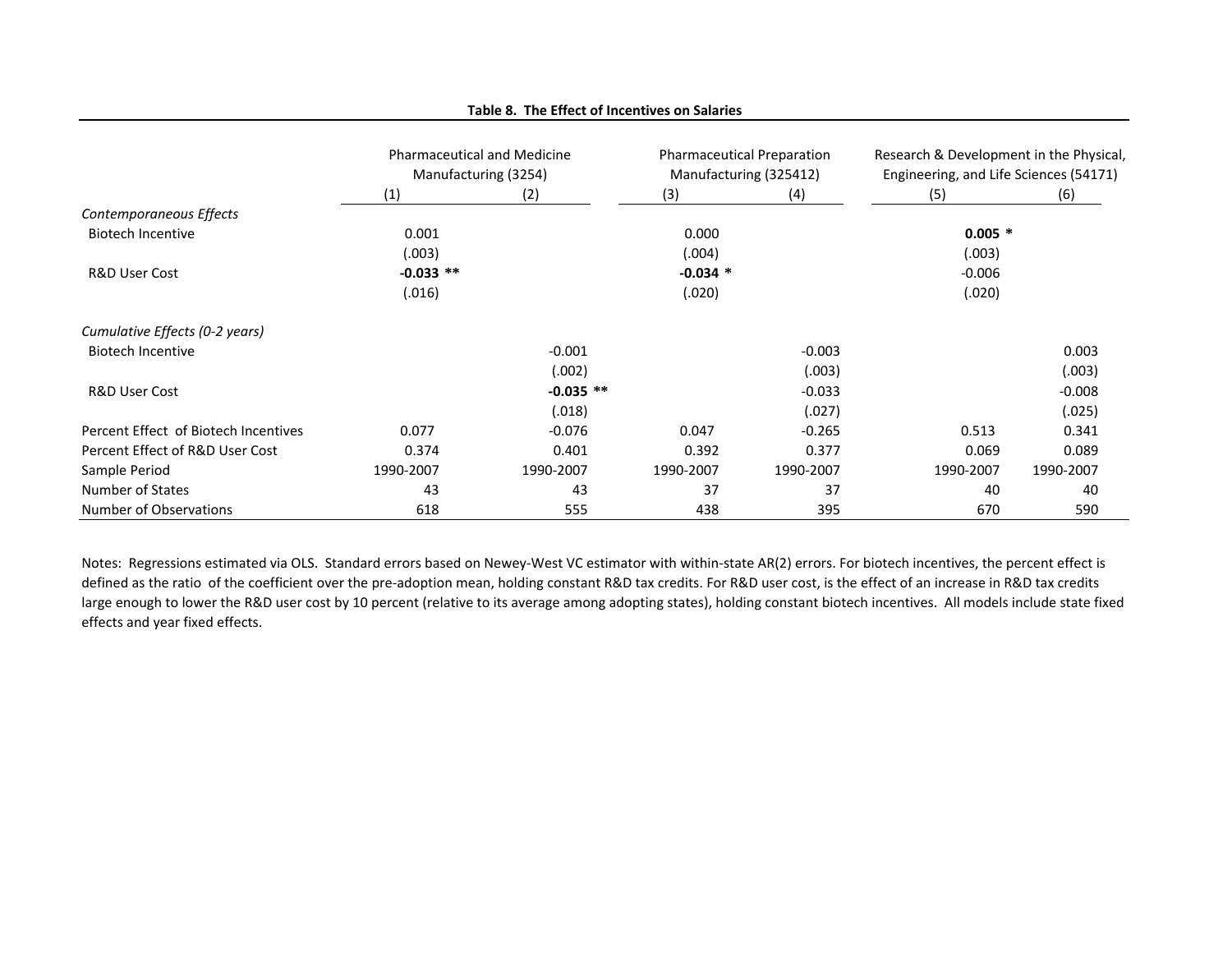**Table 8. The Effect of Incentives on Salaries**

| | Pharmaceutical and Medicine Manufacturing (3254) | | Pharmaceutical Preparation Manufacturing (325412) | | Research & Development in the Physical, Engineering, and Life Sciences (54171) | |
|---|---|---|---|---|---|---|
| | (1) | (2) | (3) | (4) | (5) | (6) |
| *Contemporaneous Effects* | | | | | | |
| Biotech Incentive | 0.001 | | 0.000 | | **0.005** * | |
| | (.003) | | (.004) | | (.003) | |
| R&D User Cost | **-0.033** ** | | **-0.034** * | | -0.006 | |
| | (.016) | | (.020) | | (.020) | |
| *Cumulative Effects (0-2 years)* | | | | | | |
| Biotech Incentive | | -0.001 | | -0.003 | | 0.003 |
| | | (.002) | | (.003) | | (.003) |
| R&D User Cost | | **-0.035** ** | | -0.033 | | -0.008 |
| | | (.018) | | (.027) | | (.025) |
| Percent Effect of Biotech Incentives | 0.077 | -0.076 | 0.047 | -0.265 | 0.513 | 0.341 |
| Percent Effect of R&D User Cost | 0.374 | 0.401 | 0.392 | 0.377 | 0.069 | 0.089 |
| Sample Period | 1990-2007 | 1990-2007 | 1990-2007 | 1990-2007 | 1990-2007 | 1990-2007 |
| Number of States | 43 | 43 | 37 | 37 | 40 | 40 |
| Number of Observations | 618 | 555 | 438 | 395 | 670 | 590 |

Notes: Regressions estimated via OLS. Standard errors based on Newey-West VC estimator with within-state AR(2) errors. For biotech incentives, the percent effect is defined as the ratio of the coefficient over the pre-adoption mean, holding constant R&D tax credits. For R&D user cost, is the effect of an increase in R&D tax credits large enough to lower the R&D user cost by 10 percent (relative to its average among adopting states), holding constant biotech incentives. All models include state fixed effects and year fixed effects.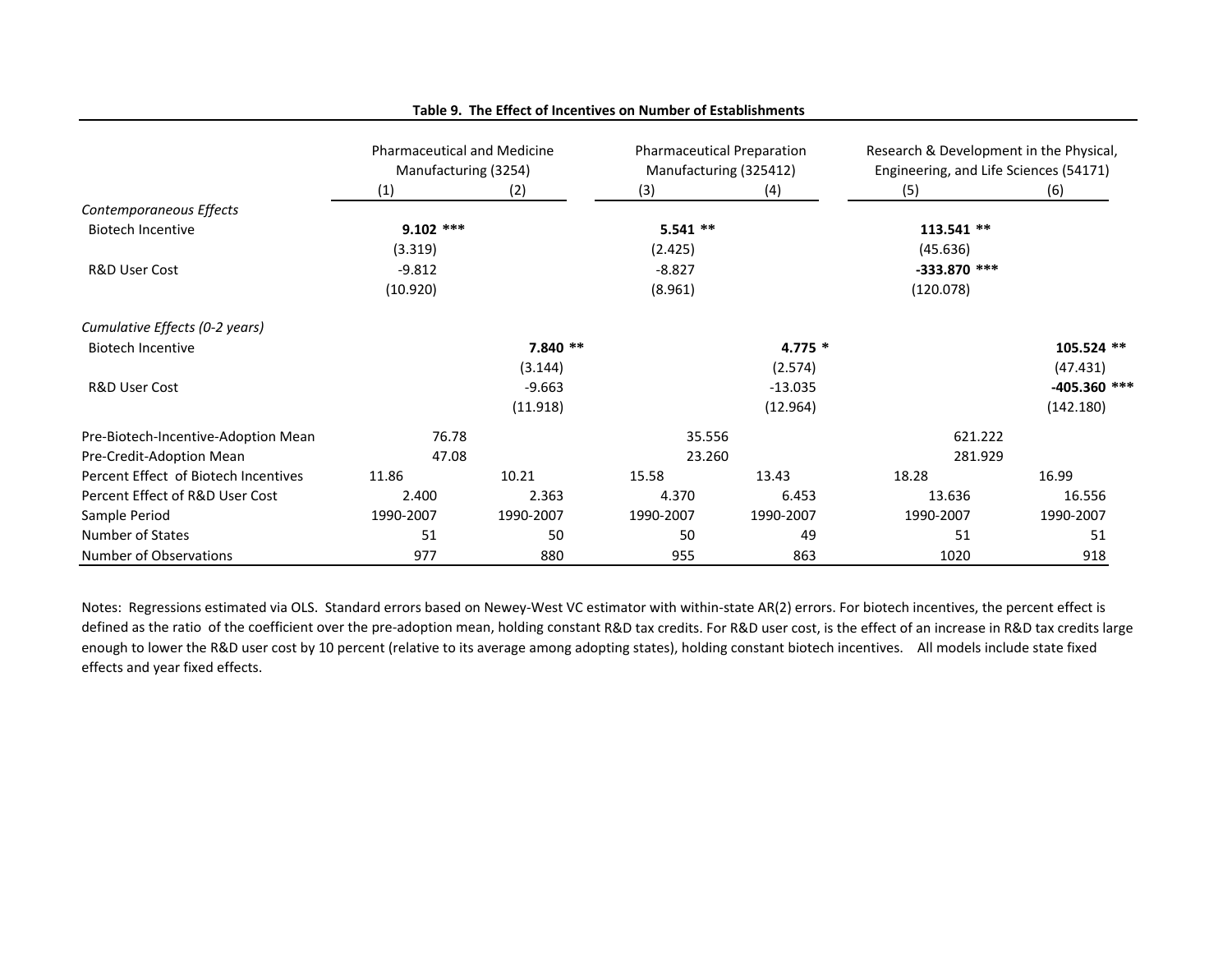**Table 9. The Effect of Incentives on Number of Establishments**

| | Pharmaceutical and Medicine Manufacturing (3254) | | Pharmaceutical Preparation Manufacturing (325412) | | Research & Development in the Physical, Engineering, and Life Sciences (54171) | |
|---|---|---|---|---|---|---|
| | (1) | (2) | (3) | (4) | (5) | (6) |
| *Contemporaneous Effects* | | | | | | |
| Biotech Incentive | **9.102 \*\*\*** | | **5.541 \*\*** | | **113.541 \*\*** | |
| | (3.319) | | (2.425) | | (45.636) | |
| R&D User Cost | -9.812 | | -8.827 | | **-333.870 \*\*\*** | |
| | (10.920) | | (8.961) | | (120.078) | |
| *Cumulative Effects (0-2 years)* | | | | | | |
| Biotech Incentive | | **7.840 \*\*** | | **4.775 \*** | | **105.524 \*\*** |
| | | (3.144) | | (2.574) | | (47.431) |
| R&D User Cost | | -9.663 | | -13.035 | | **-405.360 \*\*\*** |
| | | (11.918) | | (12.964) | | (142.180) |
| Pre-Biotech-Incentive-Adoption Mean | 76.78 | | 35.556 | | 621.222 | |
| Pre-Credit-Adoption Mean | 47.08 | | 23.260 | | 281.929 | |
| Percent Effect of Biotech Incentives | 11.86 | 10.21 | 15.58 | 13.43 | 18.28 | 16.99 |
| Percent Effect of R&D User Cost | 2.400 | 2.363 | 4.370 | 6.453 | 13.636 | 16.556 |
| Sample Period | 1990-2007 | 1990-2007 | 1990-2007 | 1990-2007 | 1990-2007 | 1990-2007 |
| Number of States | 51 | 50 | 50 | 49 | 51 | 51 |
| Number of Observations | 977 | 880 | 955 | 863 | 1020 | 918 |

Notes: Regressions estimated via OLS. Standard errors based on Newey-West VC estimator with within-state AR(2) errors. For biotech incentives, the percent effect is defined as the ratio of the coefficient over the pre-adoption mean, holding constant R&D tax credits. For R&D user cost, is the effect of an increase in R&D tax credits large enough to lower the R&D user cost by 10 percent (relative to its average among adopting states), holding constant biotech incentives. All models include state fixed effects and year fixed effects.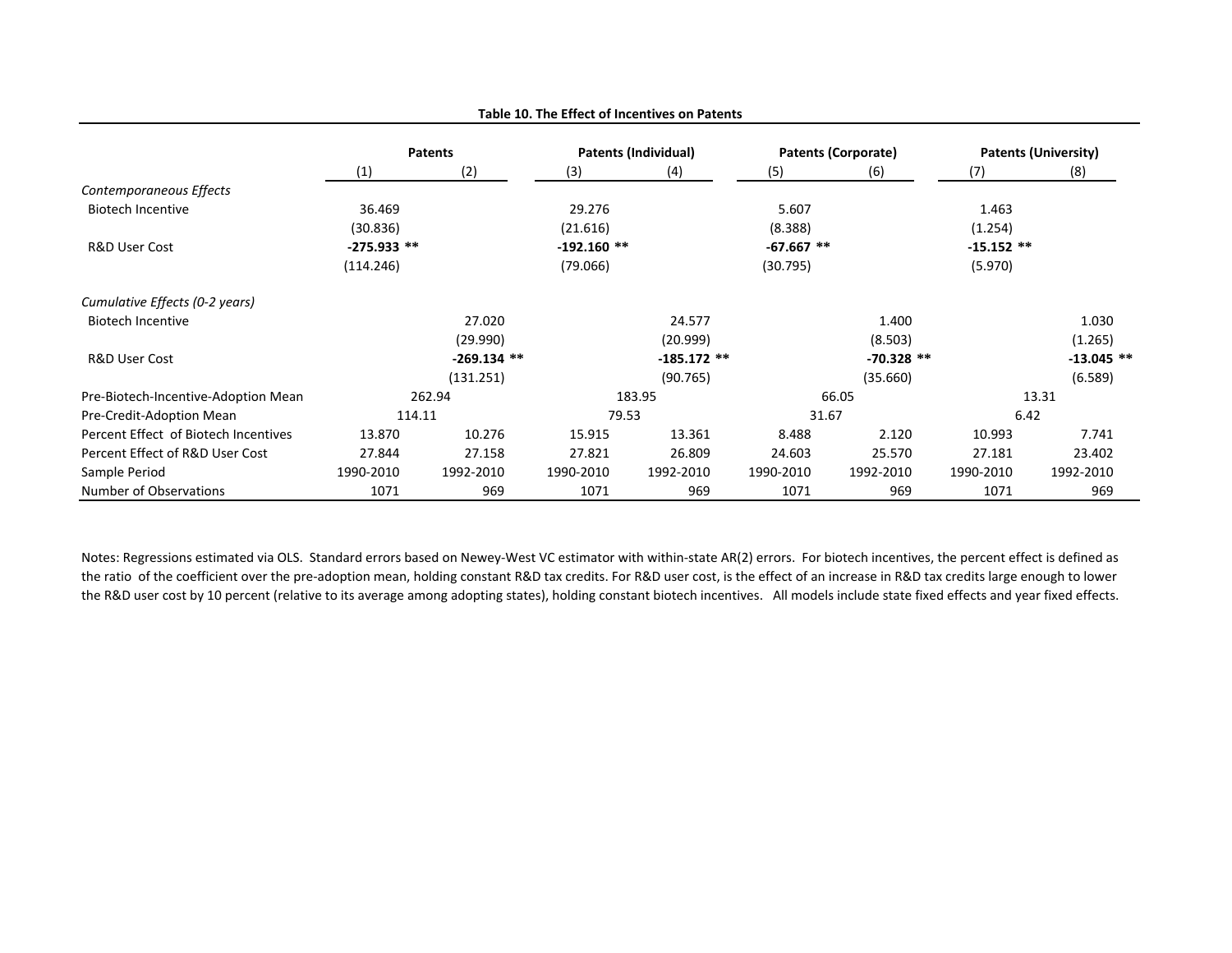**Table 10. The Effect of Incentives on Patents**

| | Patents | | Patents (Individual) | | Patents (Corporate) | | Patents (University) | |
|---|---|---|---|---|---|---|---|---|
| | (1) | (2) | (3) | (4) | (5) | (6) | (7) | (8) |
| *Contemporaneous Effects* | | | | | | | | |
| Biotech Incentive | 36.469 | | 29.276 | | 5.607 | | 1.463 | |
| | (30.836) | | (21.616) | | (8.388) | | (1.254) | |
| R&D User Cost | **-275.933** ** | | **-192.160** ** | | **-67.667** ** | | **-15.152** ** | |
| | (114.246) | | (79.066) | | (30.795) | | (5.970) | |
| *Cumulative Effects (0-2 years)* | | | | | | | | |
| Biotech Incentive | | 27.020 | | 24.577 | | 1.400 | | 1.030 |
| | | (29.990) | | (20.999) | | (8.503) | | (1.265) |
| R&D User Cost | | **-269.134** ** | | **-185.172** ** | | **-70.328** ** | | **-13.045** ** |
| | | (131.251) | | (90.765) | | (35.660) | | (6.589) |
| Pre-Biotech-Incentive-Adoption Mean | 262.94 | | 183.95 | | 66.05 | | 13.31 | |
| Pre-Credit-Adoption Mean | 114.11 | | 79.53 | | 31.67 | | 6.42 | |
| Percent Effect of Biotech Incentives | 13.870 | 10.276 | 15.915 | 13.361 | 8.488 | 2.120 | 10.993 | 7.741 |
| Percent Effect of R&D User Cost | 27.844 | 27.158 | 27.821 | 26.809 | 24.603 | 25.570 | 27.181 | 23.402 |
| Sample Period | 1990-2010 | 1992-2010 | 1990-2010 | 1992-2010 | 1990-2010 | 1992-2010 | 1990-2010 | 1992-2010 |
| Number of Observations | 1071 | 969 | 1071 | 969 | 1071 | 969 | 1071 | 969 |

Notes: Regressions estimated via OLS. Standard errors based on Newey-West VC estimator with within-state AR(2) errors. For biotech incentives, the percent effect is defined as the ratio of the coefficient over the pre-adoption mean, holding constant R&D tax credits. For R&D user cost, is the effect of an increase in R&D tax credits large enough to lower the R&D user cost by 10 percent (relative to its average among adopting states), holding constant biotech incentives. All models include state fixed effects and year fixed effects.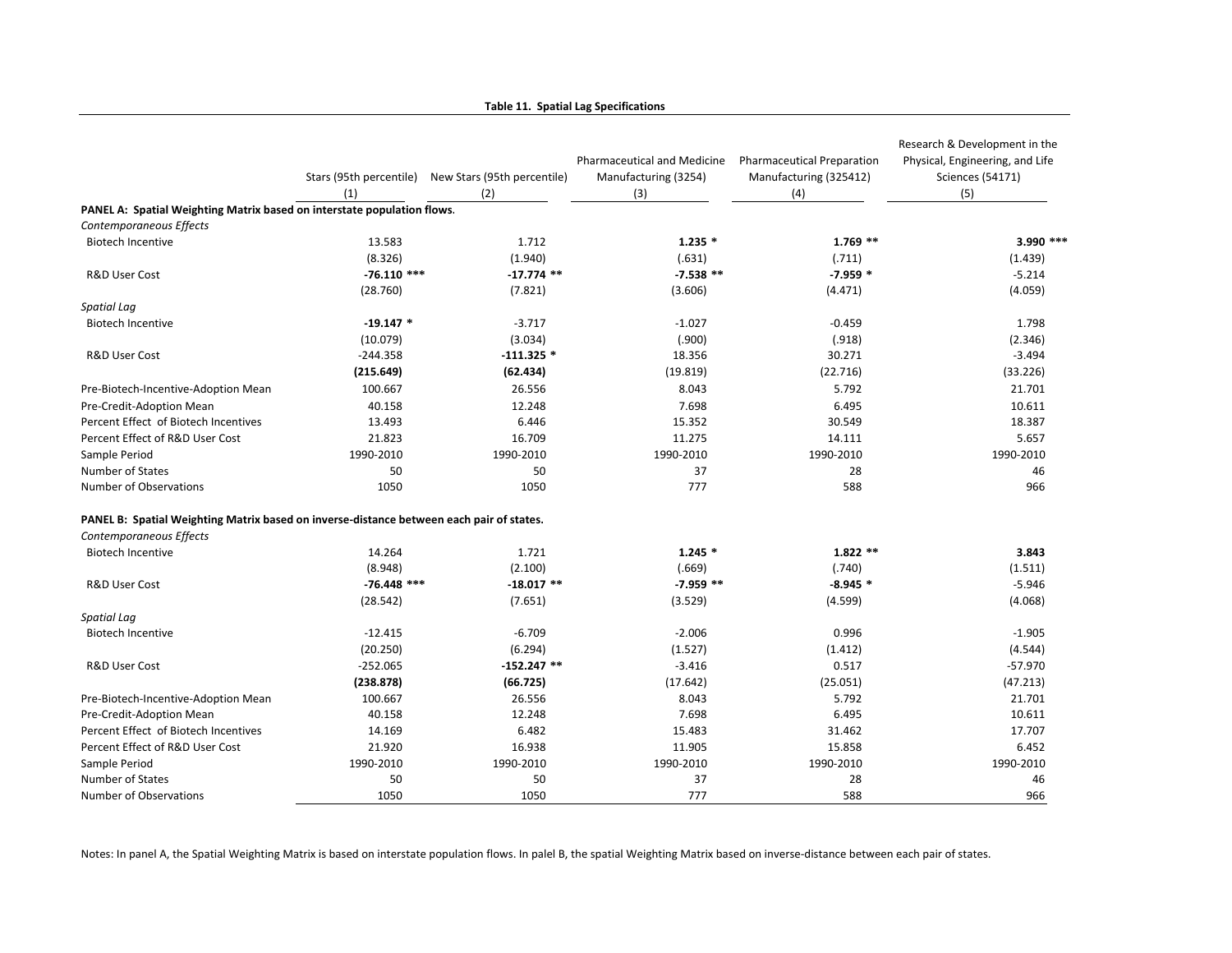**Table 11. Spatial Lag Specifications**

| | Stars (95th percentile) | New Stars (95th percentile) | Pharmaceutical and Medicine Manufacturing (3254) | Pharmaceutical Preparation Manufacturing (325412) | Research & Development in the Physical, Engineering, and Life Sciences (54171) |
|---|---|---|---|---|---|
| | (1) | (2) | (3) | (4) | (5) |
| **PANEL A: Spatial Weighting Matrix based on interstate population flows.** | | | | | |
| *Contemporaneous Effects* | | | | | |
| Biotech Incentive | 13.583 | 1.712 | **1.235** * | **1.769** ** | **3.990** *** |
| | (8.326) | (1.940) | (.631) | (.711) | (1.439) |
| R&D User Cost | **-76.110** *** | **-17.774** ** | **-7.538** ** | **-7.959** * | -5.214 |
| | (28.760) | (7.821) | (3.606) | (4.471) | (4.059) |
| *Spatial Lag* | | | | | |
| Biotech Incentive | **-19.147** * | -3.717 | -1.027 | -0.459 | 1.798 |
| | (10.079) | (3.034) | (.900) | (.918) | (2.346) |
| R&D User Cost | -244.358 | **-111.325** * | 18.356 | 30.271 | -3.494 |
| | **(215.649)** | **(62.434)** | (19.819) | (22.716) | (33.226) |
| Pre-Biotech-Incentive-Adoption Mean | 100.667 | 26.556 | 8.043 | 5.792 | 21.701 |
| Pre-Credit-Adoption Mean | 40.158 | 12.248 | 7.698 | 6.495 | 10.611 |
| Percent Effect of Biotech Incentives | 13.493 | 6.446 | 15.352 | 30.549 | 18.387 |
| Percent Effect of R&D User Cost | 21.823 | 16.709 | 11.275 | 14.111 | 5.657 |
| Sample Period | 1990-2010 | 1990-2010 | 1990-2010 | 1990-2010 | 1990-2010 |
| Number of States | 50 | 50 | 37 | 28 | 46 |
| Number of Observations | 1050 | 1050 | 777 | 588 | 966 |
| **PANEL B: Spatial Weighting Matrix based on inverse-distance between each pair of states.** | | | | | |
| *Contemporaneous Effects* | | | | | |
| Biotech Incentive | 14.264 | 1.721 | **1.245** * | **1.822** ** | **3.843** |
| | (8.948) | (2.100) | (.669) | (.740) | (1.511) |
| R&D User Cost | **-76.448** *** | **-18.017** ** | **-7.959** ** | **-8.945** * | -5.946 |
| | (28.542) | (7.651) | (3.529) | (4.599) | (4.068) |
| *Spatial Lag* | | | | | |
| Biotech Incentive | -12.415 | -6.709 | -2.006 | 0.996 | -1.905 |
| | (20.250) | (6.294) | (1.527) | (1.412) | (4.544) |
| R&D User Cost | -252.065 | **-152.247** ** | -3.416 | 0.517 | -57.970 |
| | **(238.878)** | **(66.725)** | (17.642) | (25.051) | (47.213) |
| Pre-Biotech-Incentive-Adoption Mean | 100.667 | 26.556 | 8.043 | 5.792 | 21.701 |
| Pre-Credit-Adoption Mean | 40.158 | 12.248 | 7.698 | 6.495 | 10.611 |
| Percent Effect of Biotech Incentives | 14.169 | 6.482 | 15.483 | 31.462 | 17.707 |
| Percent Effect of R&D User Cost | 21.920 | 16.938 | 11.905 | 15.858 | 6.452 |
| Sample Period | 1990-2010 | 1990-2010 | 1990-2010 | 1990-2010 | 1990-2010 |
| Number of States | 50 | 50 | 37 | 28 | 46 |
| Number of Observations | 1050 | 1050 | 777 | 588 | 966 |

Notes: In panel A, the Spatial Weighting Matrix is based on interstate population flows. In palel B, the spatial Weighting Matrix based on inverse-distance between each pair of states.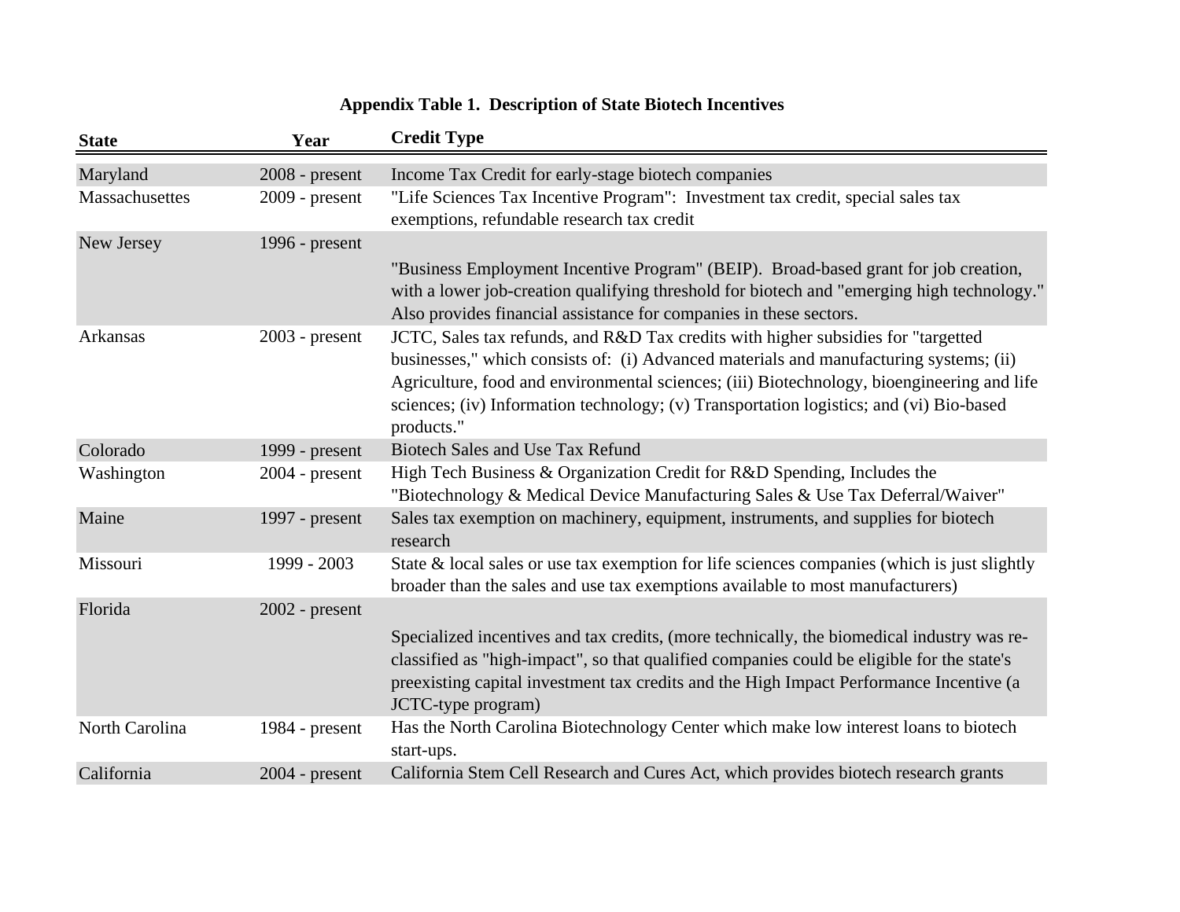**Appendix Table 1. Description of State Biotech Incentives**

| State | Year | Credit Type |
|---|---|---|
| Maryland | 2008 - present | Income Tax Credit for early-stage biotech companies |
| Massachusetts | 2009 - present | "Life Sciences Tax Incentive Program": Investment tax credit, special sales tax exemptions, refundable research tax credit |
| New Jersey | 1996 - present | "Business Employment Incentive Program" (BEIP). Broad-based grant for job creation, with a lower job-creation qualifying threshold for biotech and "emerging high technology." Also provides financial assistance for companies in these sectors. |
| Arkansas | 2003 - present | JCTC, Sales tax refunds, and R&D Tax credits with higher subsidies for "targetted businesses," which consists of: (i) Advanced materials and manufacturing systems; (ii) Agriculture, food and environmental sciences; (iii) Biotechnology, bioengineering and life sciences; (iv) Information technology; (v) Transportation logistics; and (vi) Bio-based products." |
| Colorado | 1999 - present | Biotech Sales and Use Tax Refund |
| Washington | 2004 - present | High Tech Business & Organization Credit for R&D Spending, Includes the "Biotechnology & Medical Device Manufacturing Sales & Use Tax Deferral/Waiver" |
| Maine | 1997 - present | Sales tax exemption on machinery, equipment, instruments, and supplies for biotech research |
| Missouri | 1999 - 2003 | State & local sales or use tax exemption for life sciences companies (which is just slightly broader than the sales and use tax exemptions available to most manufacturers) |
| Florida | 2002 - present | Specialized incentives and tax credits, (more technically, the biomedical industry was re-classified as "high-impact", so that qualified companies could be eligible for the state's preexisting capital investment tax credits and the High Impact Performance Incentive (a JCTC-type program) |
| North Carolina | 1984 - present | Has the North Carolina Biotechnology Center which make low interest loans to biotech start-ups. |
| California | 2004 - present | California Stem Cell Research and Cures Act, which provides biotech research grants |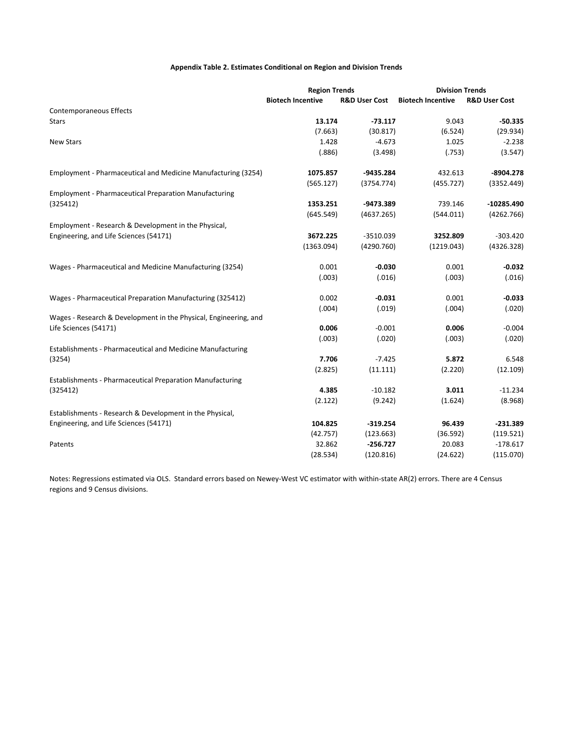**Appendix Table 2. Estimates Conditional on Region and Division Trends**

| | Region Trends | | Division Trends | |
|---|---|---|---|---|
| | Biotech Incentive | R&D User Cost | Biotech Incentive | R&D User Cost |
| Contemporaneous Effects | | | | |
| Stars | **13.174** | **-73.117** | 9.043 | **-50.335** |
| | (7.663) | (30.817) | (6.524) | (29.934) |
| New Stars | 1.428 | -4.673 | 1.025 | -2.238 |
| | (.886) | (3.498) | (.753) | (3.547) |
| Employment - Pharmaceutical and Medicine Manufacturing (3254) | **1075.857** | **-9435.284** | 432.613 | **-8904.278** |
| | (565.127) | (3754.774) | (455.727) | (3352.449) |
| Employment - Pharmaceutical Preparation Manufacturing (325412) | **1353.251** | **-9473.389** | 739.146 | **-10285.490** |
| | (645.549) | (4637.265) | (544.011) | (4262.766) |
| Employment - Research & Development in the Physical, Engineering, and Life Sciences (54171) | **3672.225** | -3510.039 | **3252.809** | -303.420 |
| | (1363.094) | (4290.760) | (1219.043) | (4326.328) |
| Wages - Pharmaceutical and Medicine Manufacturing (3254) | 0.001 | **-0.030** | 0.001 | **-0.032** |
| | (.003) | (.016) | (.003) | (.016) |
| Wages - Pharmaceutical Preparation Manufacturing (325412) | 0.002 | **-0.031** | 0.001 | **-0.033** |
| | (.004) | (.019) | (.004) | (.020) |
| Wages - Research & Development in the Physical, Engineering, and Life Sciences (54171) | **0.006** | -0.001 | **0.006** | -0.004 |
| | (.003) | (.020) | (.003) | (.020) |
| Establishments - Pharmaceutical and Medicine Manufacturing (3254) | **7.706** | -7.425 | **5.872** | 6.548 |
| | (2.825) | (11.111) | (2.220) | (12.109) |
| Establishments - Pharmaceutical Preparation Manufacturing (325412) | **4.385** | -10.182 | **3.011** | -11.234 |
| | (2.122) | (9.242) | (1.624) | (8.968) |
| Establishments - Research & Development in the Physical, Engineering, and Life Sciences (54171) | **104.825** | **-319.254** | **96.439** | **-231.389** |
| | (42.757) | (123.663) | (36.592) | (119.521) |
| Patents | 32.862 | **-256.727** | 20.083 | -178.617 |
| | (28.534) | (120.816) | (24.622) | (115.070) |

Notes: Regressions estimated via OLS. Standard errors based on Newey-West VC estimator with within-state AR(2) errors. There are 4 Census regions and 9 Census divisions.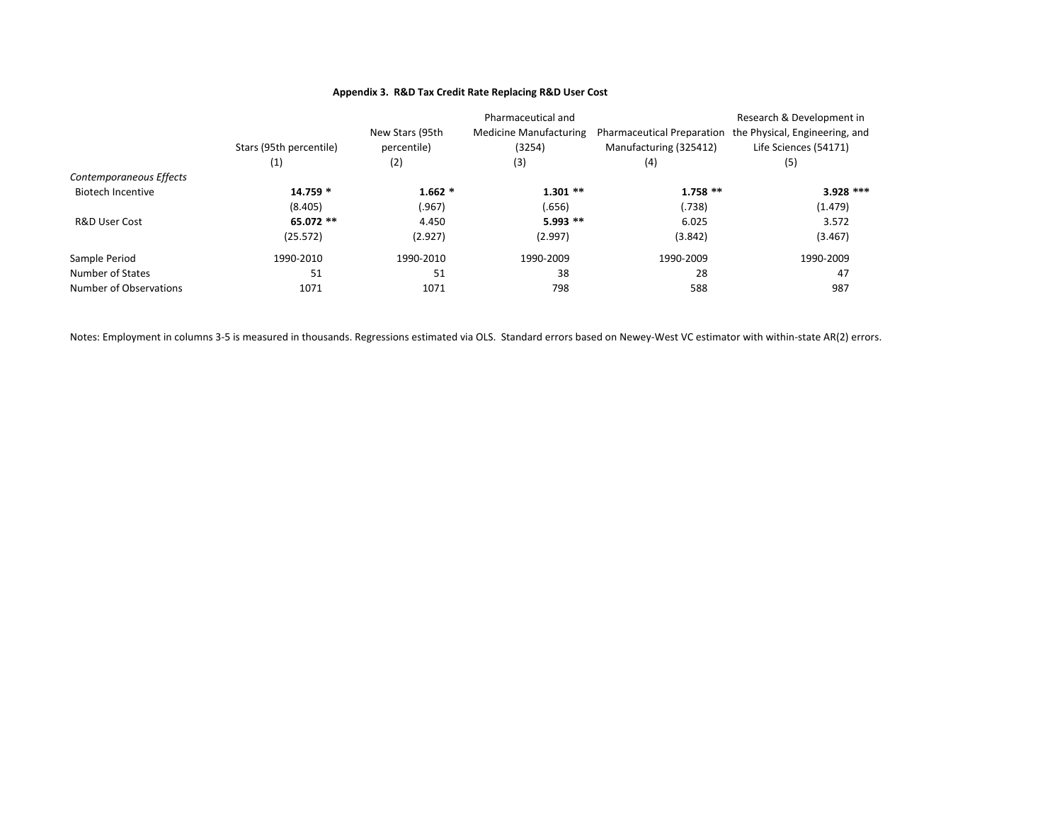**Appendix 3. R&D Tax Credit Rate Replacing R&D User Cost**

| | Stars (95th percentile) | New Stars (95th percentile) | Pharmaceutical and Medicine Manufacturing (3254) | Pharmaceutical Preparation Manufacturing (325412) | Research & Development in the Physical, Engineering, and Life Sciences (54171) |
|---|---|---|---|---|---|
| | (1) | (2) | (3) | (4) | (5) |
| *Contemporaneous Effects* | | | | | |
| Biotech Incentive | **14.759** * | **1.662** * | **1.301** ** | **1.758** ** | **3.928** *** |
| | (8.405) | (.967) | (.656) | (.738) | (1.479) |
| R&D User Cost | **65.072** ** | 4.450 | **5.993** ** | 6.025 | 3.572 |
| | (25.572) | (2.927) | (2.997) | (3.842) | (3.467) |
| Sample Period | 1990-2010 | 1990-2010 | 1990-2009 | 1990-2009 | 1990-2009 |
| Number of States | 51 | 51 | 38 | 28 | 47 |
| Number of Observations | 1071 | 1071 | 798 | 588 | 987 |

Notes: Employment in columns 3-5 is measured in thousands. Regressions estimated via OLS. Standard errors based on Newey-West VC estimator with within-state AR(2) errors.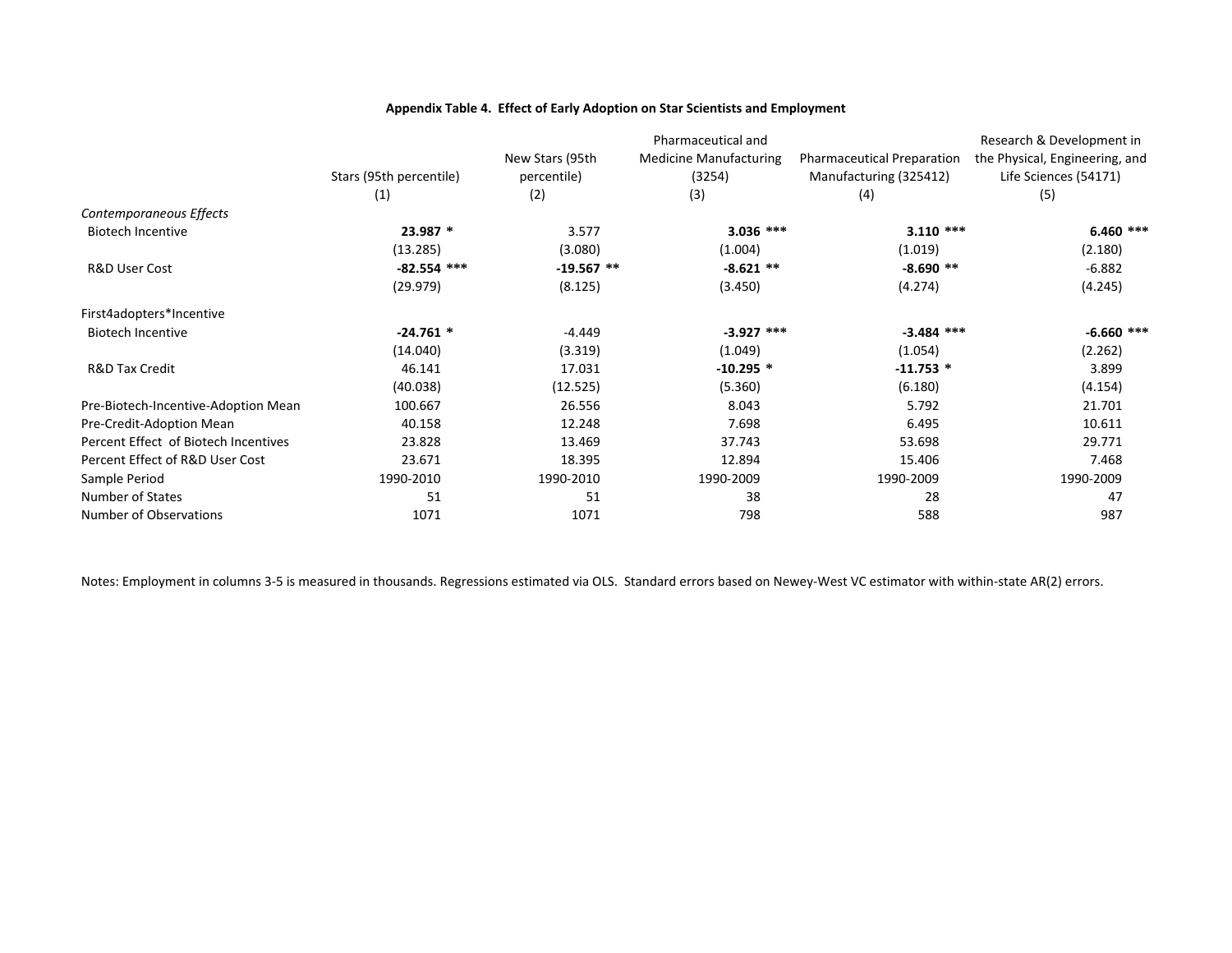**Appendix Table 4. Effect of Early Adoption on Star Scientists and Employment**

| | Stars (95th percentile) | New Stars (95th percentile) | Pharmaceutical and Medicine Manufacturing (3254) | Pharmaceutical Preparation Manufacturing (325412) | Research & Development in the Physical, Engineering, and Life Sciences (54171) |
|---|---|---|---|---|---|
| | (1) | (2) | (3) | (4) | (5) |
| *Contemporaneous Effects* | | | | | |
| Biotech Incentive | **23.987** * | 3.577 | **3.036** *** | **3.110** *** | **6.460** *** |
| | (13.285) | (3.080) | (1.004) | (1.019) | (2.180) |
| R&D User Cost | **-82.554** *** | **-19.567** ** | **-8.621** ** | **-8.690** ** | -6.882 |
| | (29.979) | (8.125) | (3.450) | (4.274) | (4.245) |
| First4adopters*Incentive | | | | | |
| Biotech Incentive | **-24.761** * | -4.449 | **-3.927** *** | **-3.484** *** | **-6.660** *** |
| | (14.040) | (3.319) | (1.049) | (1.054) | (2.262) |
| R&D Tax Credit | 46.141 | 17.031 | **-10.295** * | **-11.753** * | 3.899 |
| | (40.038) | (12.525) | (5.360) | (6.180) | (4.154) |
| Pre-Biotech-Incentive-Adoption Mean | 100.667 | 26.556 | 8.043 | 5.792 | 21.701 |
| Pre-Credit-Adoption Mean | 40.158 | 12.248 | 7.698 | 6.495 | 10.611 |
| Percent Effect of Biotech Incentives | 23.828 | 13.469 | 37.743 | 53.698 | 29.771 |
| Percent Effect of R&D User Cost | 23.671 | 18.395 | 12.894 | 15.406 | 7.468 |
| Sample Period | 1990-2010 | 1990-2010 | 1990-2009 | 1990-2009 | 1990-2009 |
| Number of States | 51 | 51 | 38 | 28 | 47 |
| Number of Observations | 1071 | 1071 | 798 | 588 | 987 |

Notes: Employment in columns 3-5 is measured in thousands. Regressions estimated via OLS. Standard errors based on Newey-West VC estimator with within-state AR(2) errors.